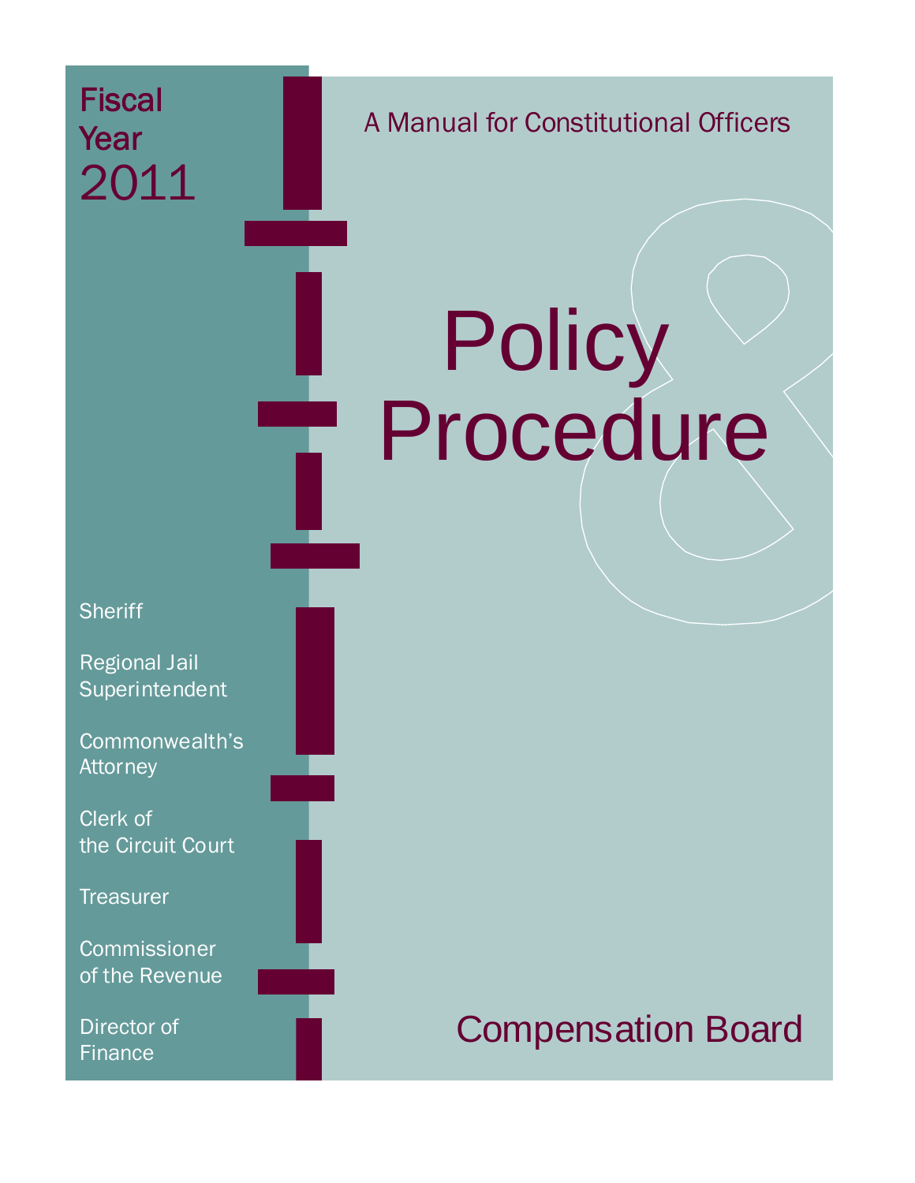Fiscal Year 2011

A Manual for Constitutional Officers

# Policy & Procedure

Sheriff

Regional Jail Superintendent

Commonwealth's Attorney

Clerk of the Circuit Court

Treasurer

Commissioner of the Revenue

Director of Finance

Compensation Board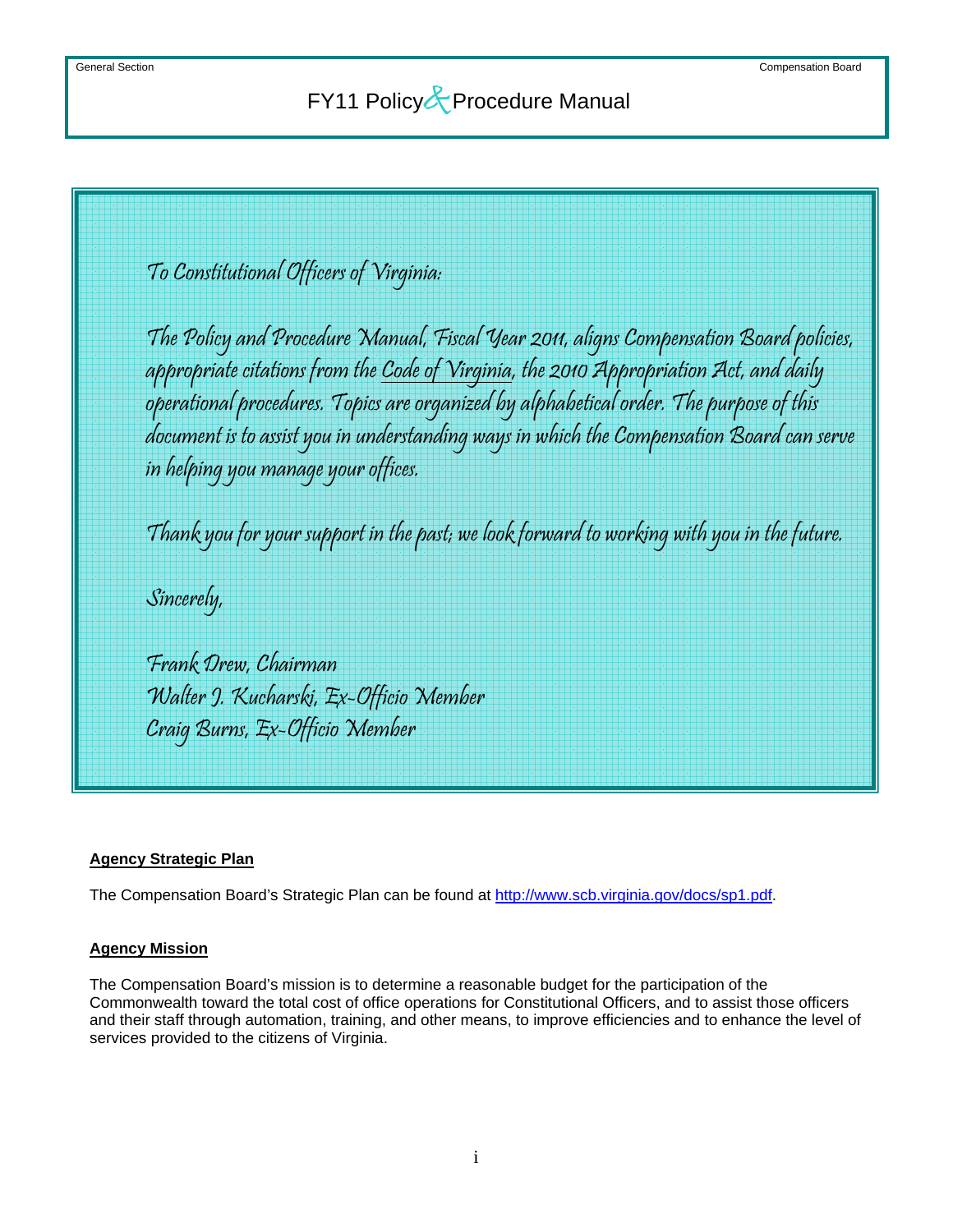To Constitutional Officers of Virginia:

The Policy and Procedure Manual, Fiscal Year 2011, aligns Compensation Board policies, appropriate citations from the Code of Virginia, the 2010 Appropriation Act, and daily operational procedures. Topics are organized by alphabetical order. The purpose of this document is to assist you in understanding ways in which the Compensation Board can serve in helping you manage your offices.

Thank you for your support in the past; we look forward to working with you in the future.

Sincerely,

Frank Drew, Chairman
Walter J. Kucharski, Ex-Officio Member
Craig Burns, Ex-Officio Member

**Agency Strategic Plan**

The Compensation Board's Strategic Plan can be found at http://www.scb.virginia.gov/docs/sp1.pdf.

**Agency Mission**

The Compensation Board's mission is to determine a reasonable budget for the participation of the Commonwealth toward the total cost of office operations for Constitutional Officers, and to assist those officers and their staff through automation, training, and other means, to improve efficiencies and to enhance the level of services provided to the citizens of Virginia.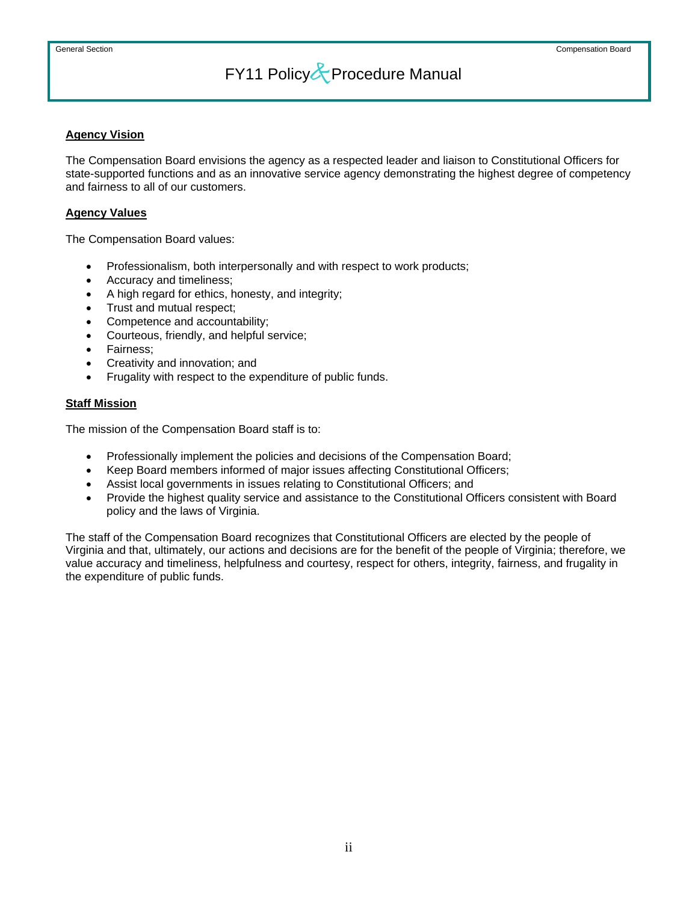## Agency Vision

The Compensation Board envisions the agency as a respected leader and liaison to Constitutional Officers for state-supported functions and as an innovative service agency demonstrating the highest degree of competency and fairness to all of our customers.

## Agency Values

The Compensation Board values:

- Professionalism, both interpersonally and with respect to work products;
- Accuracy and timeliness;
- A high regard for ethics, honesty, and integrity;
- Trust and mutual respect;
- Competence and accountability;
- Courteous, friendly, and helpful service;
- Fairness;
- Creativity and innovation; and
- Frugality with respect to the expenditure of public funds.

## Staff Mission

The mission of the Compensation Board staff is to:

- Professionally implement the policies and decisions of the Compensation Board;
- Keep Board members informed of major issues affecting Constitutional Officers;
- Assist local governments in issues relating to Constitutional Officers; and
- Provide the highest quality service and assistance to the Constitutional Officers consistent with Board policy and the laws of Virginia.

The staff of the Compensation Board recognizes that Constitutional Officers are elected by the people of Virginia and that, ultimately, our actions and decisions are for the benefit of the people of Virginia; therefore, we value accuracy and timeliness, helpfulness and courtesy, respect for others, integrity, fairness, and frugality in the expenditure of public funds.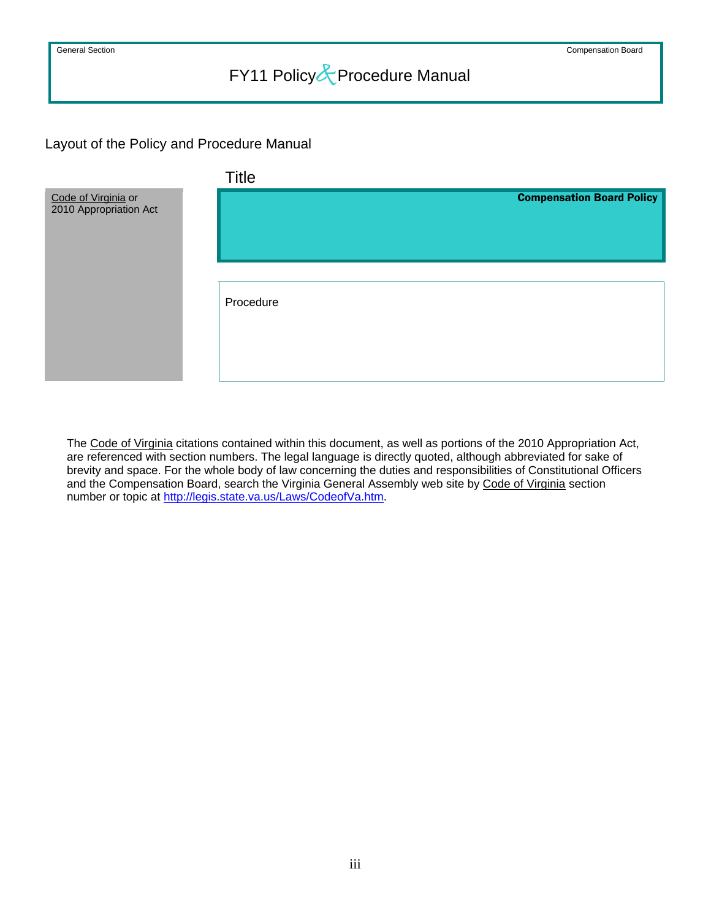## Layout of the Policy and Procedure Manual

### Title

| Code of Virginia or 2010 Appropriation Act | **Compensation Board Policy** |
|---|---|
| | Procedure |

The Code of Virginia citations contained within this document, as well as portions of the 2010 Appropriation Act, are referenced with section numbers. The legal language is directly quoted, although abbreviated for sake of brevity and space. For the whole body of law concerning the duties and responsibilities of Constitutional Officers and the Compensation Board, search the Virginia General Assembly web site by Code of Virginia section number or topic at http://legis.state.va.us/Laws/CodeofVa.htm.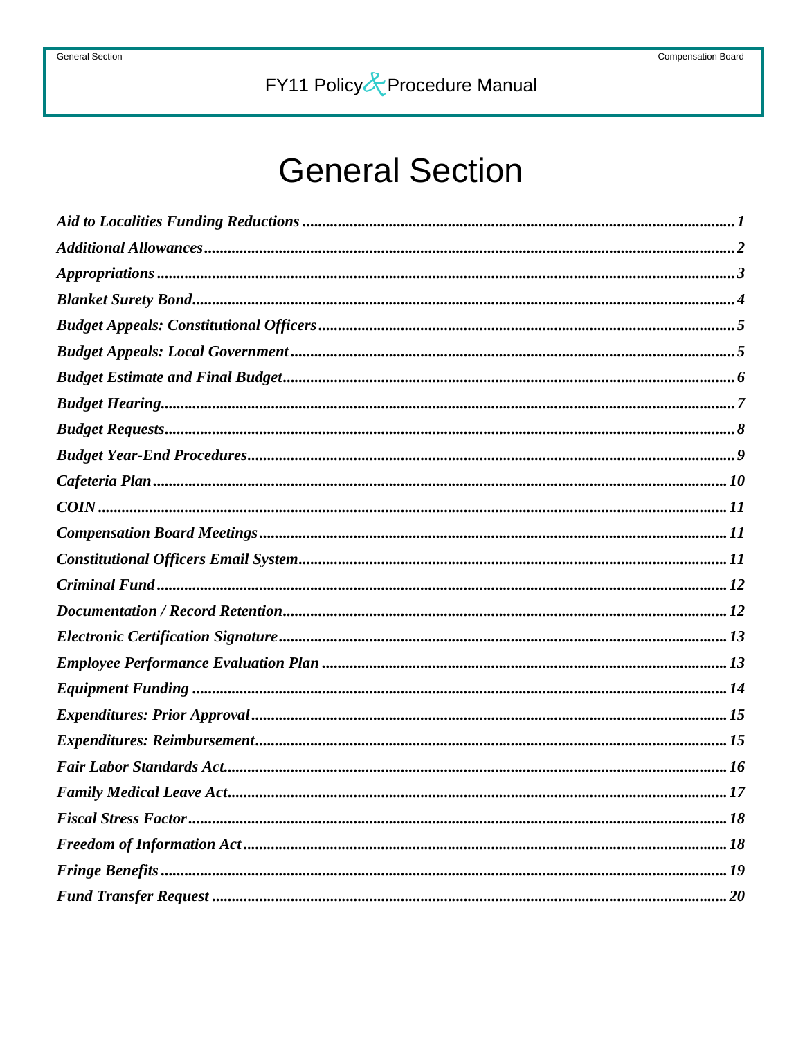# General Section

*Aid to Localities Funding Reductions* ............ *1*
*Additional Allowances* ............ *2*
*Appropriations* ............ *3*
*Blanket Surety Bond* ............ *4*
*Budget Appeals: Constitutional Officers* ............ *5*
*Budget Appeals: Local Government* ............ *5*
*Budget Estimate and Final Budget* ............ *6*
*Budget Hearing* ............ *7*
*Budget Requests* ............ *8*
*Budget Year-End Procedures* ............ *9*
*Cafeteria Plan* ............ *10*
*COIN* ............ *11*
*Compensation Board Meetings* ............ *11*
*Constitutional Officers Email System* ............ *11*
*Criminal Fund* ............ *12*
*Documentation / Record Retention* ............ *12*
*Electronic Certification Signature* ............ *13*
*Employee Performance Evaluation Plan* ............ *13*
*Equipment Funding* ............ *14*
*Expenditures: Prior Approval* ............ *15*
*Expenditures: Reimbursement* ............ *15*
*Fair Labor Standards Act* ............ *16*
*Family Medical Leave Act* ............ *17*
*Fiscal Stress Factor* ............ *18*
*Freedom of Information Act* ............ *18*
*Fringe Benefits* ............ *19*
*Fund Transfer Request* ............ *20*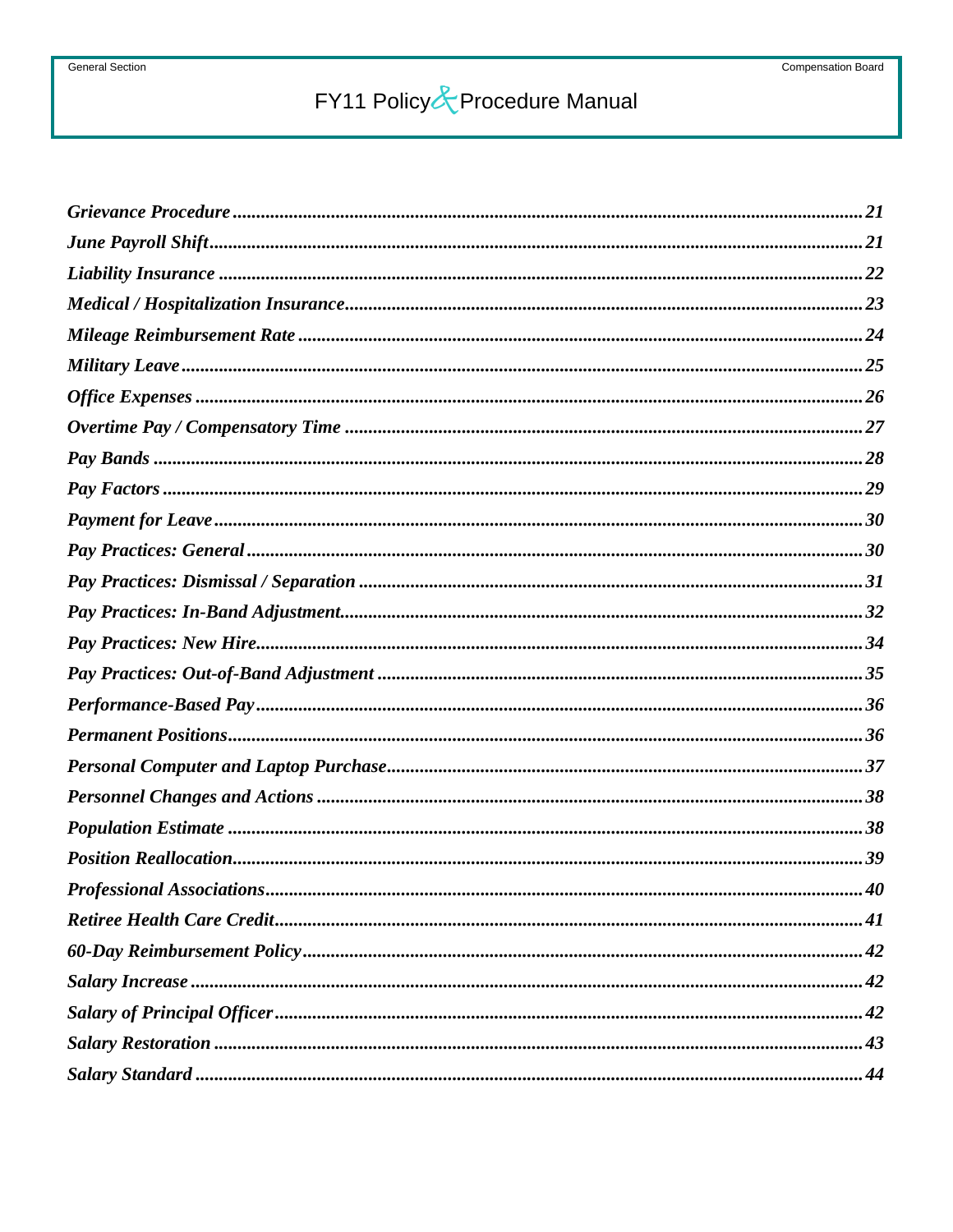*Grievance Procedure* ........................................................................................................ *21*

*June Payroll Shift* ........................................................................................................ *21*

*Liability Insurance* ........................................................................................................ *22*

*Medical / Hospitalization Insurance* ........................................................................................................ *23*

*Mileage Reimbursement Rate* ........................................................................................................ *24*

*Military Leave* ........................................................................................................ *25*

*Office Expenses* ........................................................................................................ *26*

*Overtime Pay / Compensatory Time* ........................................................................................................ *27*

*Pay Bands* ........................................................................................................ *28*

*Pay Factors* ........................................................................................................ *29*

*Payment for Leave* ........................................................................................................ *30*

*Pay Practices: General* ........................................................................................................ *30*

*Pay Practices: Dismissal / Separation* ........................................................................................................ *31*

*Pay Practices: In-Band Adjustment* ........................................................................................................ *32*

*Pay Practices: New Hire* ........................................................................................................ *34*

*Pay Practices: Out-of-Band Adjustment* ........................................................................................................ *35*

*Performance-Based Pay* ........................................................................................................ *36*

*Permanent Positions* ........................................................................................................ *36*

*Personal Computer and Laptop Purchase* ........................................................................................................ *37*

*Personnel Changes and Actions* ........................................................................................................ *38*

*Population Estimate* ........................................................................................................ *38*

*Position Reallocation* ........................................................................................................ *39*

*Professional Associations* ........................................................................................................ *40*

*Retiree Health Care Credit* ........................................................................................................ *41*

*60-Day Reimbursement Policy* ........................................................................................................ *42*

*Salary Increase* ........................................................................................................ *42*

*Salary of Principal Officer* ........................................................................................................ *42*

*Salary Restoration* ........................................................................................................ *43*

*Salary Standard* ........................................................................................................ *44*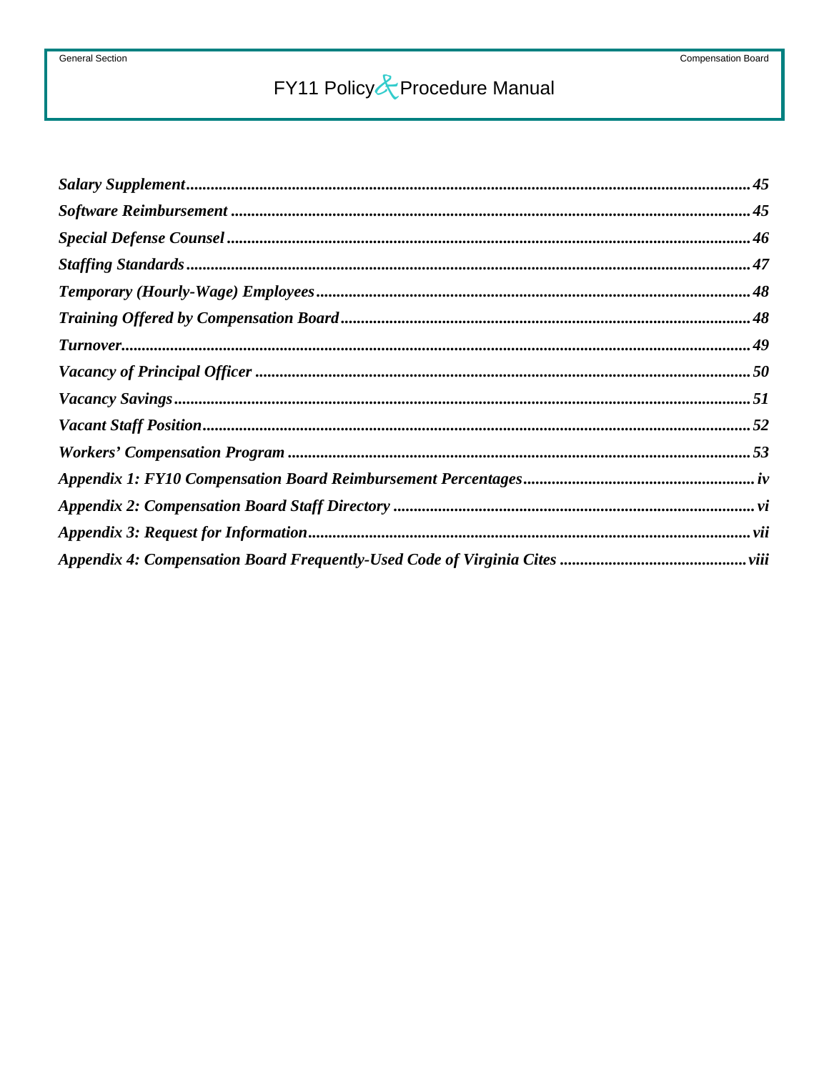*Salary Supplement* .......... 45
*Software Reimbursement* .......... 45
*Special Defense Counsel* .......... 46
*Staffing Standards* .......... 47
*Temporary (Hourly-Wage) Employees* .......... 48
*Training Offered by Compensation Board* .......... 48
*Turnover* .......... 49
*Vacancy of Principal Officer* .......... 50
*Vacancy Savings* .......... 51
*Vacant Staff Position* .......... 52
*Workers' Compensation Program* .......... 53
*Appendix 1: FY10 Compensation Board Reimbursement Percentages* .......... iv
*Appendix 2: Compensation Board Staff Directory* .......... vi
*Appendix 3: Request for Information* .......... vii
*Appendix 4: Compensation Board Frequently-Used Code of Virginia Cites* .......... viii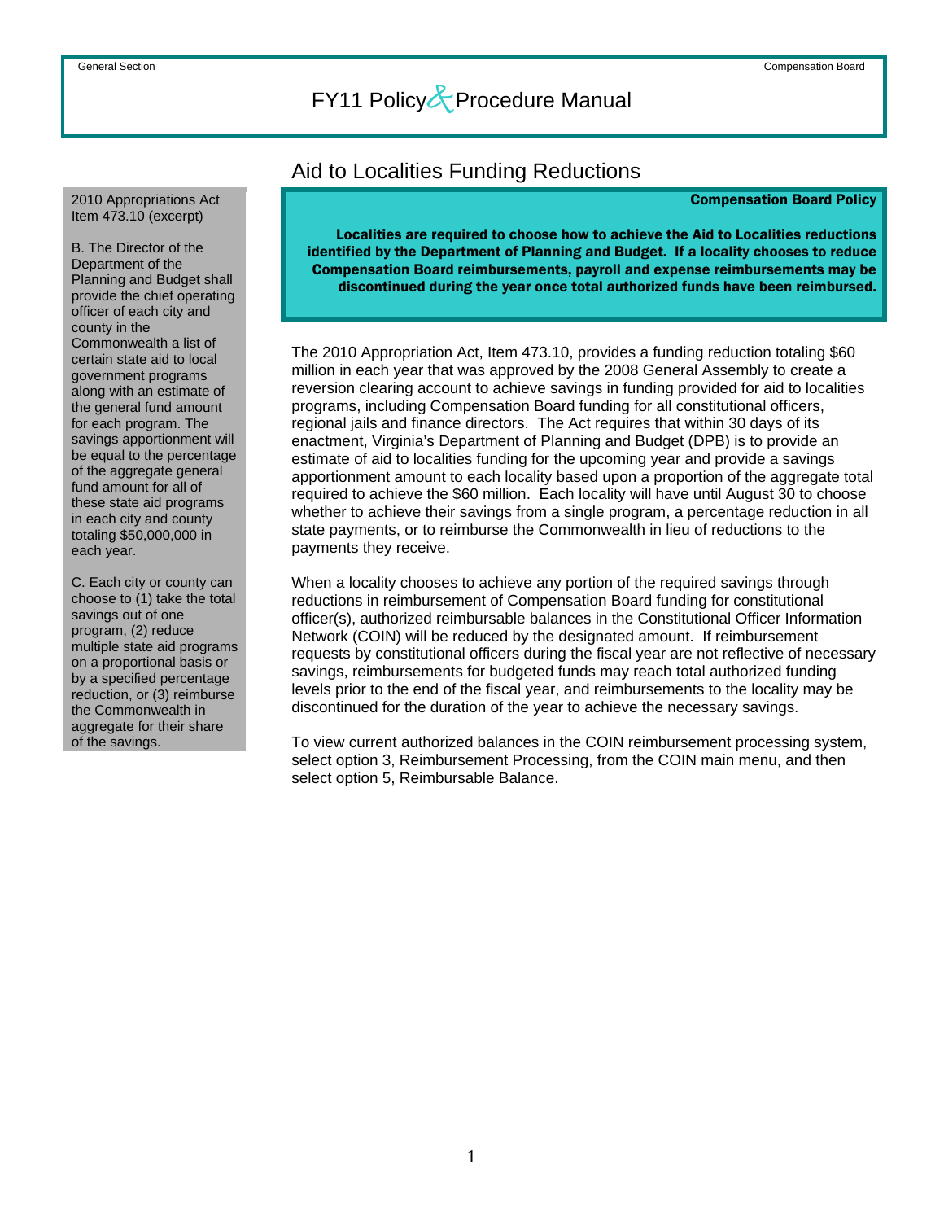# Aid to Localities Funding Reductions

**Compensation Board Policy**

**Localities are required to choose how to achieve the Aid to Localities reductions identified by the Department of Planning and Budget. If a locality chooses to reduce Compensation Board reimbursements, payroll and expense reimbursements may be discontinued during the year once total authorized funds have been reimbursed.**

The 2010 Appropriation Act, Item 473.10, provides a funding reduction totaling $60 million in each year that was approved by the 2008 General Assembly to create a reversion clearing account to achieve savings in funding provided for aid to localities programs, including Compensation Board funding for all constitutional officers, regional jails and finance directors. The Act requires that within 30 days of its enactment, Virginia's Department of Planning and Budget (DPB) is to provide an estimate of aid to localities funding for the upcoming year and provide a savings apportionment amount to each locality based upon a proportion of the aggregate total required to achieve the $60 million. Each locality will have until August 30 to choose whether to achieve their savings from a single program, a percentage reduction in all state payments, or to reimburse the Commonwealth in lieu of reductions to the payments they receive.

When a locality chooses to achieve any portion of the required savings through reductions in reimbursement of Compensation Board funding for constitutional officer(s), authorized reimbursable balances in the Constitutional Officer Information Network (COIN) will be reduced by the designated amount. If reimbursement requests by constitutional officers during the fiscal year are not reflective of necessary savings, reimbursements for budgeted funds may reach total authorized funding levels prior to the end of the fiscal year, and reimbursements to the locality may be discontinued for the duration of the year to achieve the necessary savings.

To view current authorized balances in the COIN reimbursement processing system, select option 3, Reimbursement Processing, from the COIN main menu, and then select option 5, Reimbursable Balance.

2010 Appropriations Act Item 473.10 (excerpt)

B. The Director of the Department of the Planning and Budget shall provide the chief operating officer of each city and county in the Commonwealth a list of certain state aid to local government programs along with an estimate of the general fund amount for each program. The savings apportionment will be equal to the percentage of the aggregate general fund amount for all of these state aid programs in each city and county totaling $50,000,000 in each year.

C. Each city or county can choose to (1) take the total savings out of one program, (2) reduce multiple state aid programs on a proportional basis or by a specified percentage reduction, or (3) reimburse the Commonwealth in aggregate for their share of the savings.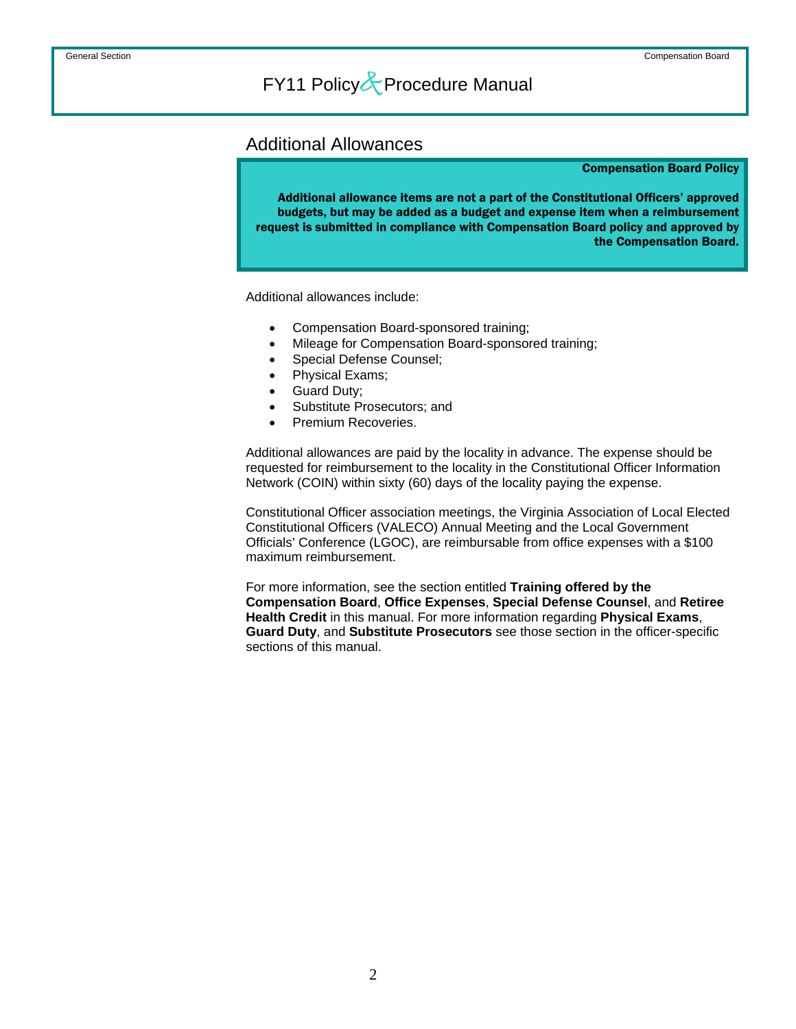## Additional Allowances

**Compensation Board Policy**

**Additional allowance items are not a part of the Constitutional Officers' approved budgets, but may be added as a budget and expense item when a reimbursement request is submitted in compliance with Compensation Board policy and approved by the Compensation Board.**

Additional allowances include:

- Compensation Board-sponsored training;
- Mileage for Compensation Board-sponsored training;
- Special Defense Counsel;
- Physical Exams;
- Guard Duty;
- Substitute Prosecutors; and
- Premium Recoveries.

Additional allowances are paid by the locality in advance. The expense should be requested for reimbursement to the locality in the Constitutional Officer Information Network (COIN) within sixty (60) days of the locality paying the expense.

Constitutional Officer association meetings, the Virginia Association of Local Elected Constitutional Officers (VALECO) Annual Meeting and the Local Government Officials' Conference (LGOC), are reimbursable from office expenses with a $100 maximum reimbursement.

For more information, see the section entitled **Training offered by the Compensation Board**, **Office Expenses**, **Special Defense Counsel**, and **Retiree Health Credit** in this manual. For more information regarding **Physical Exams**, **Guard Duty**, and **Substitute Prosecutors** see those section in the officer-specific sections of this manual.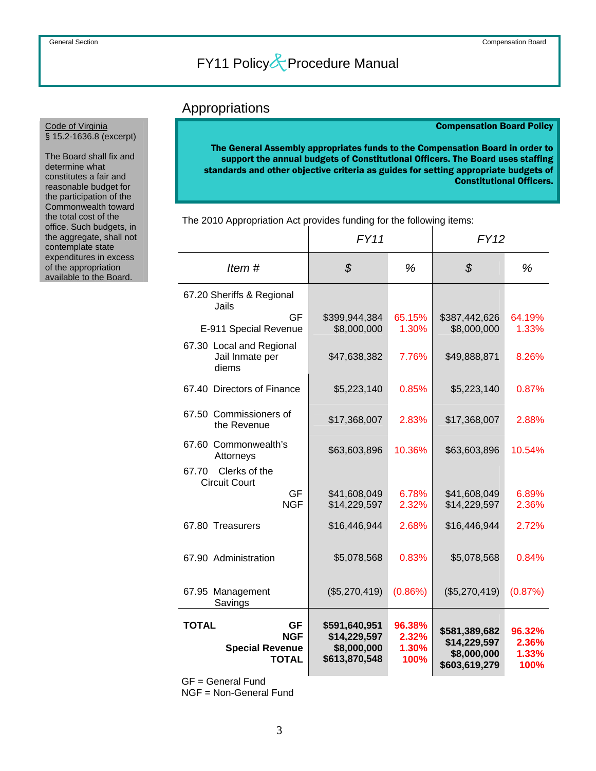# Appropriations

Code of Virginia
§ 15.2-1636.8 (excerpt)

The Board shall fix and determine what constitutes a fair and reasonable budget for the participation of the Commonwealth toward the total cost of the office. Such budgets, in the aggregate, shall not contemplate state expenditures in excess of the appropriation available to the Board.

**Compensation Board Policy**

**The General Assembly appropriates funds to the Compensation Board in order to support the annual budgets of Constitutional Officers. The Board uses staffing standards and other objective criteria as guides for setting appropriate budgets of Constitutional Officers.**

The 2010 Appropriation Act provides funding for the following items:

| | *FY11* | | *FY12* | |
|---|---|---|---|---|
| *Item #* | *$* | *%* | *$* | *%* |
| 67.20 Sheriffs & Regional Jails | | | | |
| GF | $399,944,384 | 65.15% | $387,442,626 | 64.19% |
| E-911 Special Revenue | $8,000,000 | 1.30% | $8,000,000 | 1.33% |
| 67.30 Local and Regional Jail Inmate per diems | $47,638,382 | 7.76% | $49,888,871 | 8.26% |
| 67.40 Directors of Finance | $5,223,140 | 0.85% | $5,223,140 | 0.87% |
| 67.50 Commissioners of the Revenue | $17,368,007 | 2.83% | $17,368,007 | 2.88% |
| 67.60 Commonwealth's Attorneys | $63,603,896 | 10.36% | $63,603,896 | 10.54% |
| 67.70 Clerks of the Circuit Court | | | | |
| GF | $41,608,049 | 6.78% | $41,608,049 | 6.89% |
| NGF | $14,229,597 | 2.32% | $14,229,597 | 2.36% |
| 67.80 Treasurers | $16,446,944 | 2.68% | $16,446,944 | 2.72% |
| 67.90 Administration | $5,078,568 | 0.83% | $5,078,568 | 0.84% |
| 67.95 Management Savings | ($5,270,419) | (0.86%) | ($5,270,419) | (0.87%) |
| **TOTAL GF** | **$591,640,951** | **96.38%** | **$581,389,682** | **96.32%** |
| **NGF** | **$14,229,597** | **2.32%** | **$14,229,597** | **2.36%** |
| **Special Revenue** | **$8,000,000** | **1.30%** | **$8,000,000** | **1.33%** |
| **TOTAL** | **$613,870,548** | **100%** | **$603,619,279** | **100%** |

GF = General Fund
NGF = Non-General Fund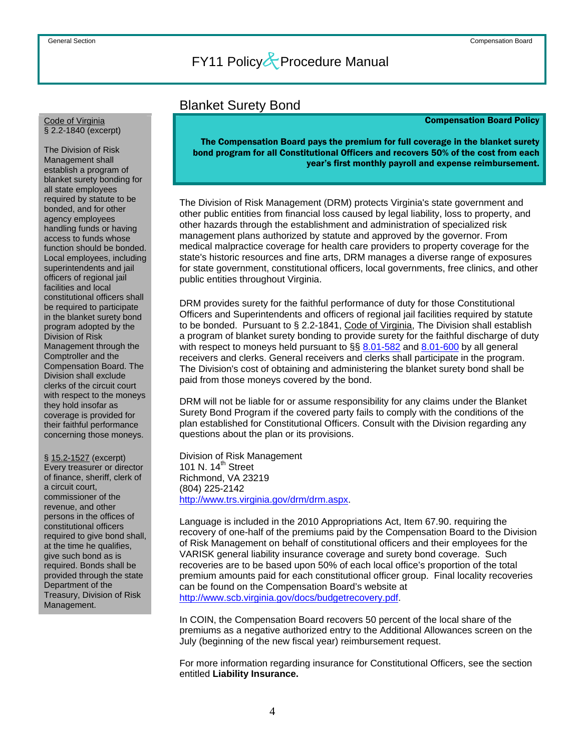## Blanket Surety Bond

**Compensation Board Policy**

**The Compensation Board pays the premium for full coverage in the blanket surety bond program for all Constitutional Officers and recovers 50% of the cost from each year's first monthly payroll and expense reimbursement.**

Code of Virginia
§ 2.2-1840 (excerpt)

The Division of Risk Management shall establish a program of blanket surety bonding for all state employees required by statute to be bonded, and for other agency employees handling funds or having access to funds whose function should be bonded. Local employees, including superintendents and jail officers of regional jail facilities and local constitutional officers shall be required to participate in the blanket surety bond program adopted by the Division of Risk Management through the Comptroller and the Compensation Board. The Division shall exclude clerks of the circuit court with respect to the moneys they hold insofar as coverage is provided for their faithful performance concerning those moneys.

§ 15.2-1527 (excerpt)
Every treasurer or director of finance, sheriff, clerk of a circuit court, commissioner of the revenue, and other persons in the offices of constitutional officers required to give bond shall, at the time he qualifies, give such bond as is required. Bonds shall be provided through the state Department of the Treasury, Division of Risk Management.

The Division of Risk Management (DRM) protects Virginia's state government and other public entities from financial loss caused by legal liability, loss to property, and other hazards through the establishment and administration of specialized risk management plans authorized by statute and approved by the governor. From medical malpractice coverage for health care providers to property coverage for the state's historic resources and fine arts, DRM manages a diverse range of exposures for state government, constitutional officers, local governments, free clinics, and other public entities throughout Virginia.

DRM provides surety for the faithful performance of duty for those Constitutional Officers and Superintendents and officers of regional jail facilities required by statute to be bonded. Pursuant to § 2.2-1841, Code of Virginia, The Division shall establish a program of blanket surety bonding to provide surety for the faithful discharge of duty with respect to moneys held pursuant to §§ 8.01-582 and 8.01-600 by all general receivers and clerks. General receivers and clerks shall participate in the program. The Division's cost of obtaining and administering the blanket surety bond shall be paid from those moneys covered by the bond.

DRM will not be liable for or assume responsibility for any claims under the Blanket Surety Bond Program if the covered party fails to comply with the conditions of the plan established for Constitutional Officers. Consult with the Division regarding any questions about the plan or its provisions.

Division of Risk Management
101 N. 14th Street
Richmond, VA 23219
(804) 225-2142
http://www.trs.virginia.gov/drm/drm.aspx.

Language is included in the 2010 Appropriations Act, Item 67.90. requiring the recovery of one-half of the premiums paid by the Compensation Board to the Division of Risk Management on behalf of constitutional officers and their employees for the VARISK general liability insurance coverage and surety bond coverage. Such recoveries are to be based upon 50% of each local office's proportion of the total premium amounts paid for each constitutional officer group. Final locality recoveries can be found on the Compensation Board's website at http://www.scb.virginia.gov/docs/budgetrecovery.pdf.

In COIN, the Compensation Board recovers 50 percent of the local share of the premiums as a negative authorized entry to the Additional Allowances screen on the July (beginning of the new fiscal year) reimbursement request.

For more information regarding insurance for Constitutional Officers, see the section entitled **Liability Insurance.**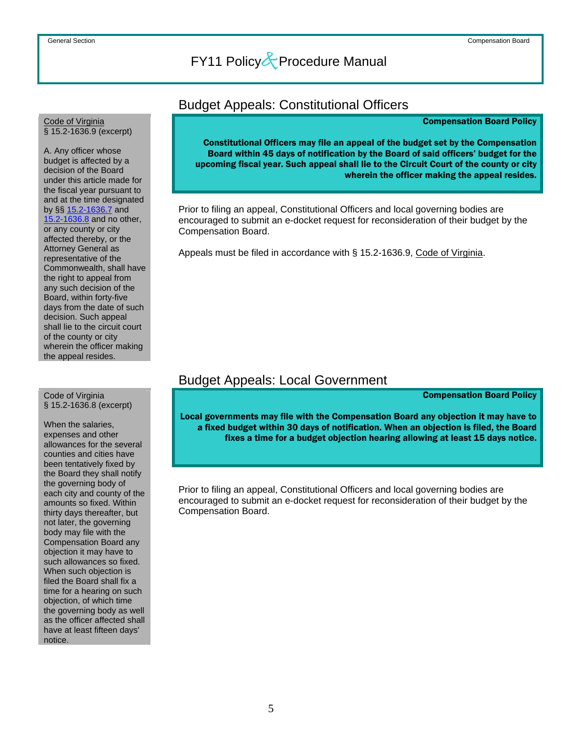## Budget Appeals: Constitutional Officers

Code of Virginia
§ 15.2-1636.9 (excerpt)

A. Any officer whose budget is affected by a decision of the Board under this article made for the fiscal year pursuant to and at the time designated by §§ 15.2-1636.7 and 15.2-1636.8 and no other, or any county or city affected thereby, or the Attorney General as representative of the Commonwealth, shall have the right to appeal from any such decision of the Board, within forty-five days from the date of such decision. Such appeal shall lie to the circuit court of the county or city wherein the officer making the appeal resides.

**Compensation Board Policy**

**Constitutional Officers may file an appeal of the budget set by the Compensation Board within 45 days of notification by the Board of said officers' budget for the upcoming fiscal year. Such appeal shall lie to the Circuit Court of the county or city wherein the officer making the appeal resides.**

Prior to filing an appeal, Constitutional Officers and local governing bodies are encouraged to submit an e-docket request for reconsideration of their budget by the Compensation Board.

Appeals must be filed in accordance with § 15.2-1636.9, Code of Virginia.

## Budget Appeals: Local Government

Code of Virginia
§ 15.2-1636.8 (excerpt)

When the salaries, expenses and other allowances for the several counties and cities have been tentatively fixed by the Board they shall notify the governing body of each city and county of the amounts so fixed. Within thirty days thereafter, but not later, the governing body may file with the Compensation Board any objection it may have to such allowances so fixed. When such objection is filed the Board shall fix a time for a hearing on such objection, of which time the governing body as well as the officer affected shall have at least fifteen days' notice.

**Compensation Board Policy**

**Local governments may file with the Compensation Board any objection it may have to a fixed budget within 30 days of notification. When an objection is filed, the Board fixes a time for a budget objection hearing allowing at least 15 days notice.**

Prior to filing an appeal, Constitutional Officers and local governing bodies are encouraged to submit an e-docket request for reconsideration of their budget by the Compensation Board.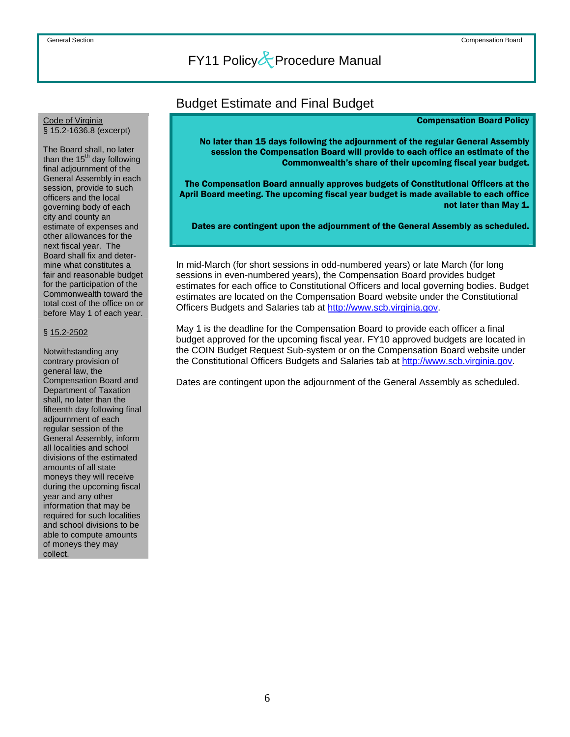## Budget Estimate and Final Budget

**Compensation Board Policy**

**No later than 15 days following the adjournment of the regular General Assembly session the Compensation Board will provide to each office an estimate of the Commonwealth's share of their upcoming fiscal year budget.**

**The Compensation Board annually approves budgets of Constitutional Officers at the April Board meeting. The upcoming fiscal year budget is made available to each office not later than May 1.**

**Dates are contingent upon the adjournment of the General Assembly as scheduled.**

In mid-March (for short sessions in odd-numbered years) or late March (for long sessions in even-numbered years), the Compensation Board provides budget estimates for each office to Constitutional Officers and local governing bodies. Budget estimates are located on the Compensation Board website under the Constitutional Officers Budgets and Salaries tab at http://www.scb.virginia.gov.

May 1 is the deadline for the Compensation Board to provide each officer a final budget approved for the upcoming fiscal year. FY10 approved budgets are located in the COIN Budget Request Sub-system or on the Compensation Board website under the Constitutional Officers Budgets and Salaries tab at http://www.scb.virginia.gov.

Dates are contingent upon the adjournment of the General Assembly as scheduled.

Code of Virginia
§ 15.2-1636.8 (excerpt)

The Board shall, no later than the 15th day following final adjournment of the General Assembly in each session, provide to such officers and the local governing body of each city and county an estimate of expenses and other allowances for the next fiscal year. The Board shall fix and determine what constitutes a fair and reasonable budget for the participation of the Commonwealth toward the total cost of the office on or before May 1 of each year.

§ 15.2-2502

Notwithstanding any contrary provision of general law, the Compensation Board and Department of Taxation shall, no later than the fifteenth day following final adjournment of each regular session of the General Assembly, inform all localities and school divisions of the estimated amounts of all state moneys they will receive during the upcoming fiscal year and any other information that may be required for such localities and school divisions to be able to compute amounts of moneys they may collect.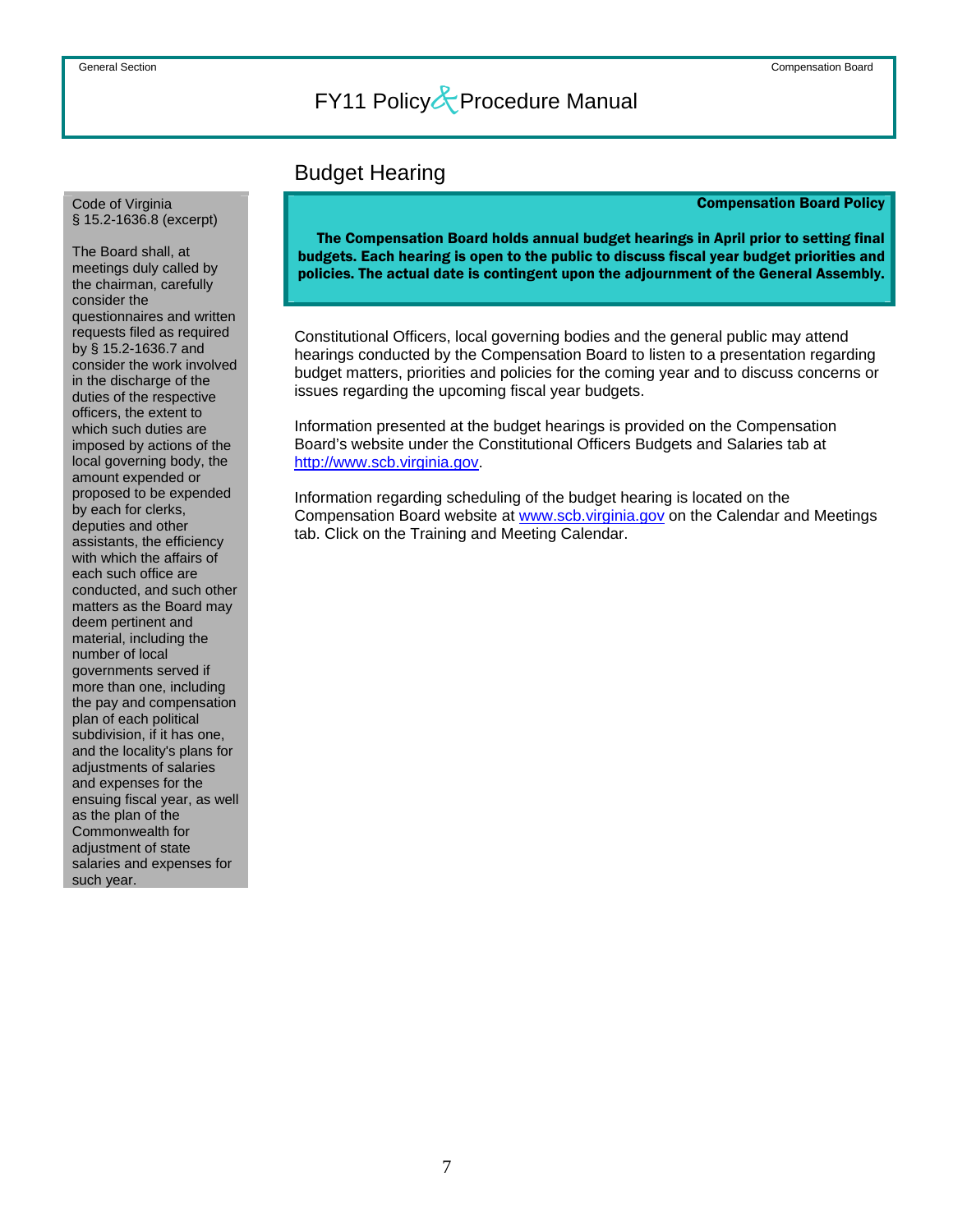## Budget Hearing

**Compensation Board Policy**

**The Compensation Board holds annual budget hearings in April prior to setting final budgets. Each hearing is open to the public to discuss fiscal year budget priorities and policies. The actual date is contingent upon the adjournment of the General Assembly.**

Constitutional Officers, local governing bodies and the general public may attend hearings conducted by the Compensation Board to listen to a presentation regarding budget matters, priorities and policies for the coming year and to discuss concerns or issues regarding the upcoming fiscal year budgets.

Information presented at the budget hearings is provided on the Compensation Board's website under the Constitutional Officers Budgets and Salaries tab at http://www.scb.virginia.gov.

Information regarding scheduling of the budget hearing is located on the Compensation Board website at www.scb.virginia.gov on the Calendar and Meetings tab. Click on the Training and Meeting Calendar.

Code of Virginia
§ 15.2-1636.8 (excerpt)

The Board shall, at meetings duly called by the chairman, carefully consider the questionnaires and written requests filed as required by § 15.2-1636.7 and consider the work involved in the discharge of the duties of the respective officers, the extent to which such duties are imposed by actions of the local governing body, the amount expended or proposed to be expended by each for clerks, deputies and other assistants, the efficiency with which the affairs of each such office are conducted, and such other matters as the Board may deem pertinent and material, including the number of local governments served if more than one, including the pay and compensation plan of each political subdivision, if it has one, and the locality's plans for adjustments of salaries and expenses for the ensuing fiscal year, as well as the plan of the Commonwealth for adjustment of state salaries and expenses for such year.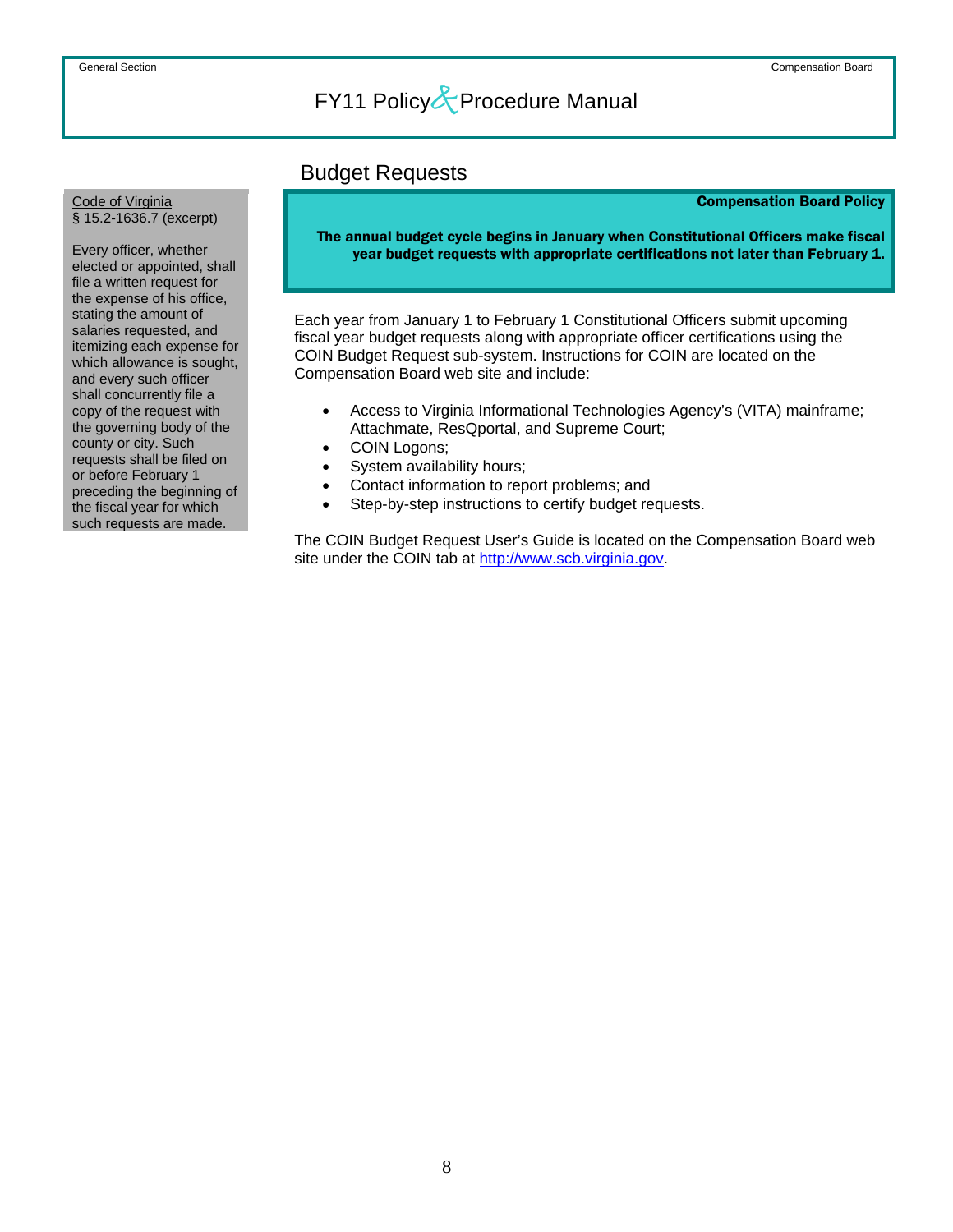## Budget Requests

Code of Virginia
§ 15.2-1636.7 (excerpt)

Every officer, whether elected or appointed, shall file a written request for the expense of his office, stating the amount of salaries requested, and itemizing each expense for which allowance is sought, and every such officer shall concurrently file a copy of the request with the governing body of the county or city. Such requests shall be filed on or before February 1 preceding the beginning of the fiscal year for which such requests are made.

**Compensation Board Policy**

**The annual budget cycle begins in January when Constitutional Officers make fiscal year budget requests with appropriate certifications not later than February 1.**

Each year from January 1 to February 1 Constitutional Officers submit upcoming fiscal year budget requests along with appropriate officer certifications using the COIN Budget Request sub-system. Instructions for COIN are located on the Compensation Board web site and include:

- Access to Virginia Informational Technologies Agency's (VITA) mainframe; Attachmate, ResQportal, and Supreme Court;
- COIN Logons;
- System availability hours;
- Contact information to report problems; and
- Step-by-step instructions to certify budget requests.

The COIN Budget Request User's Guide is located on the Compensation Board web site under the COIN tab at http://www.scb.virginia.gov.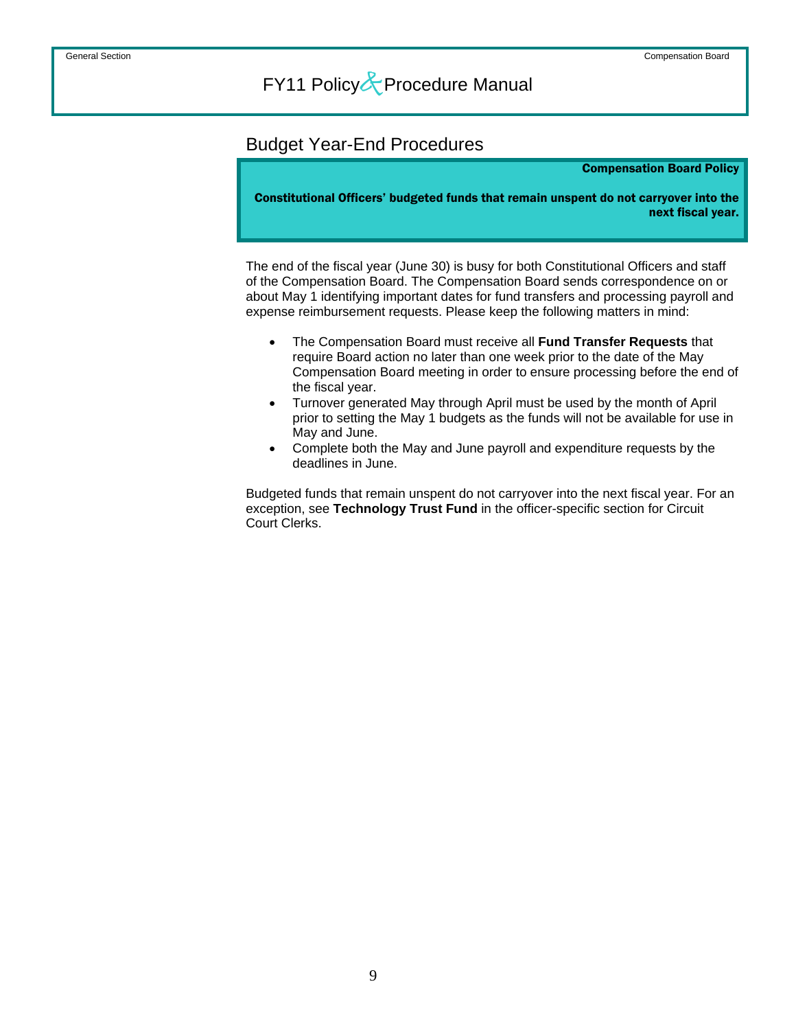## Budget Year-End Procedures

**Compensation Board Policy**

**Constitutional Officers' budgeted funds that remain unspent do not carryover into the next fiscal year.**

The end of the fiscal year (June 30) is busy for both Constitutional Officers and staff of the Compensation Board. The Compensation Board sends correspondence on or about May 1 identifying important dates for fund transfers and processing payroll and expense reimbursement requests. Please keep the following matters in mind:

- The Compensation Board must receive all **Fund Transfer Requests** that require Board action no later than one week prior to the date of the May Compensation Board meeting in order to ensure processing before the end of the fiscal year.
- Turnover generated May through April must be used by the month of April prior to setting the May 1 budgets as the funds will not be available for use in May and June.
- Complete both the May and June payroll and expenditure requests by the deadlines in June.

Budgeted funds that remain unspent do not carryover into the next fiscal year. For an exception, see **Technology Trust Fund** in the officer-specific section for Circuit Court Clerks.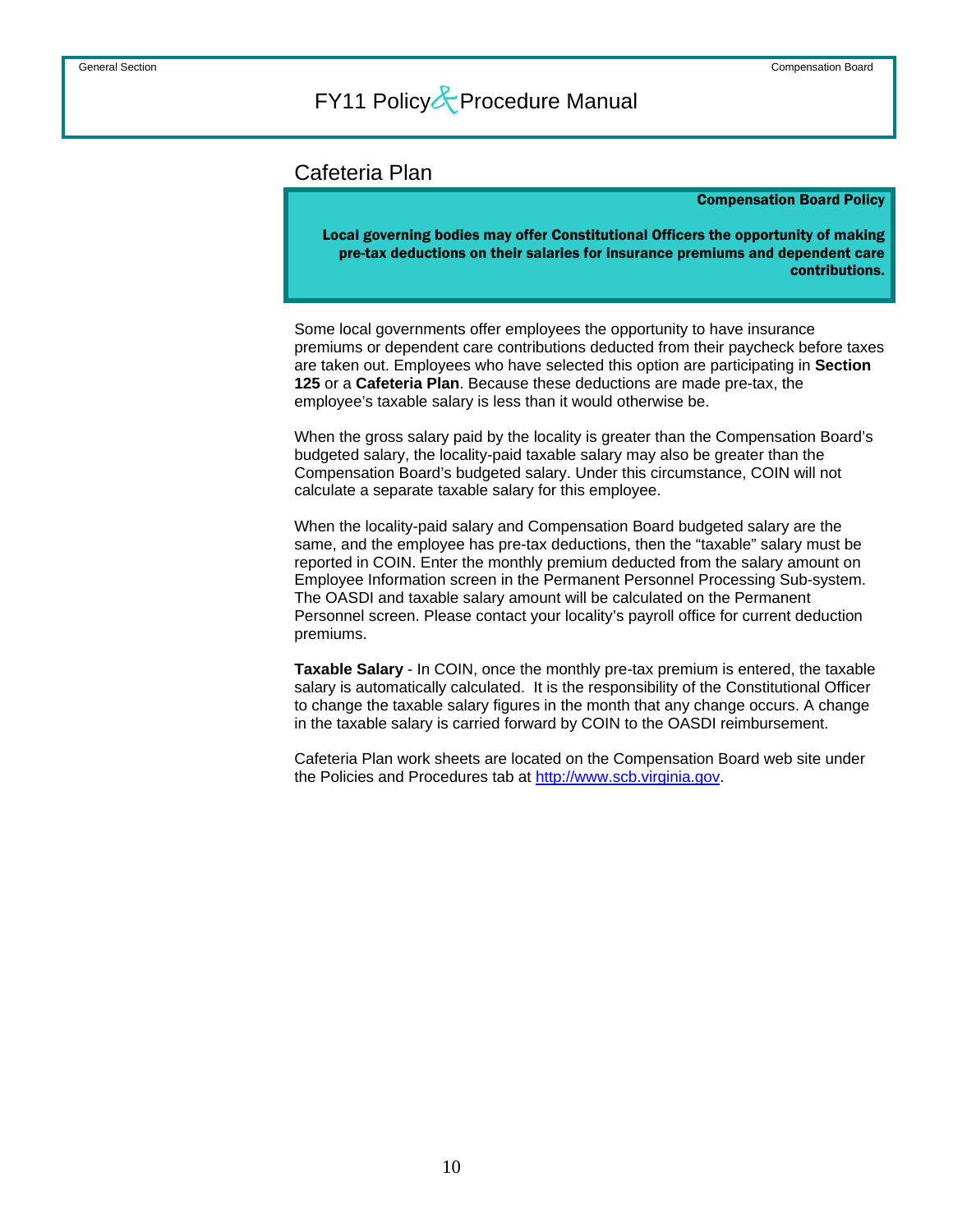## Cafeteria Plan

**Compensation Board Policy**

**Local governing bodies may offer Constitutional Officers the opportunity of making pre-tax deductions on their salaries for insurance premiums and dependent care contributions.**

Some local governments offer employees the opportunity to have insurance premiums or dependent care contributions deducted from their paycheck before taxes are taken out. Employees who have selected this option are participating in **Section 125** or a **Cafeteria Plan**. Because these deductions are made pre-tax, the employee's taxable salary is less than it would otherwise be.

When the gross salary paid by the locality is greater than the Compensation Board's budgeted salary, the locality-paid taxable salary may also be greater than the Compensation Board's budgeted salary. Under this circumstance, COIN will not calculate a separate taxable salary for this employee.

When the locality-paid salary and Compensation Board budgeted salary are the same, and the employee has pre-tax deductions, then the "taxable" salary must be reported in COIN. Enter the monthly premium deducted from the salary amount on Employee Information screen in the Permanent Personnel Processing Sub-system. The OASDI and taxable salary amount will be calculated on the Permanent Personnel screen. Please contact your locality's payroll office for current deduction premiums.

**Taxable Salary** - In COIN, once the monthly pre-tax premium is entered, the taxable salary is automatically calculated. It is the responsibility of the Constitutional Officer to change the taxable salary figures in the month that any change occurs. A change in the taxable salary is carried forward by COIN to the OASDI reimbursement.

Cafeteria Plan work sheets are located on the Compensation Board web site under the Policies and Procedures tab at [http://www.scb.virginia.gov](http://www.scb.virginia.gov).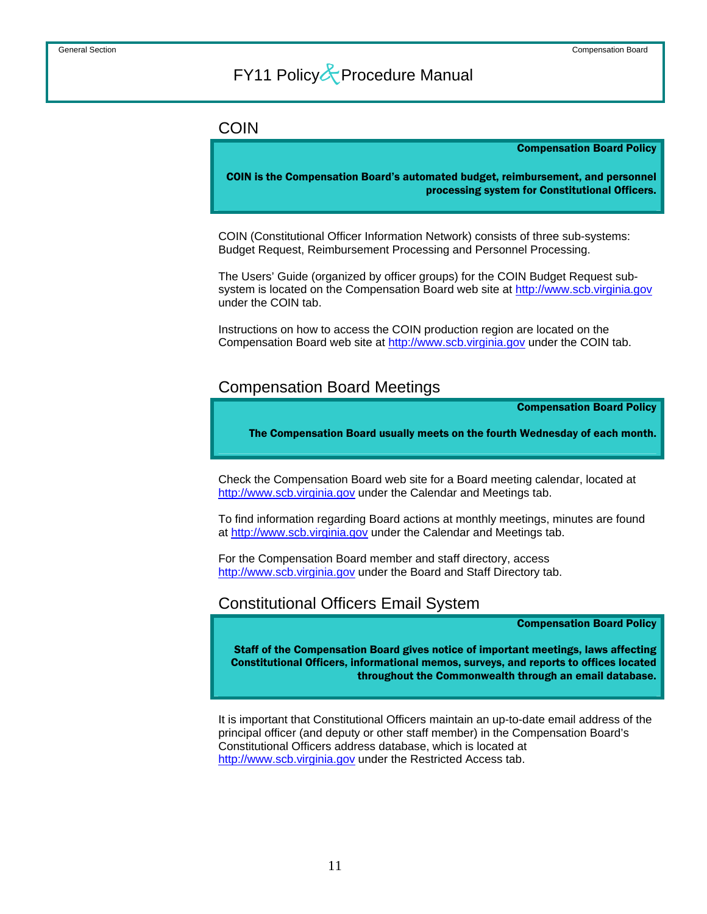## COIN

> **Compensation Board Policy**
>
> **COIN is the Compensation Board's automated budget, reimbursement, and personnel processing system for Constitutional Officers.**

COIN (Constitutional Officer Information Network) consists of three sub-systems: Budget Request, Reimbursement Processing and Personnel Processing.

The Users' Guide (organized by officer groups) for the COIN Budget Request sub-system is located on the Compensation Board web site at http://www.scb.virginia.gov under the COIN tab.

Instructions on how to access the COIN production region are located on the Compensation Board web site at http://www.scb.virginia.gov under the COIN tab.

## Compensation Board Meetings

> **Compensation Board Policy**
>
> **The Compensation Board usually meets on the fourth Wednesday of each month.**

Check the Compensation Board web site for a Board meeting calendar, located at http://www.scb.virginia.gov under the Calendar and Meetings tab.

To find information regarding Board actions at monthly meetings, minutes are found at http://www.scb.virginia.gov under the Calendar and Meetings tab.

For the Compensation Board member and staff directory, access http://www.scb.virginia.gov under the Board and Staff Directory tab.

## Constitutional Officers Email System

> **Compensation Board Policy**
>
> **Staff of the Compensation Board gives notice of important meetings, laws affecting Constitutional Officers, informational memos, surveys, and reports to offices located throughout the Commonwealth through an email database.**

It is important that Constitutional Officers maintain an up-to-date email address of the principal officer (and deputy or other staff member) in the Compensation Board's Constitutional Officers address database, which is located at http://www.scb.virginia.gov under the Restricted Access tab.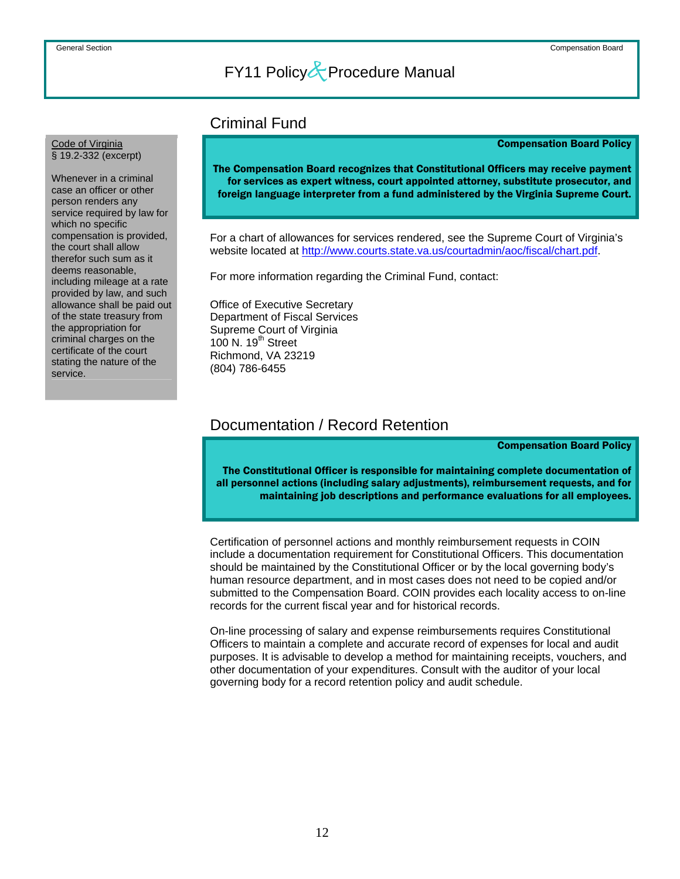## Criminal Fund

**Code of Virginia**
§ 19.2-332 (excerpt)

Whenever in a criminal case an officer or other person renders any service required by law for which no specific compensation is provided, the court shall allow therefor such sum as it deems reasonable, including mileage at a rate provided by law, and such allowance shall be paid out of the state treasury from the appropriation for criminal charges on the certificate of the court stating the nature of the service.

**Compensation Board Policy**

**The Compensation Board recognizes that Constitutional Officers may receive payment for services as expert witness, court appointed attorney, substitute prosecutor, and foreign language interpreter from a fund administered by the Virginia Supreme Court.**

For a chart of allowances for services rendered, see the Supreme Court of Virginia's website located at http://www.courts.state.va.us/courtadmin/aoc/fiscal/chart.pdf.

For more information regarding the Criminal Fund, contact:

Office of Executive Secretary
Department of Fiscal Services
Supreme Court of Virginia
100 N. 19th Street
Richmond, VA 23219
(804) 786-6455

## Documentation / Record Retention

**Compensation Board Policy**

**The Constitutional Officer is responsible for maintaining complete documentation of all personnel actions (including salary adjustments), reimbursement requests, and for maintaining job descriptions and performance evaluations for all employees.**

Certification of personnel actions and monthly reimbursement requests in COIN include a documentation requirement for Constitutional Officers. This documentation should be maintained by the Constitutional Officer or by the local governing body's human resource department, and in most cases does not need to be copied and/or submitted to the Compensation Board. COIN provides each locality access to on-line records for the current fiscal year and for historical records.

On-line processing of salary and expense reimbursements requires Constitutional Officers to maintain a complete and accurate record of expenses for local and audit purposes. It is advisable to develop a method for maintaining receipts, vouchers, and other documentation of your expenditures. Consult with the auditor of your local governing body for a record retention policy and audit schedule.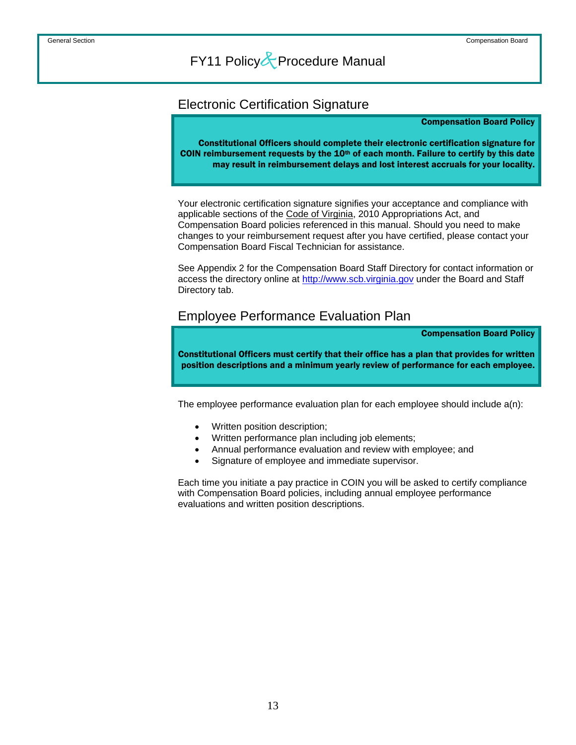## Electronic Certification Signature

**Compensation Board Policy**

**Constitutional Officers should complete their electronic certification signature for COIN reimbursement requests by the 10th of each month. Failure to certify by this date may result in reimbursement delays and lost interest accruals for your locality.**

Your electronic certification signature signifies your acceptance and compliance with applicable sections of the Code of Virginia, 2010 Appropriations Act, and Compensation Board policies referenced in this manual. Should you need to make changes to your reimbursement request after you have certified, please contact your Compensation Board Fiscal Technician for assistance.

See Appendix 2 for the Compensation Board Staff Directory for contact information or access the directory online at http://www.scb.virginia.gov under the Board and Staff Directory tab.

## Employee Performance Evaluation Plan

**Compensation Board Policy**

**Constitutional Officers must certify that their office has a plan that provides for written position descriptions and a minimum yearly review of performance for each employee.**

The employee performance evaluation plan for each employee should include a(n):

- Written position description;
- Written performance plan including job elements;
- Annual performance evaluation and review with employee; and
- Signature of employee and immediate supervisor.

Each time you initiate a pay practice in COIN you will be asked to certify compliance with Compensation Board policies, including annual employee performance evaluations and written position descriptions.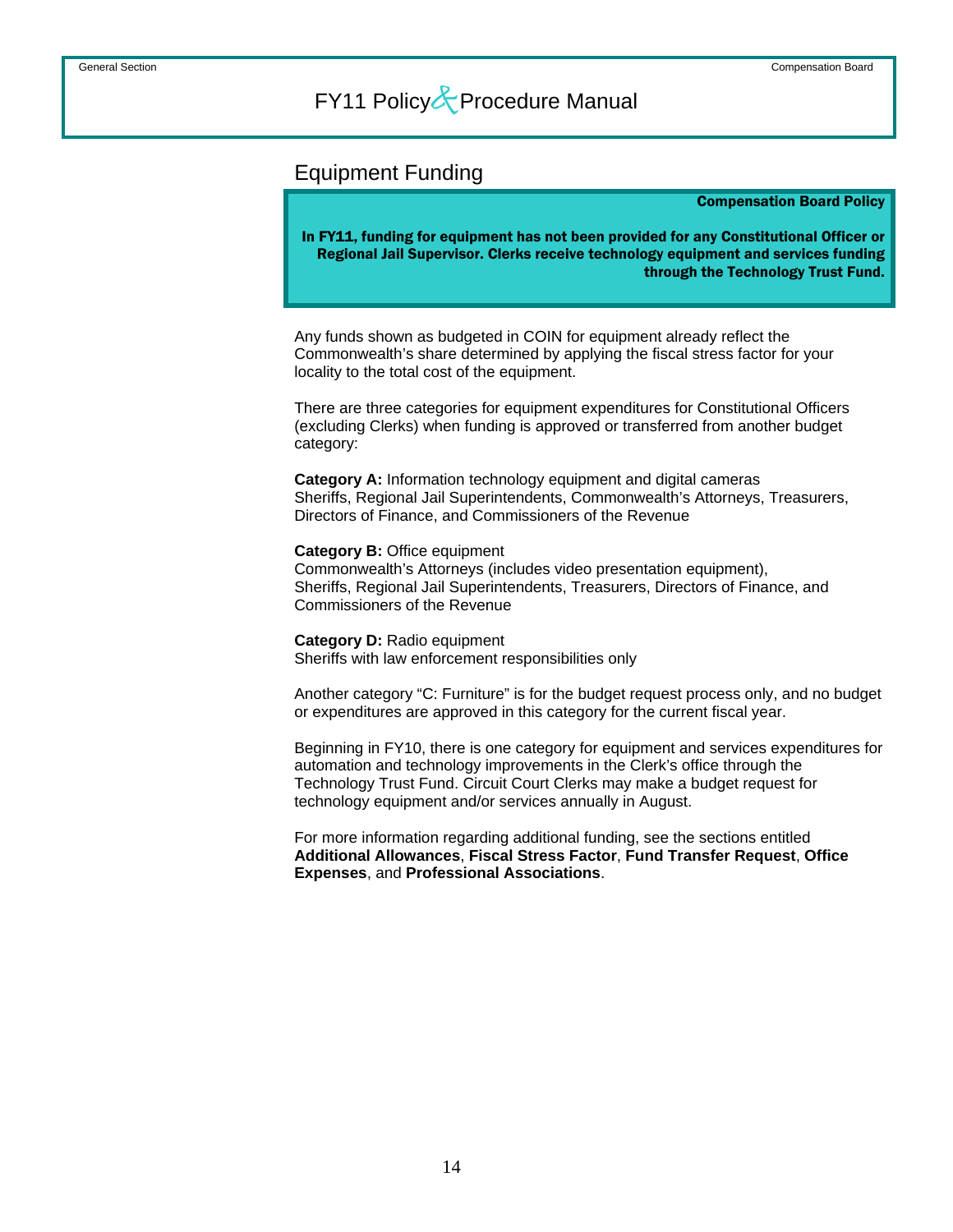## Equipment Funding

> **Compensation Board Policy**
>
> **In FY11, funding for equipment has not been provided for any Constitutional Officer or Regional Jail Supervisor. Clerks receive technology equipment and services funding through the Technology Trust Fund.**

Any funds shown as budgeted in COIN for equipment already reflect the Commonwealth's share determined by applying the fiscal stress factor for your locality to the total cost of the equipment.

There are three categories for equipment expenditures for Constitutional Officers (excluding Clerks) when funding is approved or transferred from another budget category:

**Category A:** Information technology equipment and digital cameras
Sheriffs, Regional Jail Superintendents, Commonwealth's Attorneys, Treasurers, Directors of Finance, and Commissioners of the Revenue

**Category B:** Office equipment
Commonwealth's Attorneys (includes video presentation equipment), Sheriffs, Regional Jail Superintendents, Treasurers, Directors of Finance, and Commissioners of the Revenue

**Category D:** Radio equipment
Sheriffs with law enforcement responsibilities only

Another category "C: Furniture" is for the budget request process only, and no budget or expenditures are approved in this category for the current fiscal year.

Beginning in FY10, there is one category for equipment and services expenditures for automation and technology improvements in the Clerk's office through the Technology Trust Fund. Circuit Court Clerks may make a budget request for technology equipment and/or services annually in August.

For more information regarding additional funding, see the sections entitled **Additional Allowances**, **Fiscal Stress Factor**, **Fund Transfer Request**, **Office Expenses**, and **Professional Associations**.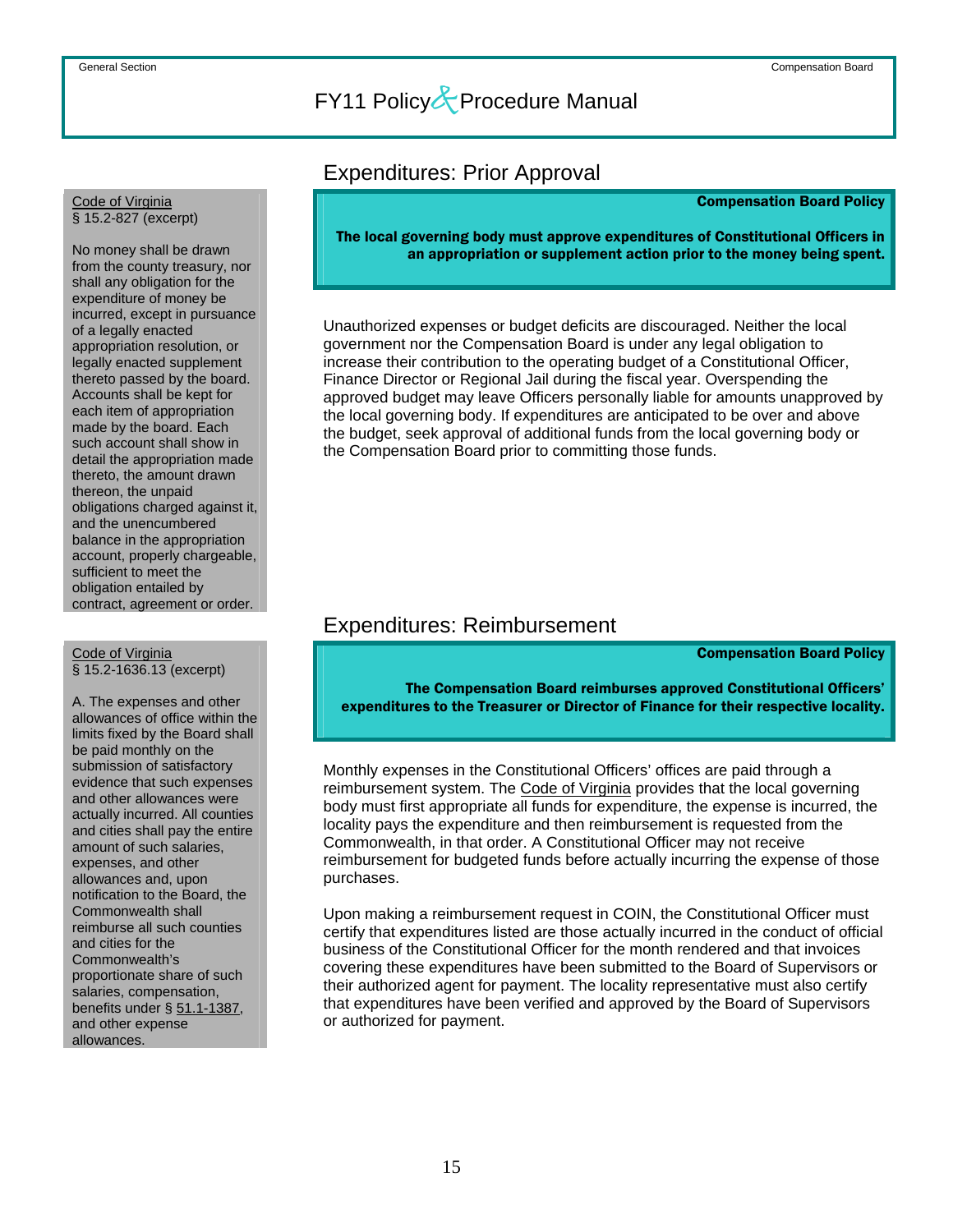## Expenditures: Prior Approval

**Compensation Board Policy**

**The local governing body must approve expenditures of Constitutional Officers in an appropriation or supplement action prior to the money being spent.**

Code of Virginia
§ 15.2-827 (excerpt)

No money shall be drawn from the county treasury, nor shall any obligation for the expenditure of money be incurred, except in pursuance of a legally enacted appropriation resolution, or legally enacted supplement thereto passed by the board. Accounts shall be kept for each item of appropriation made by the board. Each such account shall show in detail the appropriation made thereto, the amount drawn thereon, the unpaid obligations charged against it, and the unencumbered balance in the appropriation account, properly chargeable, sufficient to meet the obligation entailed by contract, agreement or order.

Unauthorized expenses or budget deficits are discouraged. Neither the local government nor the Compensation Board is under any legal obligation to increase their contribution to the operating budget of a Constitutional Officer, Finance Director or Regional Jail during the fiscal year. Overspending the approved budget may leave Officers personally liable for amounts unapproved by the local governing body. If expenditures are anticipated to be over and above the budget, seek approval of additional funds from the local governing body or the Compensation Board prior to committing those funds.

## Expenditures: Reimbursement

**Compensation Board Policy**

**The Compensation Board reimburses approved Constitutional Officers' expenditures to the Treasurer or Director of Finance for their respective locality.**

Code of Virginia
§ 15.2-1636.13 (excerpt)

A. The expenses and other allowances of office within the limits fixed by the Board shall be paid monthly on the submission of satisfactory evidence that such expenses and other allowances were actually incurred. All counties and cities shall pay the entire amount of such salaries, expenses, and other allowances and, upon notification to the Board, the Commonwealth shall reimburse all such counties and cities for the Commonwealth's proportionate share of such salaries, compensation, benefits under § 51.1-1387, and other expense allowances.

Monthly expenses in the Constitutional Officers' offices are paid through a reimbursement system. The Code of Virginia provides that the local governing body must first appropriate all funds for expenditure, the expense is incurred, the locality pays the expenditure and then reimbursement is requested from the Commonwealth, in that order. A Constitutional Officer may not receive reimbursement for budgeted funds before actually incurring the expense of those purchases.

Upon making a reimbursement request in COIN, the Constitutional Officer must certify that expenditures listed are those actually incurred in the conduct of official business of the Constitutional Officer for the month rendered and that invoices covering these expenditures have been submitted to the Board of Supervisors or their authorized agent for payment. The locality representative must also certify that expenditures have been verified and approved by the Board of Supervisors or authorized for payment.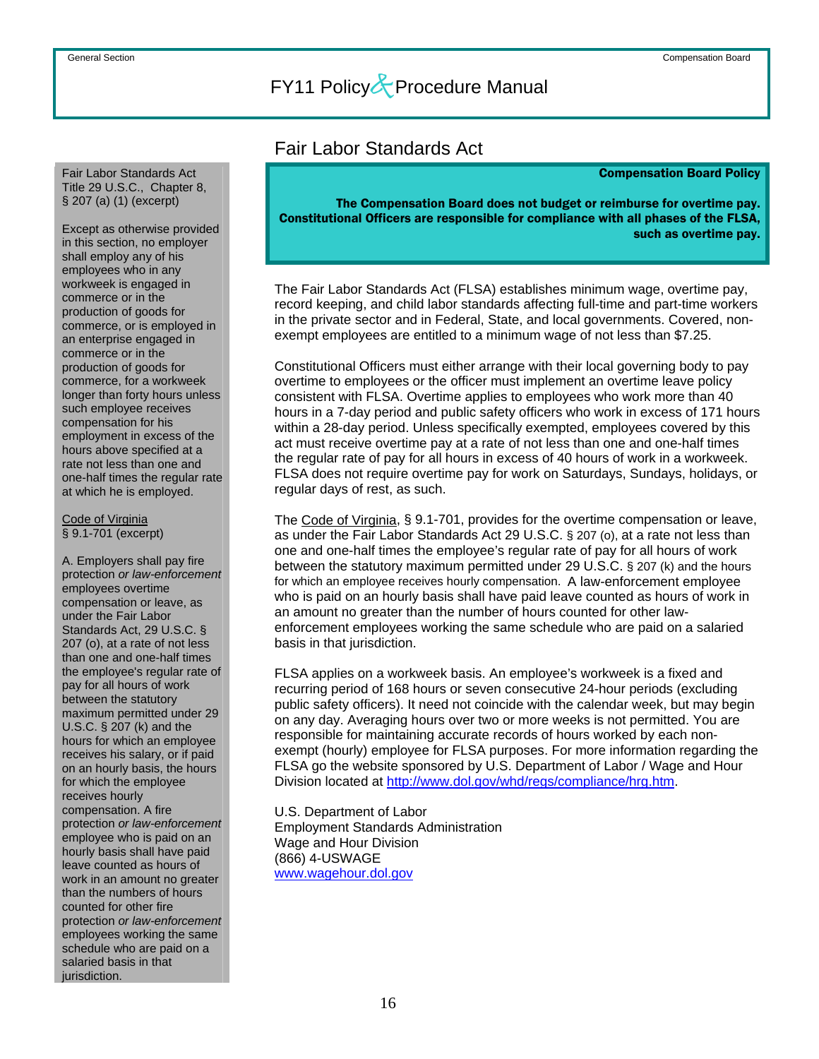# Fair Labor Standards Act

**Compensation Board Policy**

**The Compensation Board does not budget or reimburse for overtime pay. Constitutional Officers are responsible for compliance with all phases of the FLSA, such as overtime pay.**

The Fair Labor Standards Act (FLSA) establishes minimum wage, overtime pay, record keeping, and child labor standards affecting full-time and part-time workers in the private sector and in Federal, State, and local governments. Covered, non-exempt employees are entitled to a minimum wage of not less than $7.25.

Constitutional Officers must either arrange with their local governing body to pay overtime to employees or the officer must implement an overtime leave policy consistent with FLSA. Overtime applies to employees who work more than 40 hours in a 7-day period and public safety officers who work in excess of 171 hours within a 28-day period. Unless specifically exempted, employees covered by this act must receive overtime pay at a rate of not less than one and one-half times the regular rate of pay for all hours in excess of 40 hours of work in a workweek. FLSA does not require overtime pay for work on Saturdays, Sundays, holidays, or regular days of rest, as such.

The Code of Virginia, § 9.1-701, provides for the overtime compensation or leave, as under the Fair Labor Standards Act 29 U.S.C. § 207 (o), at a rate not less than one and one-half times the employee's regular rate of pay for all hours of work between the statutory maximum permitted under 29 U.S.C. § 207 (k) and the hours for which an employee receives hourly compensation. A law-enforcement employee who is paid on an hourly basis shall have paid leave counted as hours of work in an amount no greater than the number of hours counted for other law-enforcement employees working the same schedule who are paid on a salaried basis in that jurisdiction.

FLSA applies on a workweek basis. An employee's workweek is a fixed and recurring period of 168 hours or seven consecutive 24-hour periods (excluding public safety officers). It need not coincide with the calendar week, but may begin on any day. Averaging hours over two or more weeks is not permitted. You are responsible for maintaining accurate records of hours worked by each non-exempt (hourly) employee for FLSA purposes. For more information regarding the FLSA go the website sponsored by U.S. Department of Labor / Wage and Hour Division located at http://www.dol.gov/whd/regs/compliance/hrg.htm.

U.S. Department of Labor
Employment Standards Administration
Wage and Hour Division
(866) 4-USWAGE
www.wagehour.dol.gov

---

Fair Labor Standards Act
Title 29 U.S.C., Chapter 8, § 207 (a) (1) (excerpt)

Except as otherwise provided in this section, no employer shall employ any of his employees who in any workweek is engaged in commerce or in the production of goods for commerce, or is employed in an enterprise engaged in commerce or in the production of goods for commerce, for a workweek longer than forty hours unless such employee receives compensation for his employment in excess of the hours above specified at a rate not less than one and one-half times the regular rate at which he is employed.

Code of Virginia
§ 9.1-701 (excerpt)

A. Employers shall pay fire protection *or law-enforcement* employees overtime compensation or leave, as under the Fair Labor Standards Act, 29 U.S.C. § 207 (o), at a rate of not less than one and one-half times the employee's regular rate of pay for all hours of work between the statutory maximum permitted under 29 U.S.C. § 207 (k) and the hours for which an employee receives his salary, or if paid on an hourly basis, the hours for which the employee receives hourly compensation. A fire protection *or law-enforcement* employee who is paid on an hourly basis shall have paid leave counted as hours of work in an amount no greater than the numbers of hours counted for other fire protection *or law-enforcement* employees working the same schedule who are paid on a salaried basis in that jurisdiction.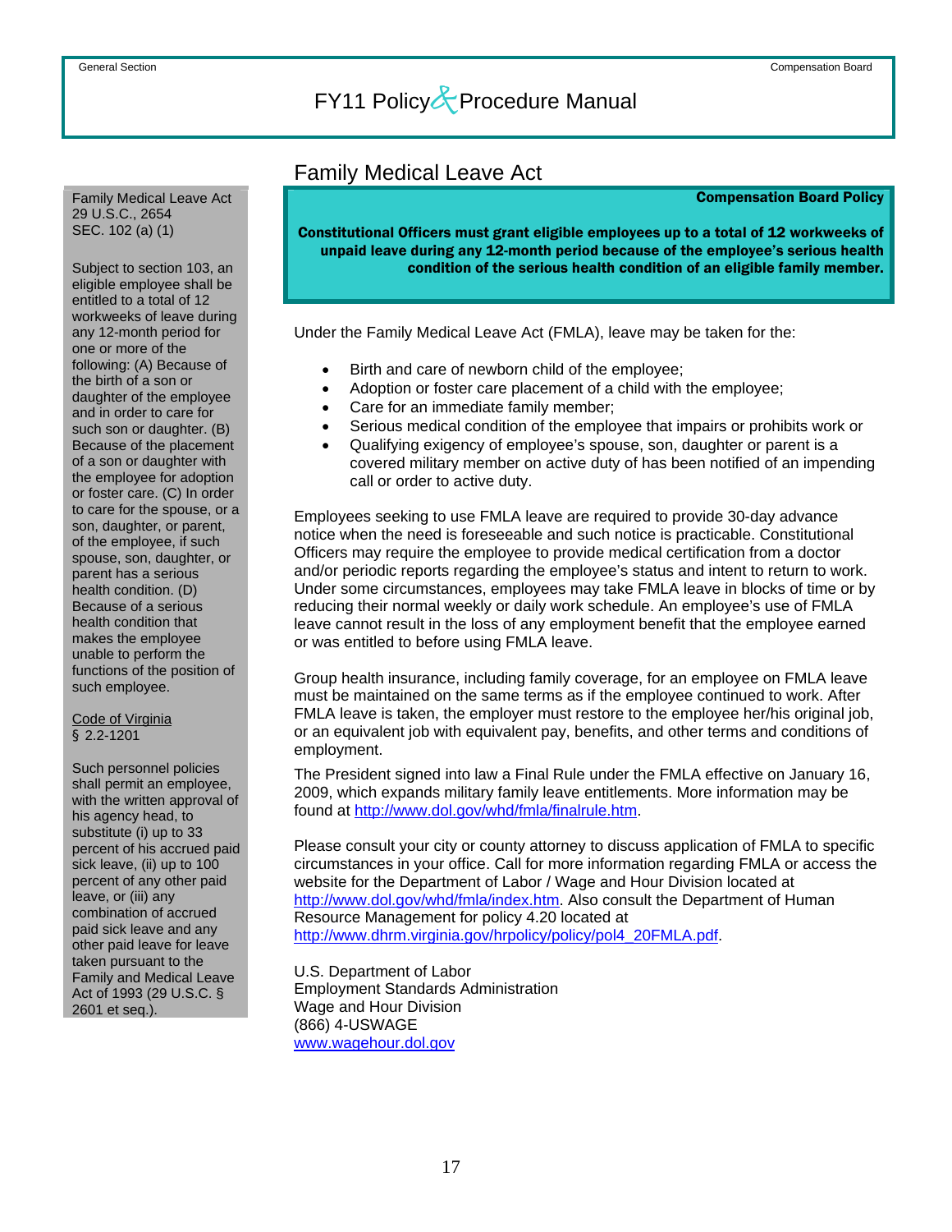## Family Medical Leave Act

**Compensation Board Policy**

**Constitutional Officers must grant eligible employees up to a total of 12 workweeks of unpaid leave during any 12-month period because of the employee's serious health condition of the serious health condition of an eligible family member.**

Under the Family Medical Leave Act (FMLA), leave may be taken for the:

- Birth and care of newborn child of the employee;
- Adoption or foster care placement of a child with the employee;
- Care for an immediate family member;
- Serious medical condition of the employee that impairs or prohibits work or
- Qualifying exigency of employee's spouse, son, daughter or parent is a covered military member on active duty of has been notified of an impending call or order to active duty.

Employees seeking to use FMLA leave are required to provide 30-day advance notice when the need is foreseeable and such notice is practicable. Constitutional Officers may require the employee to provide medical certification from a doctor and/or periodic reports regarding the employee's status and intent to return to work. Under some circumstances, employees may take FMLA leave in blocks of time or by reducing their normal weekly or daily work schedule. An employee's use of FMLA leave cannot result in the loss of any employment benefit that the employee earned or was entitled to before using FMLA leave.

Group health insurance, including family coverage, for an employee on FMLA leave must be maintained on the same terms as if the employee continued to work. After FMLA leave is taken, the employer must restore to the employee her/his original job, or an equivalent job with equivalent pay, benefits, and other terms and conditions of employment.

The President signed into law a Final Rule under the FMLA effective on January 16, 2009, which expands military family leave entitlements. More information may be found at http://www.dol.gov/whd/fmla/finalrule.htm.

Please consult your city or county attorney to discuss application of FMLA to specific circumstances in your office. Call for more information regarding FMLA or access the website for the Department of Labor / Wage and Hour Division located at http://www.dol.gov/whd/fmla/index.htm. Also consult the Department of Human Resource Management for policy 4.20 located at http://www.dhrm.virginia.gov/hrpolicy/policy/pol4_20FMLA.pdf.

U.S. Department of Labor
Employment Standards Administration
Wage and Hour Division
(866) 4-USWAGE
www.wagehour.dol.gov

---

Family Medical Leave Act
29 U.S.C., 2654
SEC. 102 (a) (1)

Subject to section 103, an eligible employee shall be entitled to a total of 12 workweeks of leave during any 12-month period for one or more of the following: (A) Because of the birth of a son or daughter of the employee and in order to care for such son or daughter. (B) Because of the placement of a son or daughter with the employee for adoption or foster care. (C) In order to care for the spouse, or a son, daughter, or parent, of the employee, if such spouse, son, daughter, or parent has a serious health condition. (D) Because of a serious health condition that makes the employee unable to perform the functions of the position of such employee.

Code of Virginia
§ 2.2-1201

Such personnel policies shall permit an employee, with the written approval of his agency head, to substitute (i) up to 33 percent of his accrued paid sick leave, (ii) up to 100 percent of any other paid leave, or (iii) any combination of accrued paid sick leave and any other paid leave for leave taken pursuant to the Family and Medical Leave Act of 1993 (29 U.S.C. § 2601 et seq.).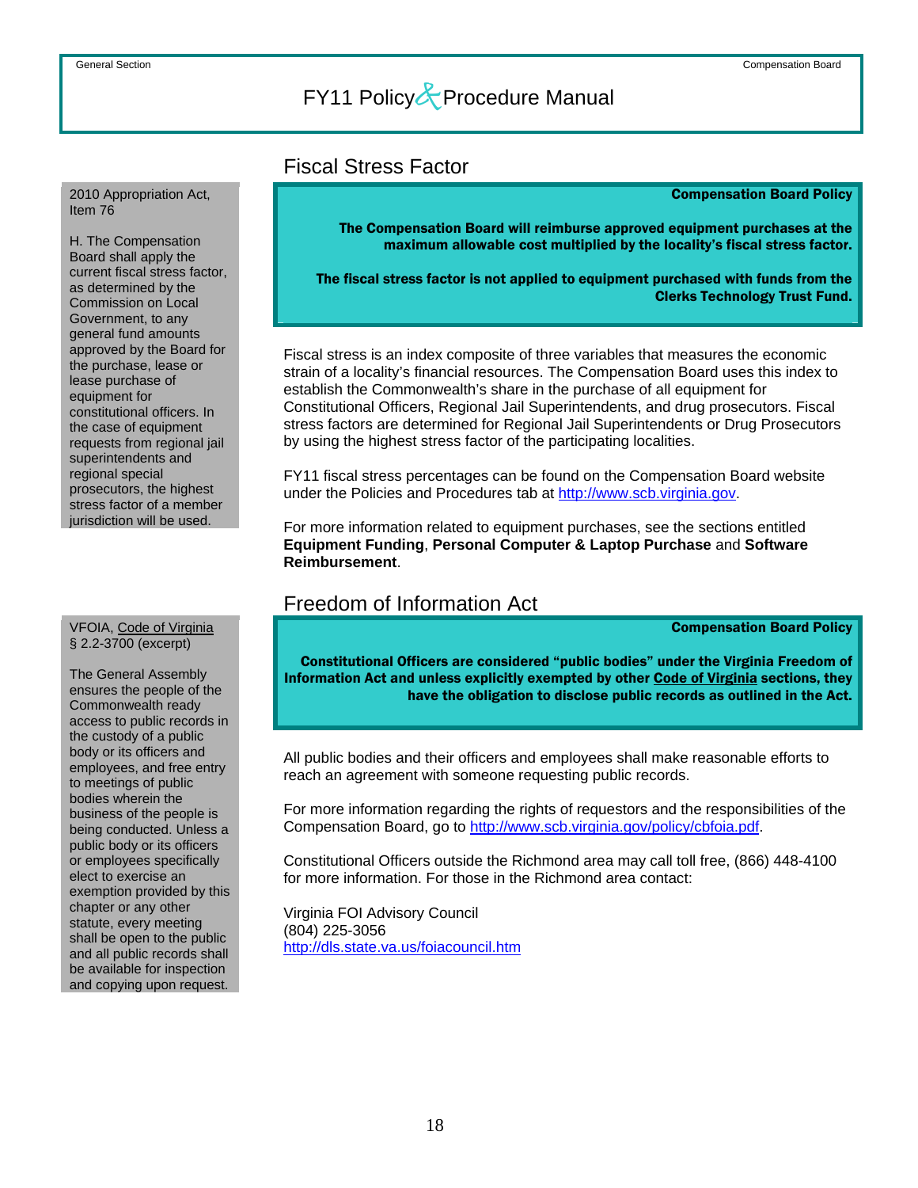## Fiscal Stress Factor

2010 Appropriation Act, Item 76

H. The Compensation Board shall apply the current fiscal stress factor, as determined by the Commission on Local Government, to any general fund amounts approved by the Board for the purchase, lease or lease purchase of equipment for constitutional officers. In the case of equipment requests from regional jail superintendents and regional special prosecutors, the highest stress factor of a member jurisdiction will be used.

**Compensation Board Policy**

**The Compensation Board will reimburse approved equipment purchases at the maximum allowable cost multiplied by the locality's fiscal stress factor.**

**The fiscal stress factor is not applied to equipment purchased with funds from the Clerks Technology Trust Fund.**

Fiscal stress is an index composite of three variables that measures the economic strain of a locality's financial resources. The Compensation Board uses this index to establish the Commonwealth's share in the purchase of all equipment for Constitutional Officers, Regional Jail Superintendents, and drug prosecutors. Fiscal stress factors are determined for Regional Jail Superintendents or Drug Prosecutors by using the highest stress factor of the participating localities.

FY11 fiscal stress percentages can be found on the Compensation Board website under the Policies and Procedures tab at http://www.scb.virginia.gov.

For more information related to equipment purchases, see the sections entitled **Equipment Funding**, **Personal Computer & Laptop Purchase** and **Software Reimbursement**.

## Freedom of Information Act

VFOIA, Code of Virginia § 2.2-3700 (excerpt)

The General Assembly ensures the people of the Commonwealth ready access to public records in the custody of a public body or its officers and employees, and free entry to meetings of public bodies wherein the business of the people is being conducted. Unless a public body or its officers or employees specifically elect to exercise an exemption provided by this chapter or any other statute, every meeting shall be open to the public and all public records shall be available for inspection and copying upon request.

**Compensation Board Policy**

**Constitutional Officers are considered "public bodies" under the Virginia Freedom of Information Act and unless explicitly exempted by other Code of Virginia sections, they have the obligation to disclose public records as outlined in the Act.**

All public bodies and their officers and employees shall make reasonable efforts to reach an agreement with someone requesting public records.

For more information regarding the rights of requestors and the responsibilities of the Compensation Board, go to http://www.scb.virginia.gov/policy/cbfoia.pdf.

Constitutional Officers outside the Richmond area may call toll free, (866) 448-4100 for more information. For those in the Richmond area contact:

Virginia FOI Advisory Council
(804) 225-3056
http://dls.state.va.us/foiacouncil.htm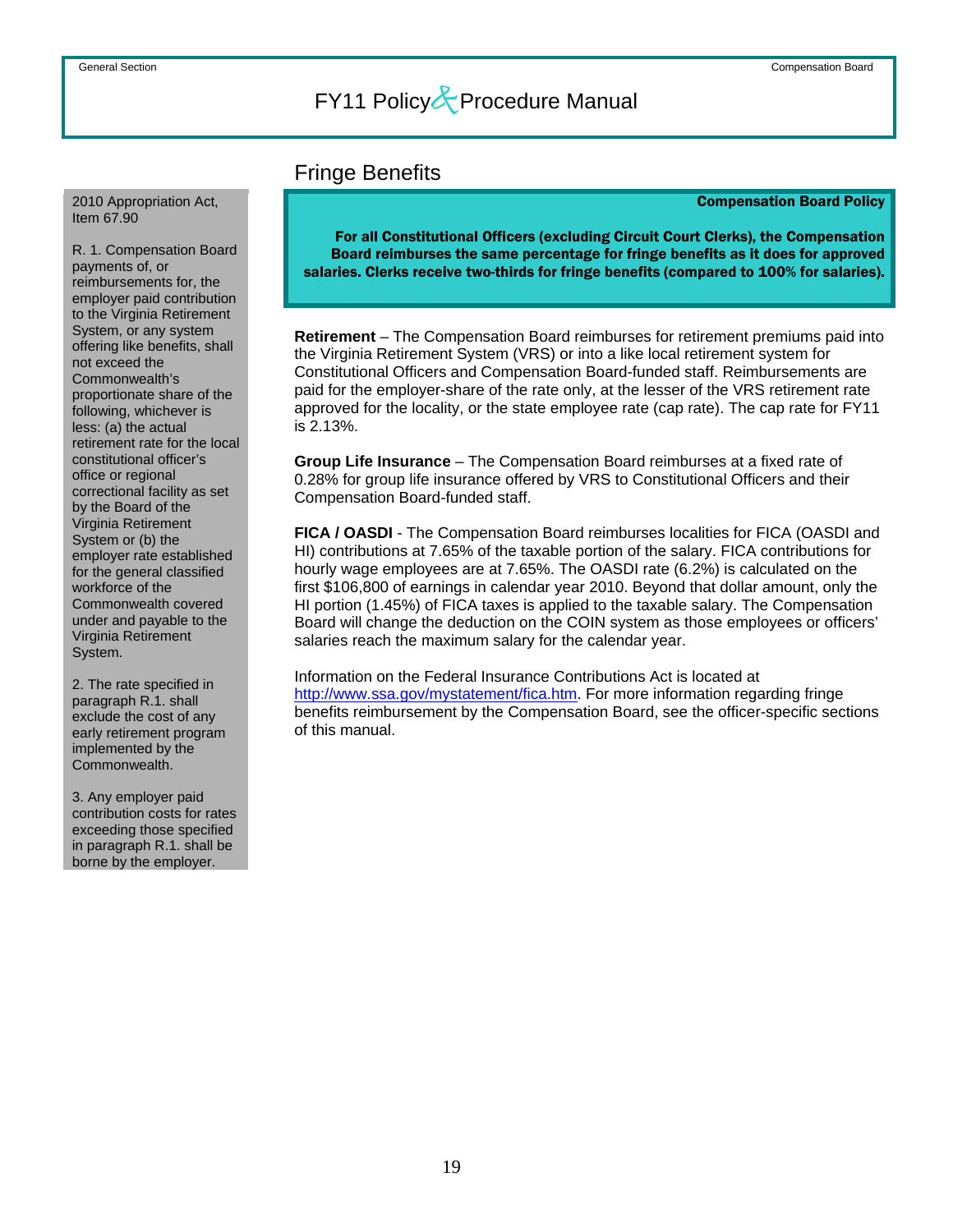## Fringe Benefits

**Compensation Board Policy**

**For all Constitutional Officers (excluding Circuit Court Clerks), the Compensation Board reimburses the same percentage for fringe benefits as it does for approved salaries. Clerks receive two-thirds for fringe benefits (compared to 100% for salaries).**

2010 Appropriation Act, Item 67.90

R. 1. Compensation Board payments of, or reimbursements for, the employer paid contribution to the Virginia Retirement System, or any system offering like benefits, shall not exceed the Commonwealth's proportionate share of the following, whichever is less: (a) the actual retirement rate for the local constitutional officer's office or regional correctional facility as set by the Board of the Virginia Retirement System or (b) the employer rate established for the general classified workforce of the Commonwealth covered under and payable to the Virginia Retirement System.

2. The rate specified in paragraph R.1. shall exclude the cost of any early retirement program implemented by the Commonwealth.

3. Any employer paid contribution costs for rates exceeding those specified in paragraph R.1. shall be borne by the employer.

**Retirement** – The Compensation Board reimburses for retirement premiums paid into the Virginia Retirement System (VRS) or into a like local retirement system for Constitutional Officers and Compensation Board-funded staff. Reimbursements are paid for the employer-share of the rate only, at the lesser of the VRS retirement rate approved for the locality, or the state employee rate (cap rate). The cap rate for FY11 is 2.13%.

**Group Life Insurance** – The Compensation Board reimburses at a fixed rate of 0.28% for group life insurance offered by VRS to Constitutional Officers and their Compensation Board-funded staff.

**FICA / OASDI** - The Compensation Board reimburses localities for FICA (OASDI and HI) contributions at 7.65% of the taxable portion of the salary. FICA contributions for hourly wage employees are at 7.65%. The OASDI rate (6.2%) is calculated on the first $106,800 of earnings in calendar year 2010. Beyond that dollar amount, only the HI portion (1.45%) of FICA taxes is applied to the taxable salary. The Compensation Board will change the deduction on the COIN system as those employees or officers' salaries reach the maximum salary for the calendar year.

Information on the Federal Insurance Contributions Act is located at http://www.ssa.gov/mystatement/fica.htm. For more information regarding fringe benefits reimbursement by the Compensation Board, see the officer-specific sections of this manual.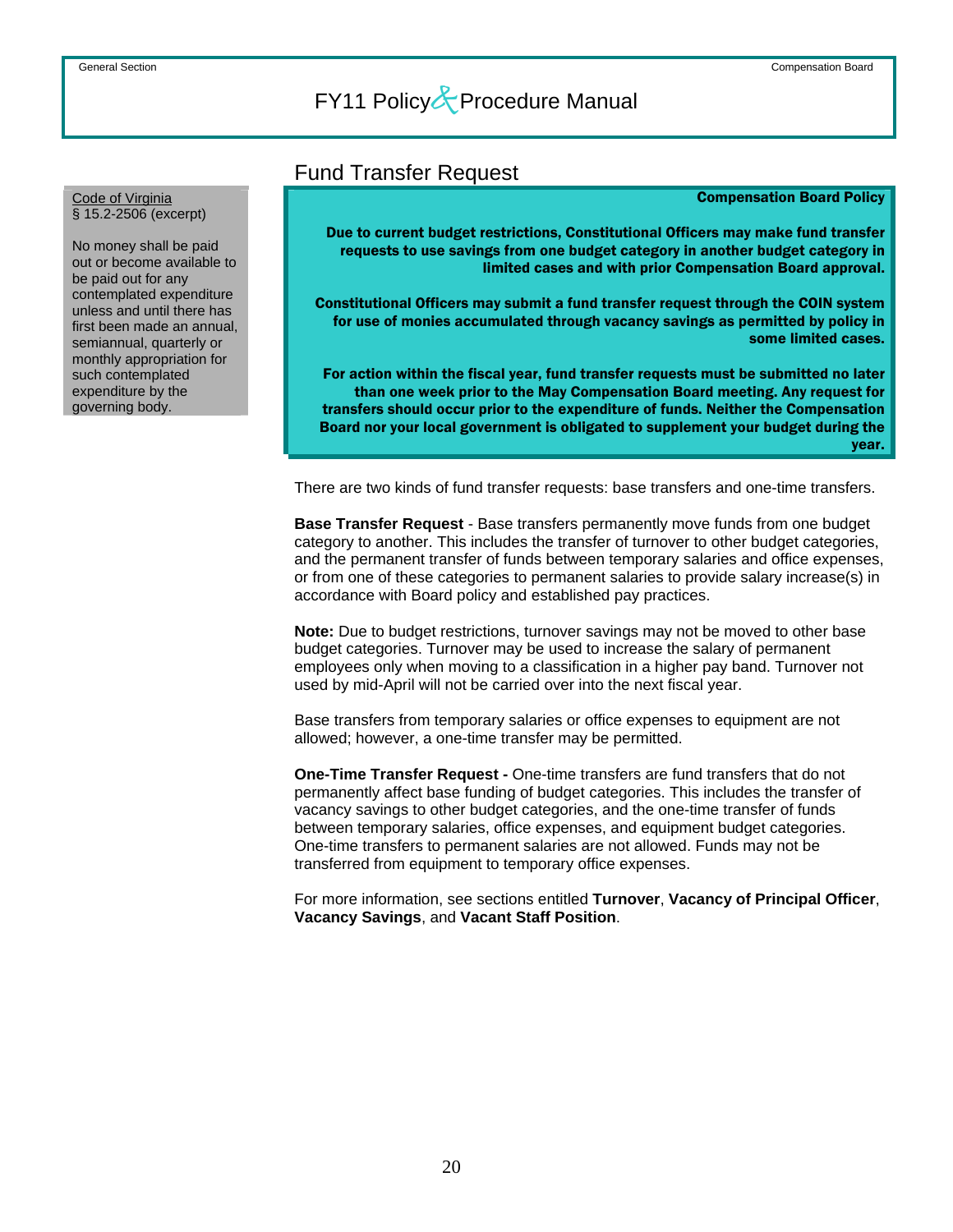## Fund Transfer Request

Code of Virginia
§ 15.2-2506 (excerpt)

No money shall be paid out or become available to be paid out for any contemplated expenditure unless and until there has first been made an annual, semiannual, quarterly or monthly appropriation for such contemplated expenditure by the governing body.

**Compensation Board Policy**

**Due to current budget restrictions, Constitutional Officers may make fund transfer requests to use savings from one budget category in another budget category in limited cases and with prior Compensation Board approval.**

**Constitutional Officers may submit a fund transfer request through the COIN system for use of monies accumulated through vacancy savings as permitted by policy in some limited cases.**

**For action within the fiscal year, fund transfer requests must be submitted no later than one week prior to the May Compensation Board meeting. Any request for transfers should occur prior to the expenditure of funds. Neither the Compensation Board nor your local government is obligated to supplement your budget during the year.**

There are two kinds of fund transfer requests: base transfers and one-time transfers.

**Base Transfer Request** - Base transfers permanently move funds from one budget category to another. This includes the transfer of turnover to other budget categories, and the permanent transfer of funds between temporary salaries and office expenses, or from one of these categories to permanent salaries to provide salary increase(s) in accordance with Board policy and established pay practices.

**Note:** Due to budget restrictions, turnover savings may not be moved to other base budget categories. Turnover may be used to increase the salary of permanent employees only when moving to a classification in a higher pay band. Turnover not used by mid-April will not be carried over into the next fiscal year.

Base transfers from temporary salaries or office expenses to equipment are not allowed; however, a one-time transfer may be permitted.

**One-Time Transfer Request -** One-time transfers are fund transfers that do not permanently affect base funding of budget categories. This includes the transfer of vacancy savings to other budget categories, and the one-time transfer of funds between temporary salaries, office expenses, and equipment budget categories. One-time transfers to permanent salaries are not allowed. Funds may not be transferred from equipment to temporary office expenses.

For more information, see sections entitled **Turnover**, **Vacancy of Principal Officer**, **Vacancy Savings**, and **Vacant Staff Position**.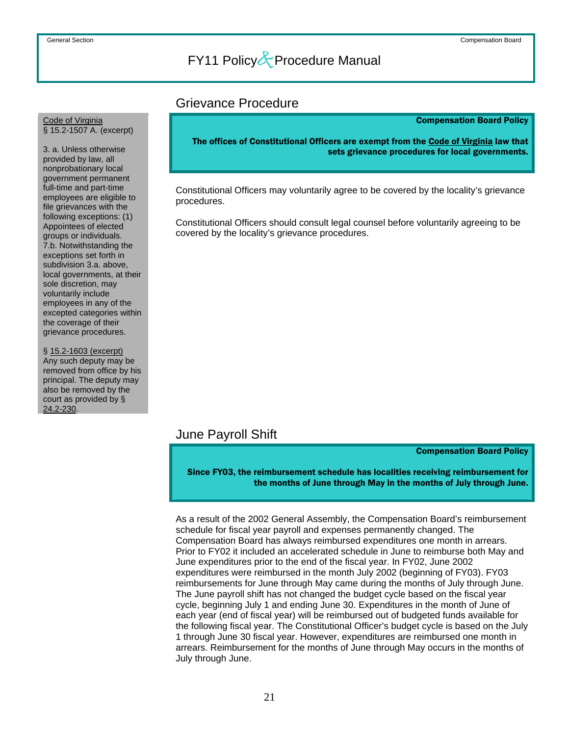## Grievance Procedure

Code of Virginia
§ 15.2-1507 A. (excerpt)

3. a. Unless otherwise provided by law, all nonprobationary local government permanent full-time and part-time employees are eligible to file grievances with the following exceptions: (1) Appointees of elected groups or individuals.
7.b. Notwithstanding the exceptions set forth in subdivision 3.a. above, local governments, at their sole discretion, may voluntarily include employees in any of the excepted categories within the coverage of their grievance procedures.

§ 15.2-1603 (excerpt)
Any such deputy may be removed from office by his principal. The deputy may also be removed by the court as provided by § 24.2-230.

**Compensation Board Policy**

**The offices of Constitutional Officers are exempt from the Code of Virginia law that sets grievance procedures for local governments.**

Constitutional Officers may voluntarily agree to be covered by the locality's grievance procedures.

Constitutional Officers should consult legal counsel before voluntarily agreeing to be covered by the locality's grievance procedures.

## June Payroll Shift

**Compensation Board Policy**

**Since FY03, the reimbursement schedule has localities receiving reimbursement for the months of June through May in the months of July through June.**

As a result of the 2002 General Assembly, the Compensation Board's reimbursement schedule for fiscal year payroll and expenses permanently changed. The Compensation Board has always reimbursed expenditures one month in arrears. Prior to FY02 it included an accelerated schedule in June to reimburse both May and June expenditures prior to the end of the fiscal year. In FY02, June 2002 expenditures were reimbursed in the month July 2002 (beginning of FY03). FY03 reimbursements for June through May came during the months of July through June. The June payroll shift has not changed the budget cycle based on the fiscal year cycle, beginning July 1 and ending June 30. Expenditures in the month of June of each year (end of fiscal year) will be reimbursed out of budgeted funds available for the following fiscal year. The Constitutional Officer's budget cycle is based on the July 1 through June 30 fiscal year. However, expenditures are reimbursed one month in arrears. Reimbursement for the months of June through May occurs in the months of July through June.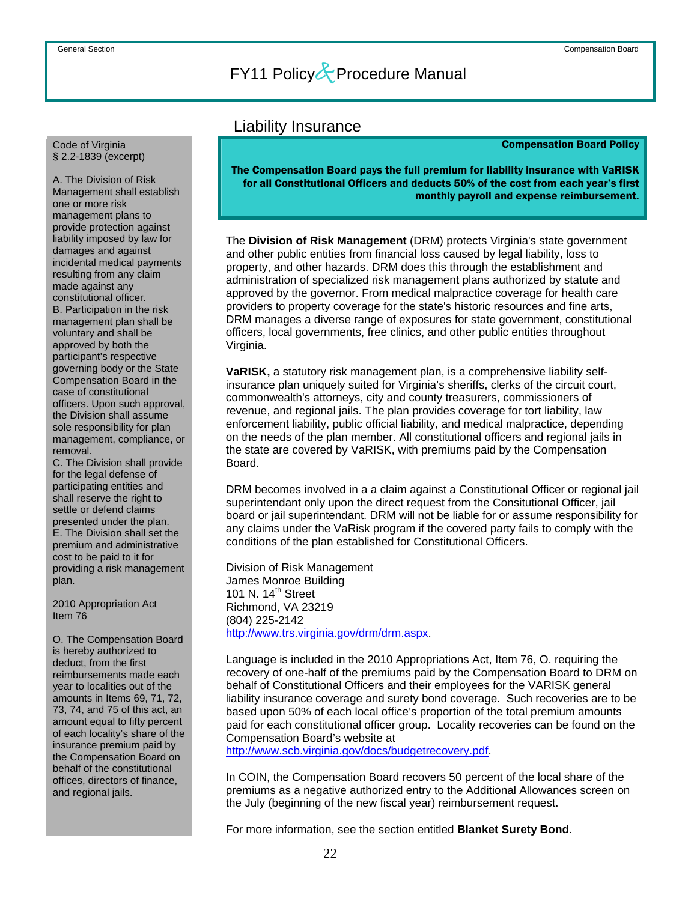# Liability Insurance

**Compensation Board Policy**

**The Compensation Board pays the full premium for liability insurance with VaRISK for all Constitutional Officers and deducts 50% of the cost from each year's first monthly payroll and expense reimbursement.**

The **Division of Risk Management** (DRM) protects Virginia's state government and other public entities from financial loss caused by legal liability, loss to property, and other hazards. DRM does this through the establishment and administration of specialized risk management plans authorized by statute and approved by the governor. From medical malpractice coverage for health care providers to property coverage for the state's historic resources and fine arts, DRM manages a diverse range of exposures for state government, constitutional officers, local governments, free clinics, and other public entities throughout Virginia.

**VaRISK,** a statutory risk management plan, is a comprehensive liability self-insurance plan uniquely suited for Virginia's sheriffs, clerks of the circuit court, commonwealth's attorneys, city and county treasurers, commissioners of revenue, and regional jails. The plan provides coverage for tort liability, law enforcement liability, public official liability, and medical malpractice, depending on the needs of the plan member. All constitutional officers and regional jails in the state are covered by VaRISK, with premiums paid by the Compensation Board.

DRM becomes involved in a a claim against a Constitutional Officer or regional jail superintendant only upon the direct request from the Consitutional Officer, jail board or jail superintendant. DRM will not be liable for or assume responsibility for any claims under the VaRisk program if the covered party fails to comply with the conditions of the plan established for Constitutional Officers.

Division of Risk Management
James Monroe Building
101 N. 14th Street
Richmond, VA 23219
(804) 225-2142
http://www.trs.virginia.gov/drm/drm.aspx.

Language is included in the 2010 Appropriations Act, Item 76, O. requiring the recovery of one-half of the premiums paid by the Compensation Board to DRM on behalf of Constitutional Officers and their employees for the VARISK general liability insurance coverage and surety bond coverage. Such recoveries are to be based upon 50% of each local office's proportion of the total premium amounts paid for each constitutional officer group. Locality recoveries can be found on the Compensation Board's website at http://www.scb.virginia.gov/docs/budgetrecovery.pdf.

In COIN, the Compensation Board recovers 50 percent of the local share of the premiums as a negative authorized entry to the Additional Allowances screen on the July (beginning of the new fiscal year) reimbursement request.

For more information, see the section entitled **Blanket Surety Bond**.

---

Code of Virginia
§ 2.2-1839 (excerpt)

A. The Division of Risk Management shall establish one or more risk management plans to provide protection against liability imposed by law for damages and against incidental medical payments resulting from any claim made against any constitutional officer.
B. Participation in the risk management plan shall be voluntary and shall be approved by both the participant's respective governing body or the State Compensation Board in the case of constitutional officers. Upon such approval, the Division shall assume sole responsibility for plan management, compliance, or removal.
C. The Division shall provide for the legal defense of participating entities and shall reserve the right to settle or defend claims presented under the plan.
E. The Division shall set the premium and administrative cost to be paid to it for providing a risk management plan.

2010 Appropriation Act
Item 76

O. The Compensation Board is hereby authorized to deduct, from the first reimbursements made each year to localities out of the amounts in Items 69, 71, 72, 73, 74, and 75 of this act, an amount equal to fifty percent of each locality's share of the insurance premium paid by the Compensation Board on behalf of the constitutional offices, directors of finance, and regional jails.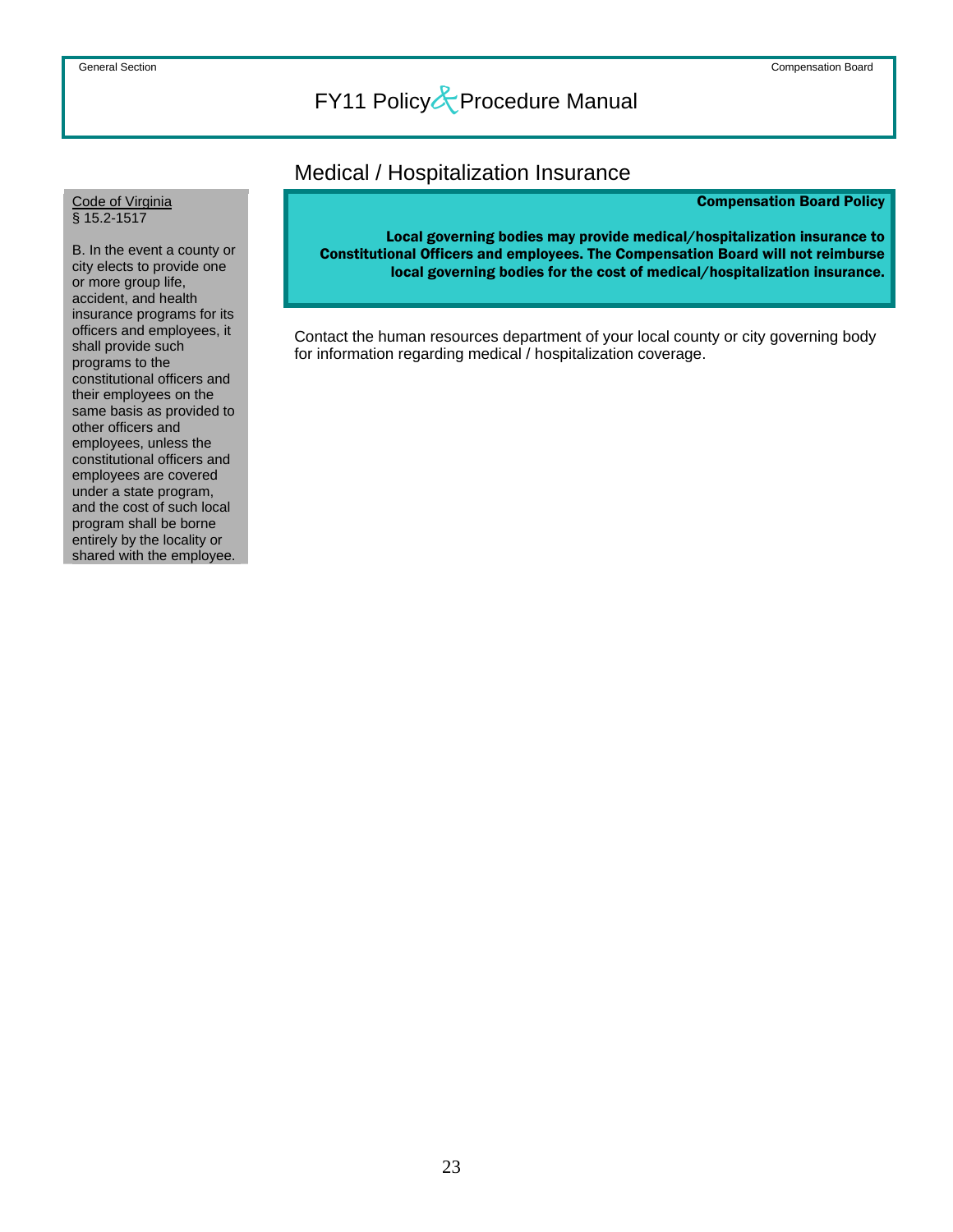## Medical / Hospitalization Insurance

Code of Virginia
§ 15.2-1517

B. In the event a county or city elects to provide one or more group life, accident, and health insurance programs for its officers and employees, it shall provide such programs to the constitutional officers and their employees on the same basis as provided to other officers and employees, unless the constitutional officers and employees are covered under a state program, and the cost of such local program shall be borne entirely by the locality or shared with the employee.

**Compensation Board Policy**

**Local governing bodies may provide medical/hospitalization insurance to Constitutional Officers and employees. The Compensation Board will not reimburse local governing bodies for the cost of medical/hospitalization insurance.**

Contact the human resources department of your local county or city governing body for information regarding medical / hospitalization coverage.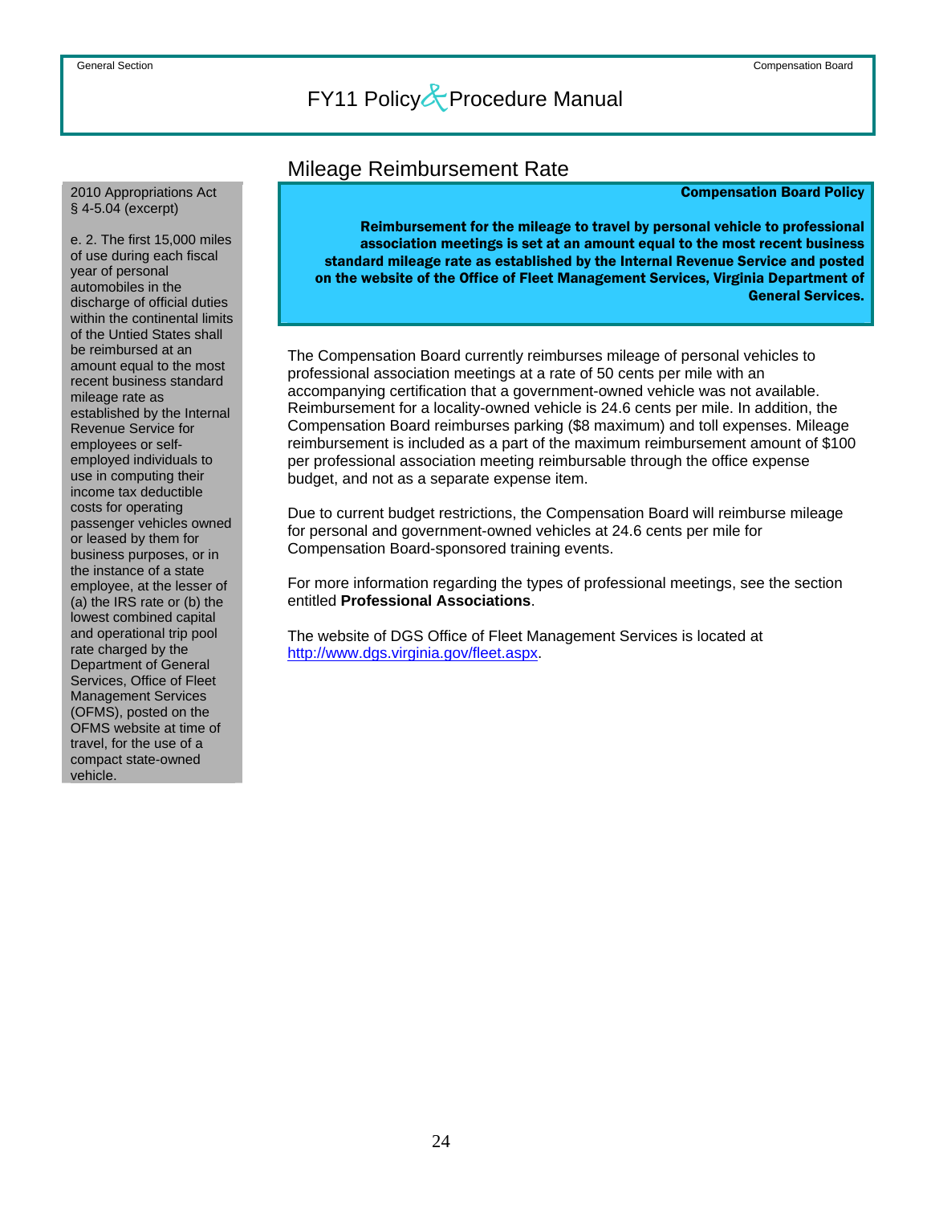## Mileage Reimbursement Rate

2010 Appropriations Act § 4-5.04 (excerpt)

e. 2. The first 15,000 miles of use during each fiscal year of personal automobiles in the discharge of official duties within the continental limits of the Untied States shall be reimbursed at an amount equal to the most recent business standard mileage rate as established by the Internal Revenue Service for employees or self-employed individuals to use in computing their income tax deductible costs for operating passenger vehicles owned or leased by them for business purposes, or in the instance of a state employee, at the lesser of (a) the IRS rate or (b) the lowest combined capital and operational trip pool rate charged by the Department of General Services, Office of Fleet Management Services (OFMS), posted on the OFMS website at time of travel, for the use of a compact state-owned vehicle.

**Compensation Board Policy**

**Reimbursement for the mileage to travel by personal vehicle to professional association meetings is set at an amount equal to the most recent business standard mileage rate as established by the Internal Revenue Service and posted on the website of the Office of Fleet Management Services, Virginia Department of General Services.**

The Compensation Board currently reimburses mileage of personal vehicles to professional association meetings at a rate of 50 cents per mile with an accompanying certification that a government-owned vehicle was not available. Reimbursement for a locality-owned vehicle is 24.6 cents per mile. In addition, the Compensation Board reimburses parking ($8 maximum) and toll expenses. Mileage reimbursement is included as a part of the maximum reimbursement amount of $100 per professional association meeting reimbursable through the office expense budget, and not as a separate expense item.

Due to current budget restrictions, the Compensation Board will reimburse mileage for personal and government-owned vehicles at 24.6 cents per mile for Compensation Board-sponsored training events.

For more information regarding the types of professional meetings, see the section entitled **Professional Associations**.

The website of DGS Office of Fleet Management Services is located at http://www.dgs.virginia.gov/fleet.aspx.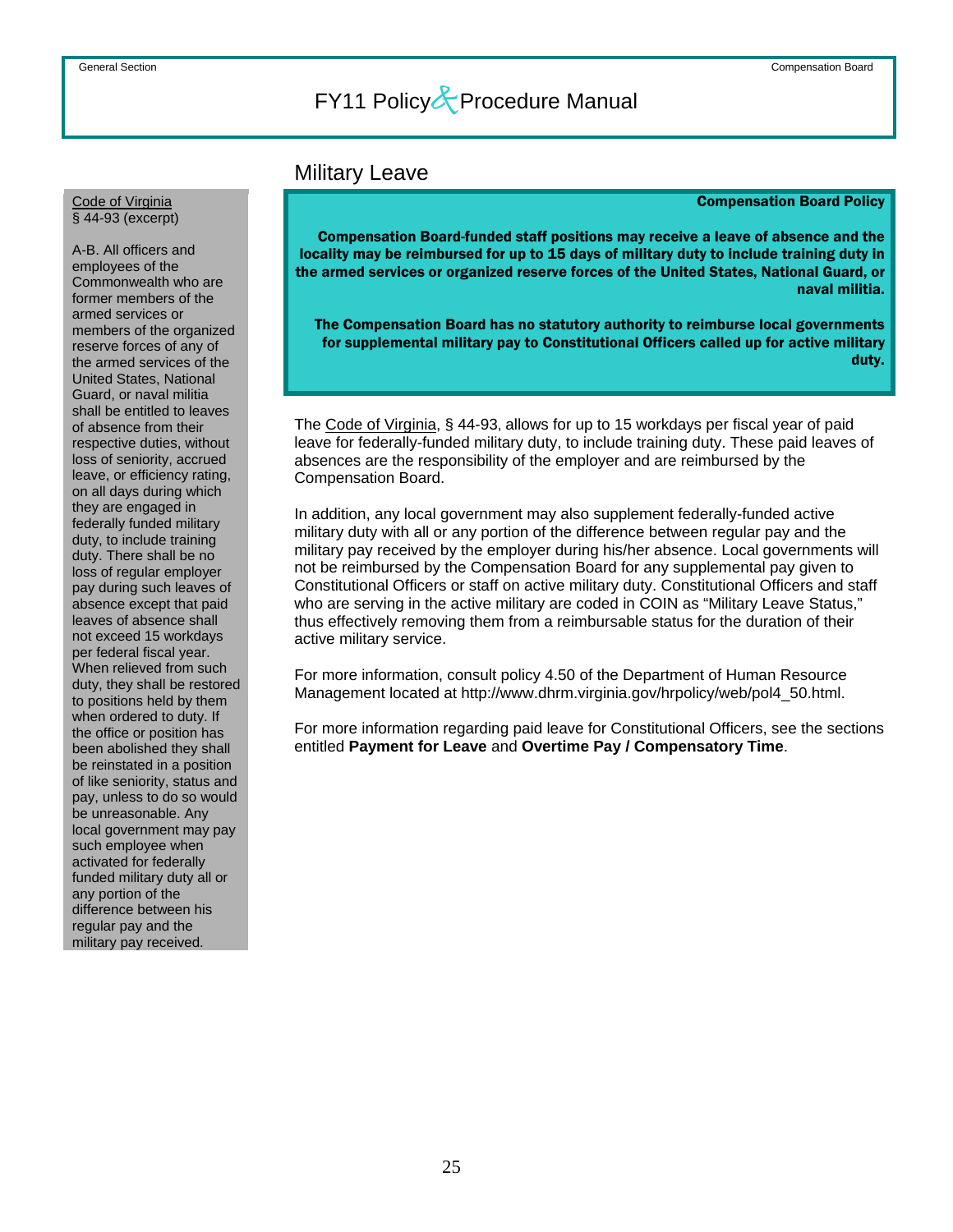## Military Leave

Code of Virginia
§ 44-93 (excerpt)

A-B. All officers and employees of the Commonwealth who are former members of the armed services or members of the organized reserve forces of any of the armed services of the United States, National Guard, or naval militia shall be entitled to leaves of absence from their respective duties, without loss of seniority, accrued leave, or efficiency rating, on all days during which they are engaged in federally funded military duty, to include training duty. There shall be no loss of regular employer pay during such leaves of absence except that paid leaves of absence shall not exceed 15 workdays per federal fiscal year. When relieved from such duty, they shall be restored to positions held by them when ordered to duty. If the office or position has been abolished they shall be reinstated in a position of like seniority, status and pay, unless to do so would be unreasonable. Any local government may pay such employee when activated for federally funded military duty all or any portion of the difference between his regular pay and the military pay received.

**Compensation Board Policy**

**Compensation Board-funded staff positions may receive a leave of absence and the locality may be reimbursed for up to 15 days of military duty to include training duty in the armed services or organized reserve forces of the United States, National Guard, or naval militia.**

**The Compensation Board has no statutory authority to reimburse local governments for supplemental military pay to Constitutional Officers called up for active military duty.**

The Code of Virginia, § 44-93, allows for up to 15 workdays per fiscal year of paid leave for federally-funded military duty, to include training duty. These paid leaves of absences are the responsibility of the employer and are reimbursed by the Compensation Board.

In addition, any local government may also supplement federally-funded active military duty with all or any portion of the difference between regular pay and the military pay received by the employer during his/her absence. Local governments will not be reimbursed by the Compensation Board for any supplemental pay given to Constitutional Officers or staff on active military duty. Constitutional Officers and staff who are serving in the active military are coded in COIN as "Military Leave Status," thus effectively removing them from a reimbursable status for the duration of their active military service.

For more information, consult policy 4.50 of the Department of Human Resource Management located at http://www.dhrm.virginia.gov/hrpolicy/web/pol4_50.html.

For more information regarding paid leave for Constitutional Officers, see the sections entitled **Payment for Leave** and **Overtime Pay / Compensatory Time**.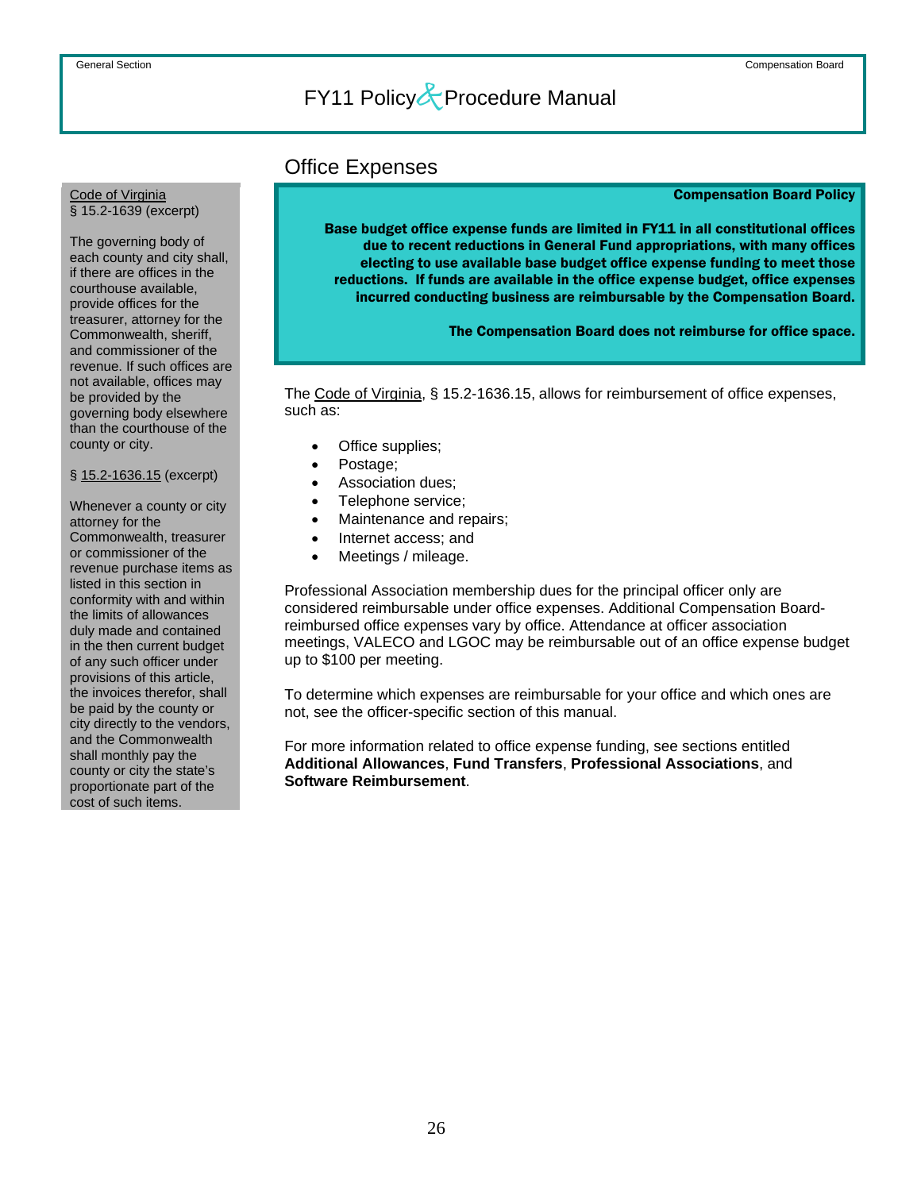# Office Expenses

Code of Virginia
§ 15.2-1639 (excerpt)

The governing body of each county and city shall, if there are offices in the courthouse available, provide offices for the treasurer, attorney for the Commonwealth, sheriff, and commissioner of the revenue. If such offices are not available, offices may be provided by the governing body elsewhere than the courthouse of the county or city.

§ 15.2-1636.15 (excerpt)

Whenever a county or city attorney for the Commonwealth, treasurer or commissioner of the revenue purchase items as listed in this section in conformity with and within the limits of allowances duly made and contained in the then current budget of any such officer under provisions of this article, the invoices therefor, shall be paid by the county or city directly to the vendors, and the Commonwealth shall monthly pay the county or city the state's proportionate part of the cost of such items.

**Compensation Board Policy**

**Base budget office expense funds are limited in FY11 in all constitutional offices due to recent reductions in General Fund appropriations, with many offices electing to use available base budget office expense funding to meet those reductions. If funds are available in the office expense budget, office expenses incurred conducting business are reimbursable by the Compensation Board.**

**The Compensation Board does not reimburse for office space.**

The Code of Virginia, § 15.2-1636.15, allows for reimbursement of office expenses, such as:

- Office supplies;
- Postage;
- Association dues;
- Telephone service;
- Maintenance and repairs;
- Internet access; and
- Meetings / mileage.

Professional Association membership dues for the principal officer only are considered reimbursable under office expenses. Additional Compensation Board-reimbursed office expenses vary by office. Attendance at officer association meetings, VALECO and LGOC may be reimbursable out of an office expense budget up to $100 per meeting.

To determine which expenses are reimbursable for your office and which ones are not, see the officer-specific section of this manual.

For more information related to office expense funding, see sections entitled **Additional Allowances**, **Fund Transfers**, **Professional Associations**, and **Software Reimbursement**.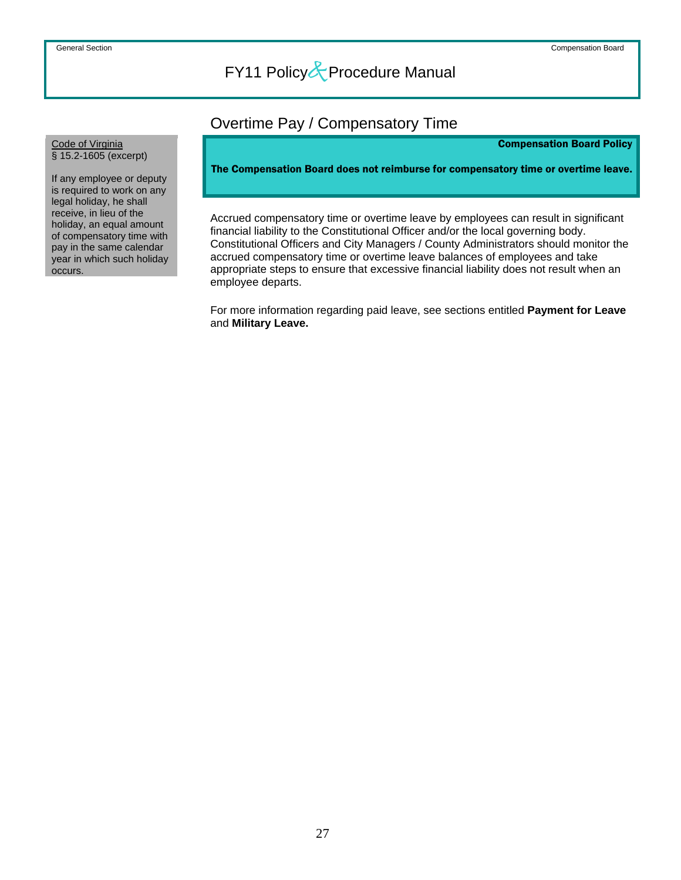## Overtime Pay / Compensatory Time

Code of Virginia
§ 15.2-1605 (excerpt)

If any employee or deputy is required to work on any legal holiday, he shall receive, in lieu of the holiday, an equal amount of compensatory time with pay in the same calendar year in which such holiday occurs.

**Compensation Board Policy**

**The Compensation Board does not reimburse for compensatory time or overtime leave.**

Accrued compensatory time or overtime leave by employees can result in significant financial liability to the Constitutional Officer and/or the local governing body. Constitutional Officers and City Managers / County Administrators should monitor the accrued compensatory time or overtime leave balances of employees and take appropriate steps to ensure that excessive financial liability does not result when an employee departs.

For more information regarding paid leave, see sections entitled **Payment for Leave** and **Military Leave.**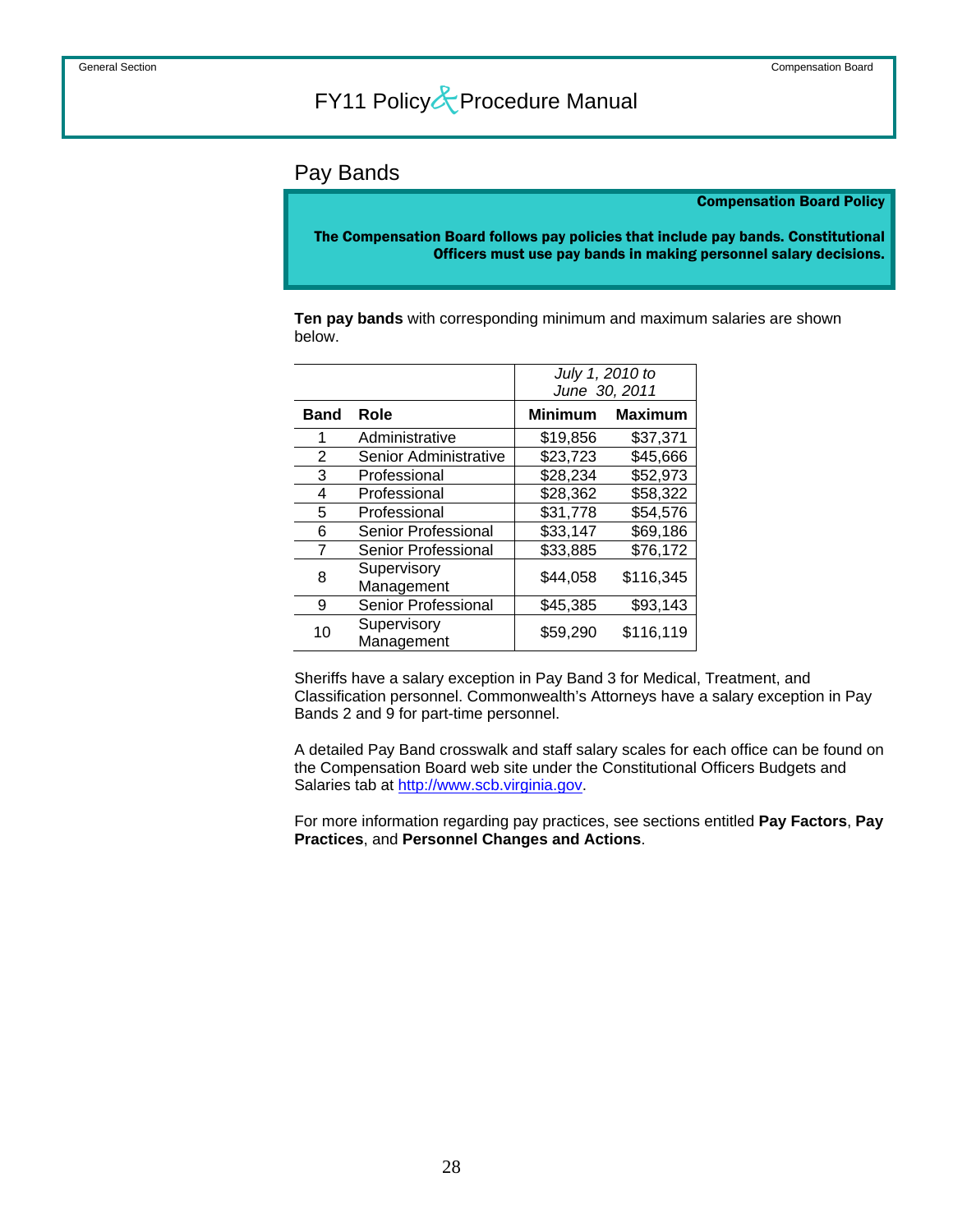## Pay Bands

**Compensation Board Policy**

**The Compensation Board follows pay policies that include pay bands. Constitutional Officers must use pay bands in making personnel salary decisions.**

**Ten pay bands** with corresponding minimum and maximum salaries are shown below.

| | | *July 1, 2010 to June 30, 2011* | |
|---|---|---|---|
| **Band** | **Role** | **Minimum** | **Maximum** |
| 1 | Administrative | $19,856 | $37,371 |
| 2 | Senior Administrative | $23,723 | $45,666 |
| 3 | Professional | $28,234 | $52,973 |
| 4 | Professional | $28,362 | $58,322 |
| 5 | Professional | $31,778 | $54,576 |
| 6 | Senior Professional | $33,147 | $69,186 |
| 7 | Senior Professional | $33,885 | $76,172 |
| 8 | Supervisory Management | $44,058 | $116,345 |
| 9 | Senior Professional | $45,385 | $93,143 |
| 10 | Supervisory Management | $59,290 | $116,119 |

Sheriffs have a salary exception in Pay Band 3 for Medical, Treatment, and Classification personnel. Commonwealth's Attorneys have a salary exception in Pay Bands 2 and 9 for part-time personnel.

A detailed Pay Band crosswalk and staff salary scales for each office can be found on the Compensation Board web site under the Constitutional Officers Budgets and Salaries tab at http://www.scb.virginia.gov.

For more information regarding pay practices, see sections entitled **Pay Factors**, **Pay Practices**, and **Personnel Changes and Actions**.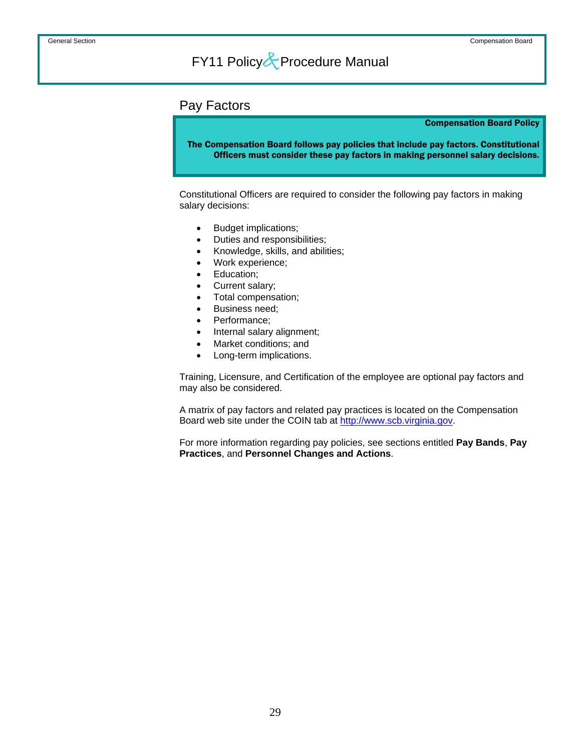## Pay Factors

**Compensation Board Policy**

**The Compensation Board follows pay policies that include pay factors. Constitutional Officers must consider these pay factors in making personnel salary decisions.**

Constitutional Officers are required to consider the following pay factors in making salary decisions:

- Budget implications;
- Duties and responsibilities;
- Knowledge, skills, and abilities;
- Work experience;
- Education;
- Current salary;
- Total compensation;
- Business need;
- Performance;
- Internal salary alignment;
- Market conditions; and
- Long-term implications.

Training, Licensure, and Certification of the employee are optional pay factors and may also be considered.

A matrix of pay factors and related pay practices is located on the Compensation Board web site under the COIN tab at [http://www.scb.virginia.gov](http://www.scb.virginia.gov).

For more information regarding pay policies, see sections entitled **Pay Bands**, **Pay Practices**, and **Personnel Changes and Actions**.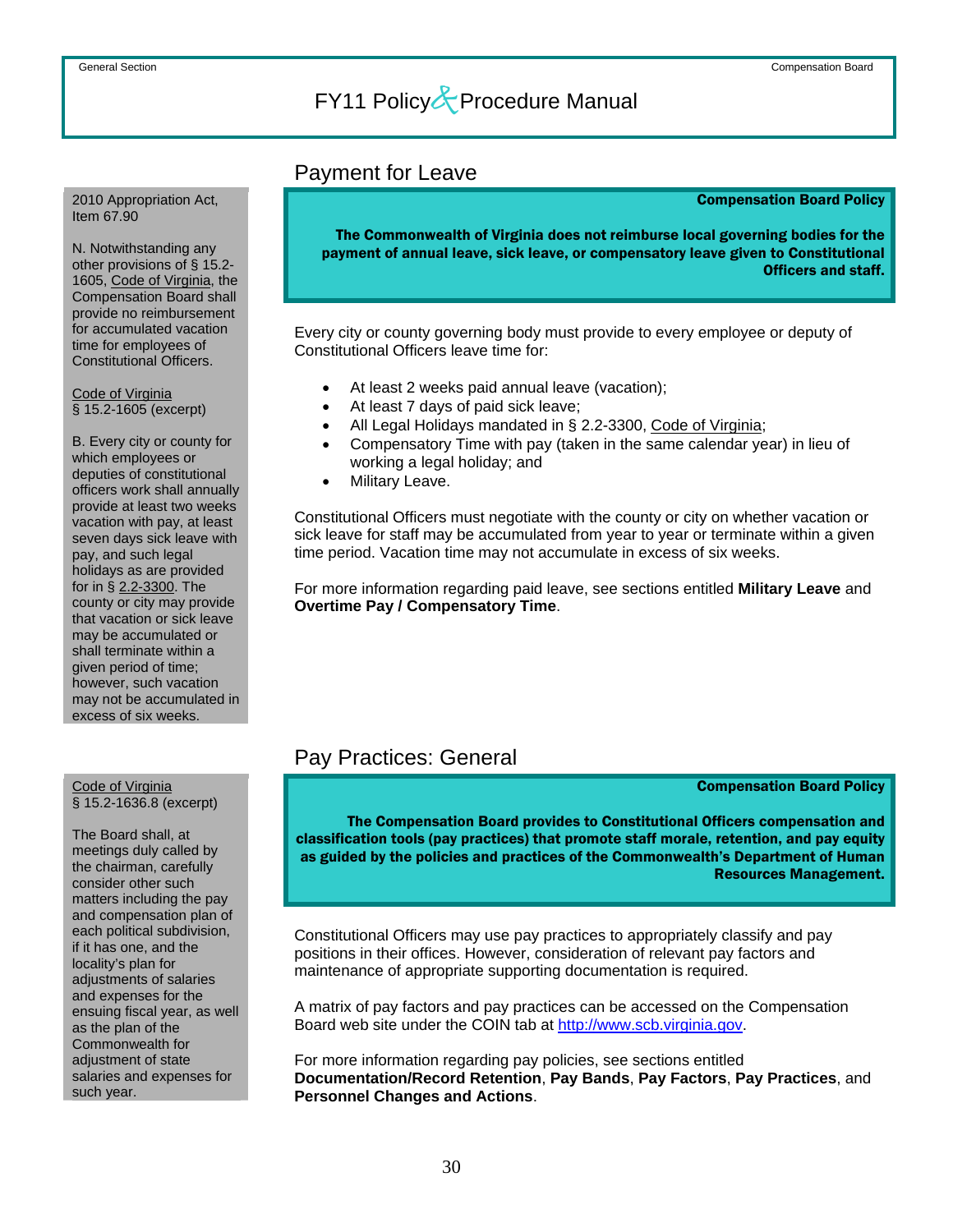## Payment for Leave

2010 Appropriation Act, Item 67.90

N. Notwithstanding any other provisions of § 15.2-1605, Code of Virginia, the Compensation Board shall provide no reimbursement for accumulated vacation time for employees of Constitutional Officers.

Code of Virginia § 15.2-1605 (excerpt)

B. Every city or county for which employees or deputies of constitutional officers work shall annually provide at least two weeks vacation with pay, at least seven days sick leave with pay, and such legal holidays as are provided for in § 2.2-3300. The county or city may provide that vacation or sick leave may be accumulated or shall terminate within a given period of time; however, such vacation may not be accumulated in excess of six weeks.

**Compensation Board Policy**

**The Commonwealth of Virginia does not reimburse local governing bodies for the payment of annual leave, sick leave, or compensatory leave given to Constitutional Officers and staff.**

Every city or county governing body must provide to every employee or deputy of Constitutional Officers leave time for:

- At least 2 weeks paid annual leave (vacation);
- At least 7 days of paid sick leave;
- All Legal Holidays mandated in § 2.2-3300, Code of Virginia;
- Compensatory Time with pay (taken in the same calendar year) in lieu of working a legal holiday; and
- Military Leave.

Constitutional Officers must negotiate with the county or city on whether vacation or sick leave for staff may be accumulated from year to year or terminate within a given time period. Vacation time may not accumulate in excess of six weeks.

For more information regarding paid leave, see sections entitled **Military Leave** and **Overtime Pay / Compensatory Time**.

## Pay Practices: General

Code of Virginia § 15.2-1636.8 (excerpt)

The Board shall, at meetings duly called by the chairman, carefully consider other such matters including the pay and compensation plan of each political subdivision, if it has one, and the locality's plan for adjustments of salaries and expenses for the ensuing fiscal year, as well as the plan of the Commonwealth for adjustment of state salaries and expenses for such year.

**Compensation Board Policy**

**The Compensation Board provides to Constitutional Officers compensation and classification tools (pay practices) that promote staff morale, retention, and pay equity as guided by the policies and practices of the Commonwealth's Department of Human Resources Management.**

Constitutional Officers may use pay practices to appropriately classify and pay positions in their offices. However, consideration of relevant pay factors and maintenance of appropriate supporting documentation is required.

A matrix of pay factors and pay practices can be accessed on the Compensation Board web site under the COIN tab at http://www.scb.virginia.gov.

For more information regarding pay policies, see sections entitled **Documentation/Record Retention**, **Pay Bands**, **Pay Factors**, **Pay Practices**, and **Personnel Changes and Actions**.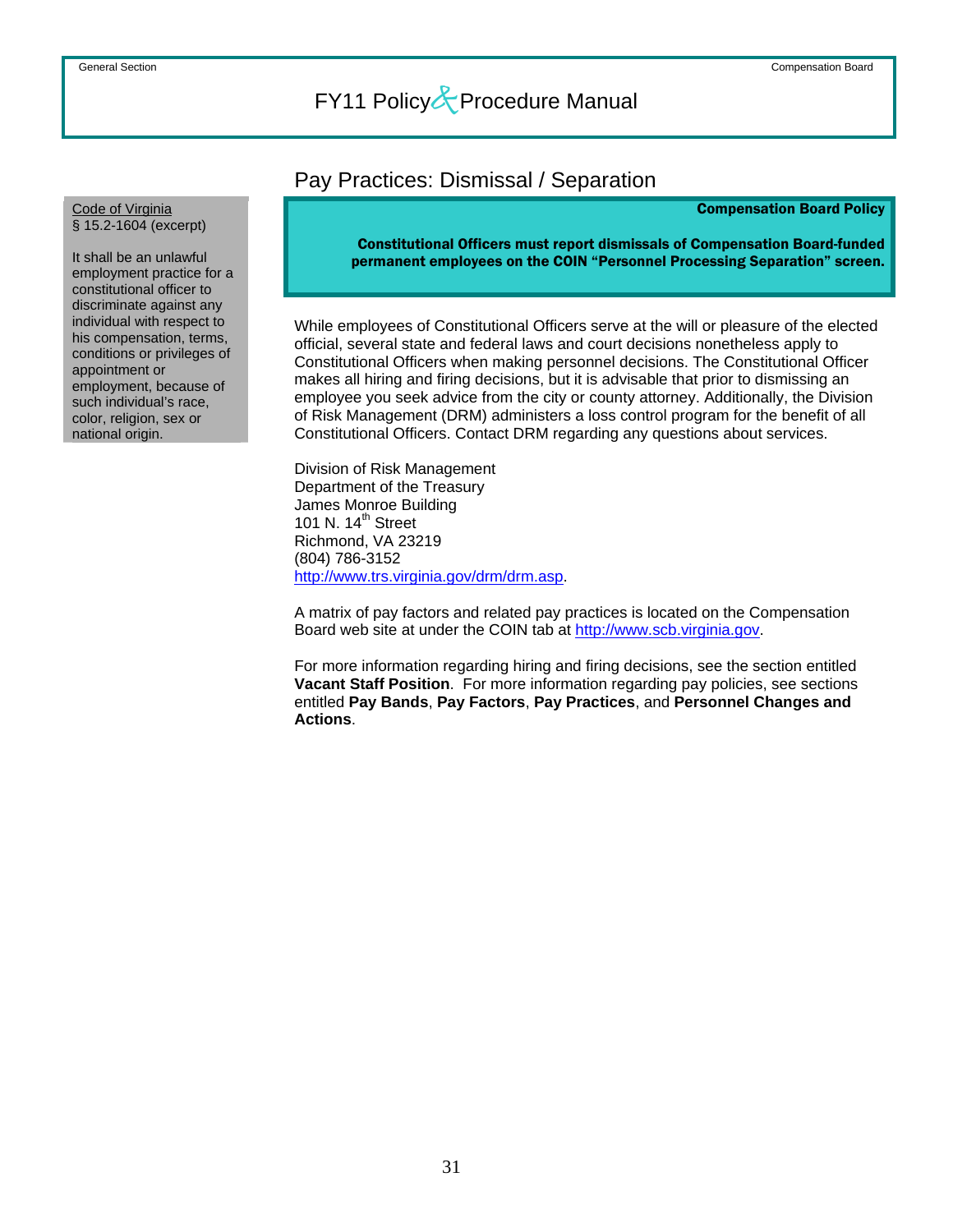## Pay Practices: Dismissal / Separation

Code of Virginia
§ 15.2-1604 (excerpt)

It shall be an unlawful employment practice for a constitutional officer to discriminate against any individual with respect to his compensation, terms, conditions or privileges of appointment or employment, because of such individual's race, color, religion, sex or national origin.

**Compensation Board Policy**

**Constitutional Officers must report dismissals of Compensation Board-funded permanent employees on the COIN "Personnel Processing Separation" screen.**

While employees of Constitutional Officers serve at the will or pleasure of the elected official, several state and federal laws and court decisions nonetheless apply to Constitutional Officers when making personnel decisions. The Constitutional Officer makes all hiring and firing decisions, but it is advisable that prior to dismissing an employee you seek advice from the city or county attorney. Additionally, the Division of Risk Management (DRM) administers a loss control program for the benefit of all Constitutional Officers. Contact DRM regarding any questions about services.

Division of Risk Management
Department of the Treasury
James Monroe Building
101 N. 14th Street
Richmond, VA 23219
(804) 786-3152
http://www.trs.virginia.gov/drm/drm.asp.

A matrix of pay factors and related pay practices is located on the Compensation Board web site at under the COIN tab at http://www.scb.virginia.gov.

For more information regarding hiring and firing decisions, see the section entitled **Vacant Staff Position**. For more information regarding pay policies, see sections entitled **Pay Bands**, **Pay Factors**, **Pay Practices**, and **Personnel Changes and Actions**.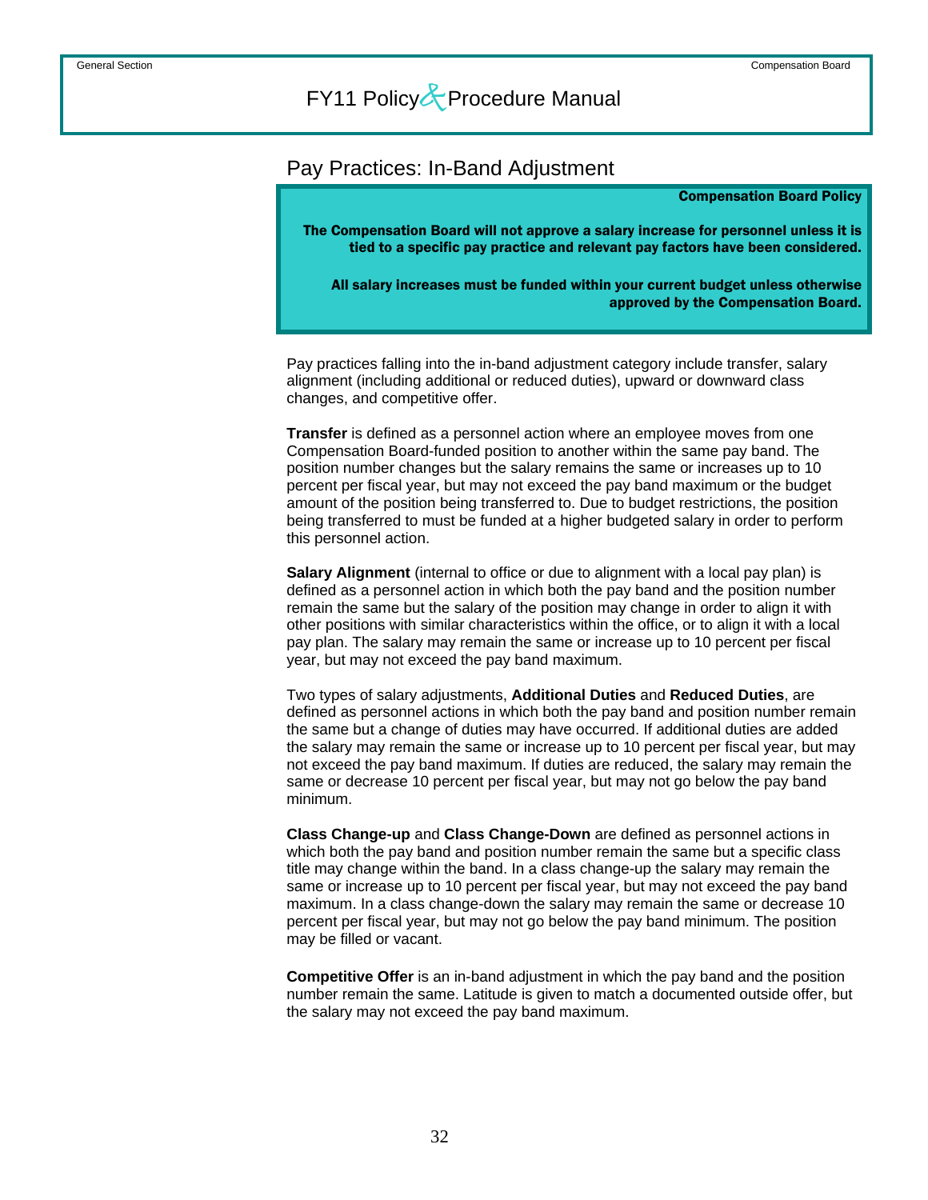## Pay Practices: In-Band Adjustment

**Compensation Board Policy**

**The Compensation Board will not approve a salary increase for personnel unless it is tied to a specific pay practice and relevant pay factors have been considered.**

**All salary increases must be funded within your current budget unless otherwise approved by the Compensation Board.**

Pay practices falling into the in-band adjustment category include transfer, salary alignment (including additional or reduced duties), upward or downward class changes, and competitive offer.

**Transfer** is defined as a personnel action where an employee moves from one Compensation Board-funded position to another within the same pay band. The position number changes but the salary remains the same or increases up to 10 percent per fiscal year, but may not exceed the pay band maximum or the budget amount of the position being transferred to. Due to budget restrictions, the position being transferred to must be funded at a higher budgeted salary in order to perform this personnel action.

**Salary Alignment** (internal to office or due to alignment with a local pay plan) is defined as a personnel action in which both the pay band and the position number remain the same but the salary of the position may change in order to align it with other positions with similar characteristics within the office, or to align it with a local pay plan. The salary may remain the same or increase up to 10 percent per fiscal year, but may not exceed the pay band maximum.

Two types of salary adjustments, **Additional Duties** and **Reduced Duties**, are defined as personnel actions in which both the pay band and position number remain the same but a change of duties may have occurred. If additional duties are added the salary may remain the same or increase up to 10 percent per fiscal year, but may not exceed the pay band maximum. If duties are reduced, the salary may remain the same or decrease 10 percent per fiscal year, but may not go below the pay band minimum.

**Class Change-up** and **Class Change-Down** are defined as personnel actions in which both the pay band and position number remain the same but a specific class title may change within the band. In a class change-up the salary may remain the same or increase up to 10 percent per fiscal year, but may not exceed the pay band maximum. In a class change-down the salary may remain the same or decrease 10 percent per fiscal year, but may not go below the pay band minimum. The position may be filled or vacant.

**Competitive Offer** is an in-band adjustment in which the pay band and the position number remain the same. Latitude is given to match a documented outside offer, but the salary may not exceed the pay band maximum.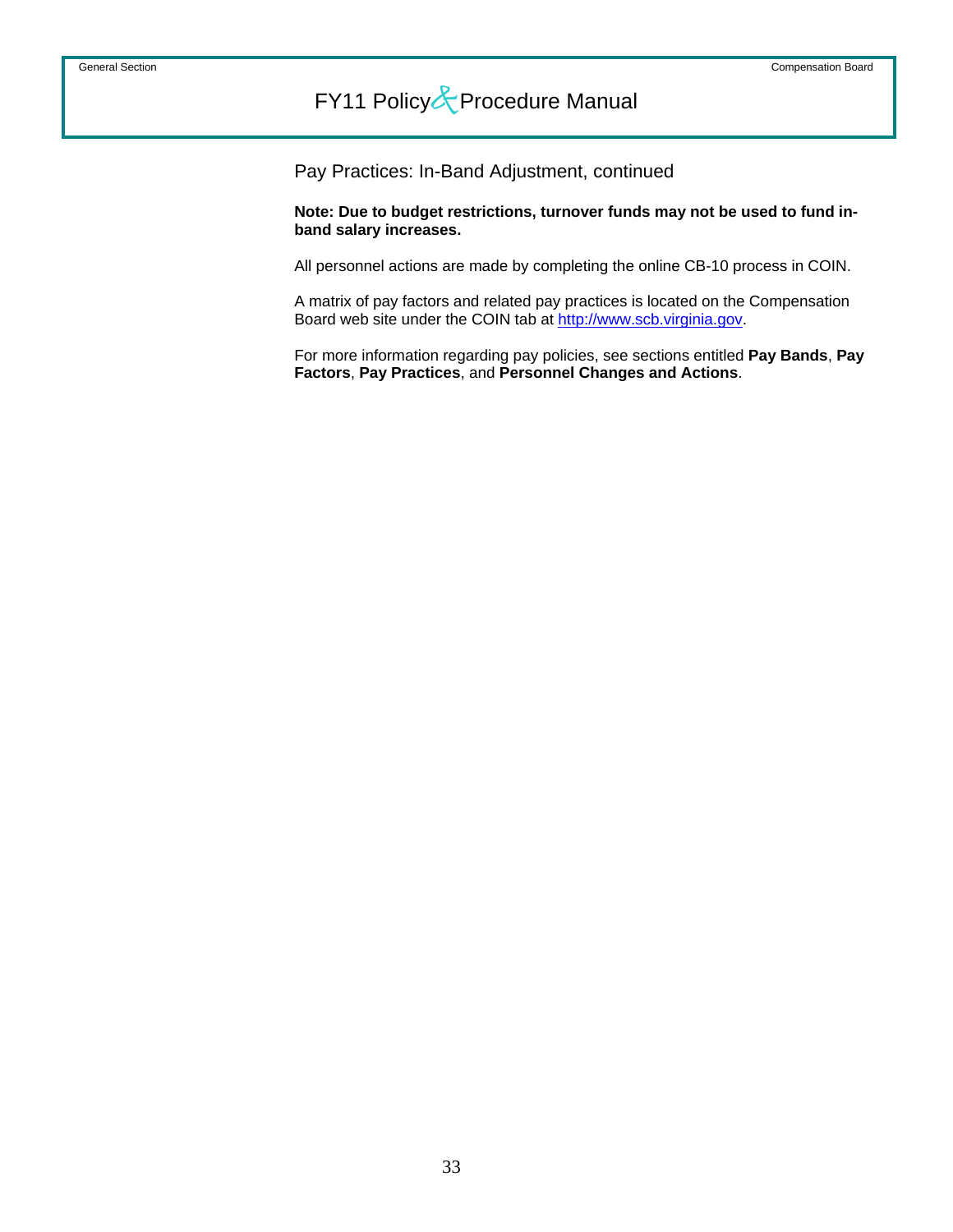## Pay Practices: In-Band Adjustment, continued

**Note: Due to budget restrictions, turnover funds may not be used to fund in-band salary increases.**

All personnel actions are made by completing the online CB-10 process in COIN.

A matrix of pay factors and related pay practices is located on the Compensation Board web site under the COIN tab at http://www.scb.virginia.gov.

For more information regarding pay policies, see sections entitled **Pay Bands**, **Pay Factors**, **Pay Practices**, and **Personnel Changes and Actions**.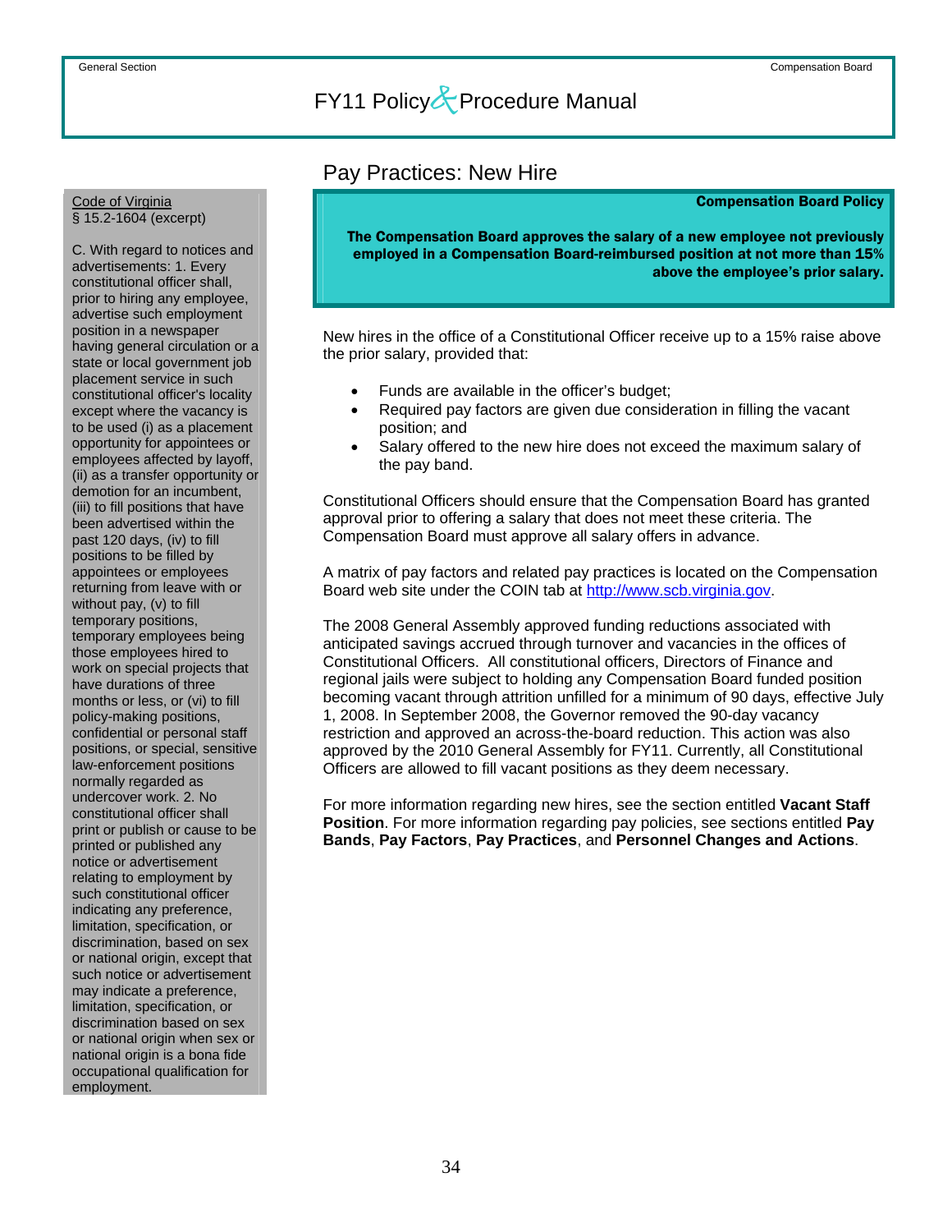## Pay Practices: New Hire

**Compensation Board Policy**

**The Compensation Board approves the salary of a new employee not previously employed in a Compensation Board-reimbursed position at not more than 15% above the employee's prior salary.**

New hires in the office of a Constitutional Officer receive up to a 15% raise above the prior salary, provided that:

- Funds are available in the officer's budget;
- Required pay factors are given due consideration in filling the vacant position; and
- Salary offered to the new hire does not exceed the maximum salary of the pay band.

Constitutional Officers should ensure that the Compensation Board has granted approval prior to offering a salary that does not meet these criteria. The Compensation Board must approve all salary offers in advance.

A matrix of pay factors and related pay practices is located on the Compensation Board web site under the COIN tab at http://www.scb.virginia.gov.

The 2008 General Assembly approved funding reductions associated with anticipated savings accrued through turnover and vacancies in the offices of Constitutional Officers. All constitutional officers, Directors of Finance and regional jails were subject to holding any Compensation Board funded position becoming vacant through attrition unfilled for a minimum of 90 days, effective July 1, 2008. In September 2008, the Governor removed the 90-day vacancy restriction and approved an across-the-board reduction. This action was also approved by the 2010 General Assembly for FY11. Currently, all Constitutional Officers are allowed to fill vacant positions as they deem necessary.

For more information regarding new hires, see the section entitled **Vacant Staff Position**. For more information regarding pay policies, see sections entitled **Pay Bands**, **Pay Factors**, **Pay Practices**, and **Personnel Changes and Actions**.

---

Code of Virginia
§ 15.2-1604 (excerpt)

C. With regard to notices and advertisements: 1. Every constitutional officer shall, prior to hiring any employee, advertise such employment position in a newspaper having general circulation or a state or local government job placement service in such constitutional officer's locality except where the vacancy is to be used (i) as a placement opportunity for appointees or employees affected by layoff, (ii) as a transfer opportunity or demotion for an incumbent, (iii) to fill positions that have been advertised within the past 120 days, (iv) to fill positions to be filled by appointees or employees returning from leave with or without pay, (v) to fill temporary positions, temporary employees being those employees hired to work on special projects that have durations of three months or less, or (vi) to fill policy-making positions, confidential or personal staff positions, or special, sensitive law-enforcement positions normally regarded as undercover work. 2. No constitutional officer shall print or publish or cause to be printed or published any notice or advertisement relating to employment by such constitutional officer indicating any preference, limitation, specification, or discrimination, based on sex or national origin, except that such notice or advertisement may indicate a preference, limitation, specification, or discrimination based on sex or national origin when sex or national origin is a bona fide occupational qualification for employment.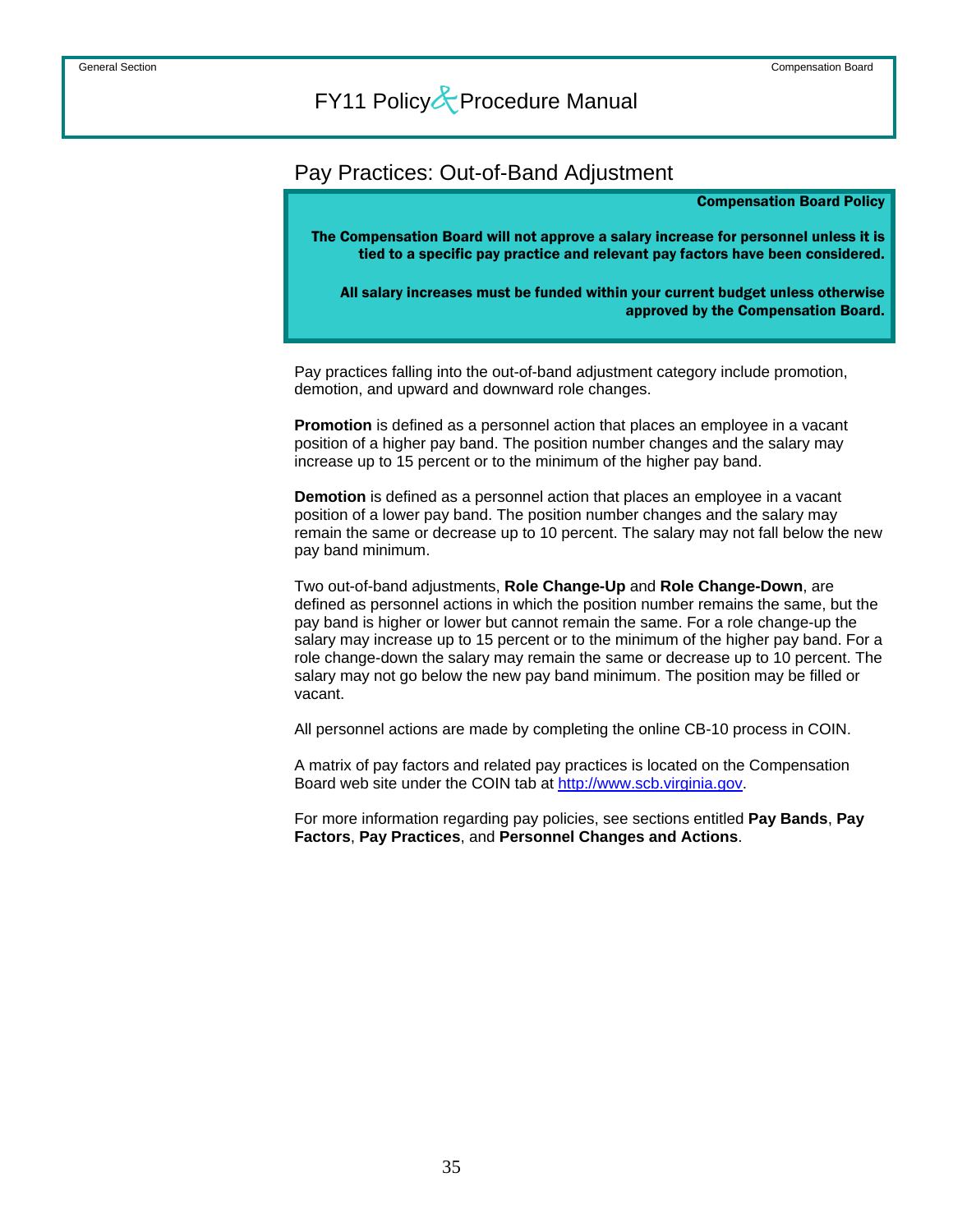## Pay Practices: Out-of-Band Adjustment

**Compensation Board Policy**

**The Compensation Board will not approve a salary increase for personnel unless it is tied to a specific pay practice and relevant pay factors have been considered.**

**All salary increases must be funded within your current budget unless otherwise approved by the Compensation Board.**

Pay practices falling into the out-of-band adjustment category include promotion, demotion, and upward and downward role changes.

**Promotion** is defined as a personnel action that places an employee in a vacant position of a higher pay band. The position number changes and the salary may increase up to 15 percent or to the minimum of the higher pay band.

**Demotion** is defined as a personnel action that places an employee in a vacant position of a lower pay band. The position number changes and the salary may remain the same or decrease up to 10 percent. The salary may not fall below the new pay band minimum.

Two out-of-band adjustments, **Role Change-Up** and **Role Change-Down**, are defined as personnel actions in which the position number remains the same, but the pay band is higher or lower but cannot remain the same. For a role change-up the salary may increase up to 15 percent or to the minimum of the higher pay band. For a role change-down the salary may remain the same or decrease up to 10 percent. The salary may not go below the new pay band minimum. The position may be filled or vacant.

All personnel actions are made by completing the online CB-10 process in COIN.

A matrix of pay factors and related pay practices is located on the Compensation Board web site under the COIN tab at http://www.scb.virginia.gov.

For more information regarding pay policies, see sections entitled **Pay Bands**, **Pay Factors**, **Pay Practices**, and **Personnel Changes and Actions**.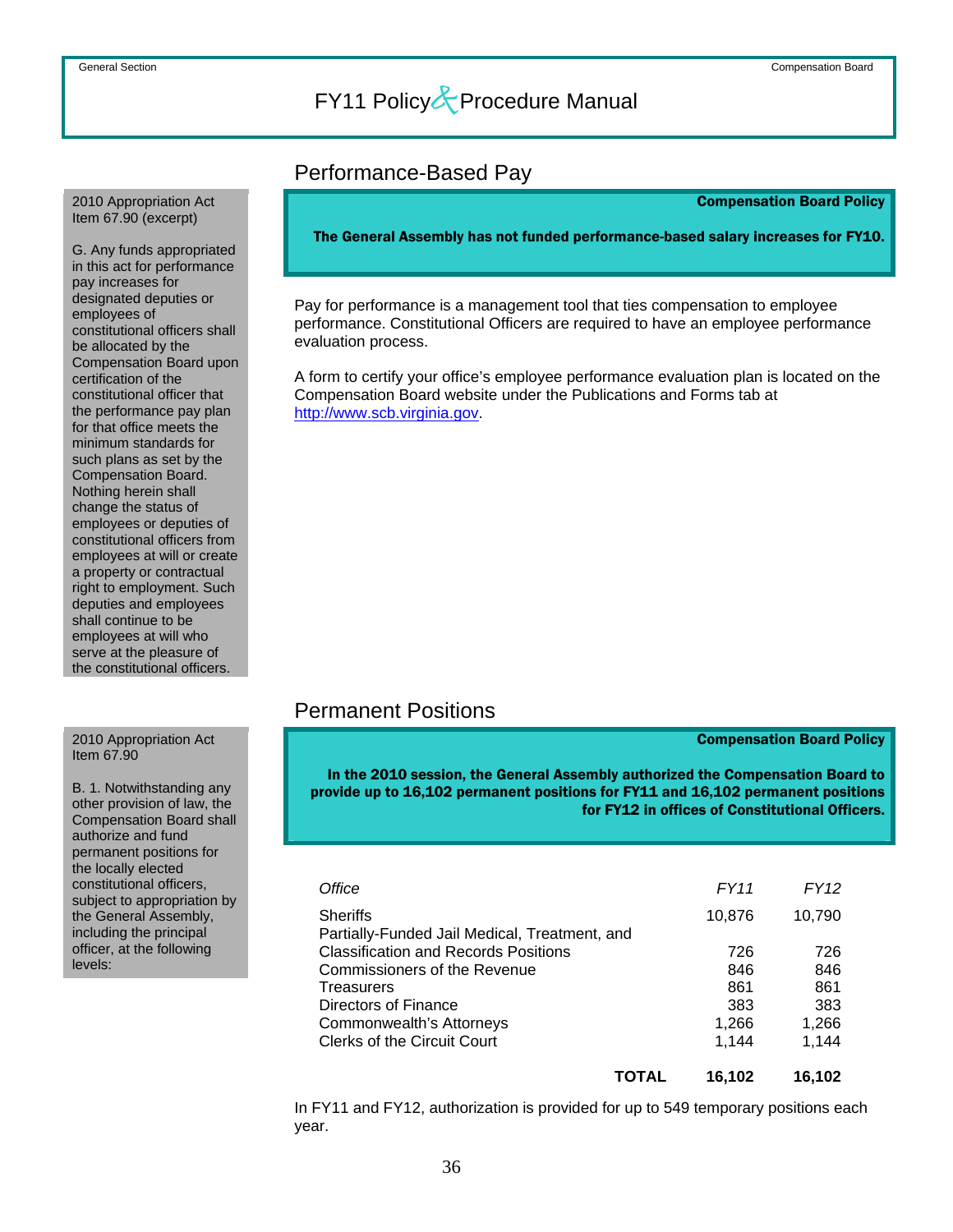## Performance-Based Pay

2010 Appropriation Act
Item 67.90 (excerpt)

G. Any funds appropriated in this act for performance pay increases for designated deputies or employees of constitutional officers shall be allocated by the Compensation Board upon certification of the constitutional officer that the performance pay plan for that office meets the minimum standards for such plans as set by the Compensation Board. Nothing herein shall change the status of employees or deputies of constitutional officers from employees at will or create a property or contractual right to employment. Such deputies and employees shall continue to be employees at will who serve at the pleasure of the constitutional officers.

**Compensation Board Policy**

**The General Assembly has not funded performance-based salary increases for FY10.**

Pay for performance is a management tool that ties compensation to employee performance. Constitutional Officers are required to have an employee performance evaluation process.

A form to certify your office's employee performance evaluation plan is located on the Compensation Board website under the Publications and Forms tab at http://www.scb.virginia.gov.

## Permanent Positions

2010 Appropriation Act
Item 67.90

B. 1. Notwithstanding any other provision of law, the Compensation Board shall authorize and fund permanent positions for the locally elected constitutional officers, subject to appropriation by the General Assembly, including the principal officer, at the following levels:

**Compensation Board Policy**

**In the 2010 session, the General Assembly authorized the Compensation Board to provide up to 16,102 permanent positions for FY11 and 16,102 permanent positions for FY12 in offices of Constitutional Officers.**

| *Office* | *FY11* | *FY12* |
|---|---|---|
| Sheriffs | 10,876 | 10,790 |
| Partially-Funded Jail Medical, Treatment, and Classification and Records Positions | 726 | 726 |
| Commissioners of the Revenue | 846 | 846 |
| Treasurers | 861 | 861 |
| Directors of Finance | 383 | 383 |
| Commonwealth's Attorneys | 1,266 | 1,266 |
| Clerks of the Circuit Court | 1,144 | 1,144 |
| **TOTAL** | **16,102** | **16,102** |

In FY11 and FY12, authorization is provided for up to 549 temporary positions each year.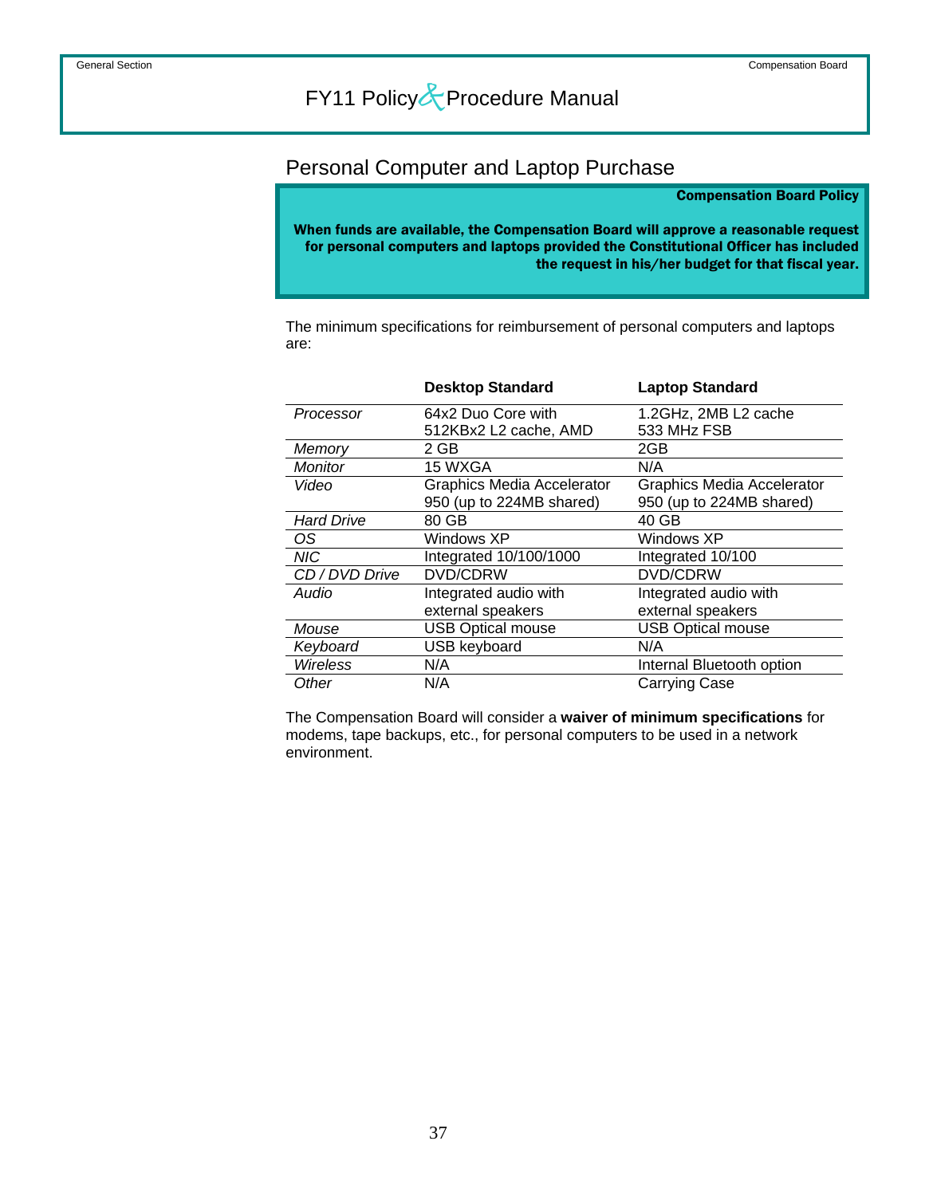## Personal Computer and Laptop Purchase

**Compensation Board Policy**

**When funds are available, the Compensation Board will approve a reasonable request for personal computers and laptops provided the Constitutional Officer has included the request in his/her budget for that fiscal year.**

The minimum specifications for reimbursement of personal computers and laptops are:

| | **Desktop Standard** | **Laptop Standard** |
|---|---|---|
| *Processor* | 64x2 Duo Core with 512KBx2 L2 cache, AMD | 1.2GHz, 2MB L2 cache 533 MHz FSB |
| *Memory* | 2 GB | 2GB |
| *Monitor* | 15 WXGA | N/A |
| *Video* | Graphics Media Accelerator 950 (up to 224MB shared) | Graphics Media Accelerator 950 (up to 224MB shared) |
| *Hard Drive* | 80 GB | 40 GB |
| *OS* | Windows XP | Windows XP |
| *NIC* | Integrated 10/100/1000 | Integrated 10/100 |
| *CD / DVD Drive* | DVD/CDRW | DVD/CDRW |
| *Audio* | Integrated audio with external speakers | Integrated audio with external speakers |
| *Mouse* | USB Optical mouse | USB Optical mouse |
| *Keyboard* | USB keyboard | N/A |
| *Wireless* | N/A | Internal Bluetooth option |
| *Other* | N/A | Carrying Case |

The Compensation Board will consider a **waiver of minimum specifications** for modems, tape backups, etc., for personal computers to be used in a network environment.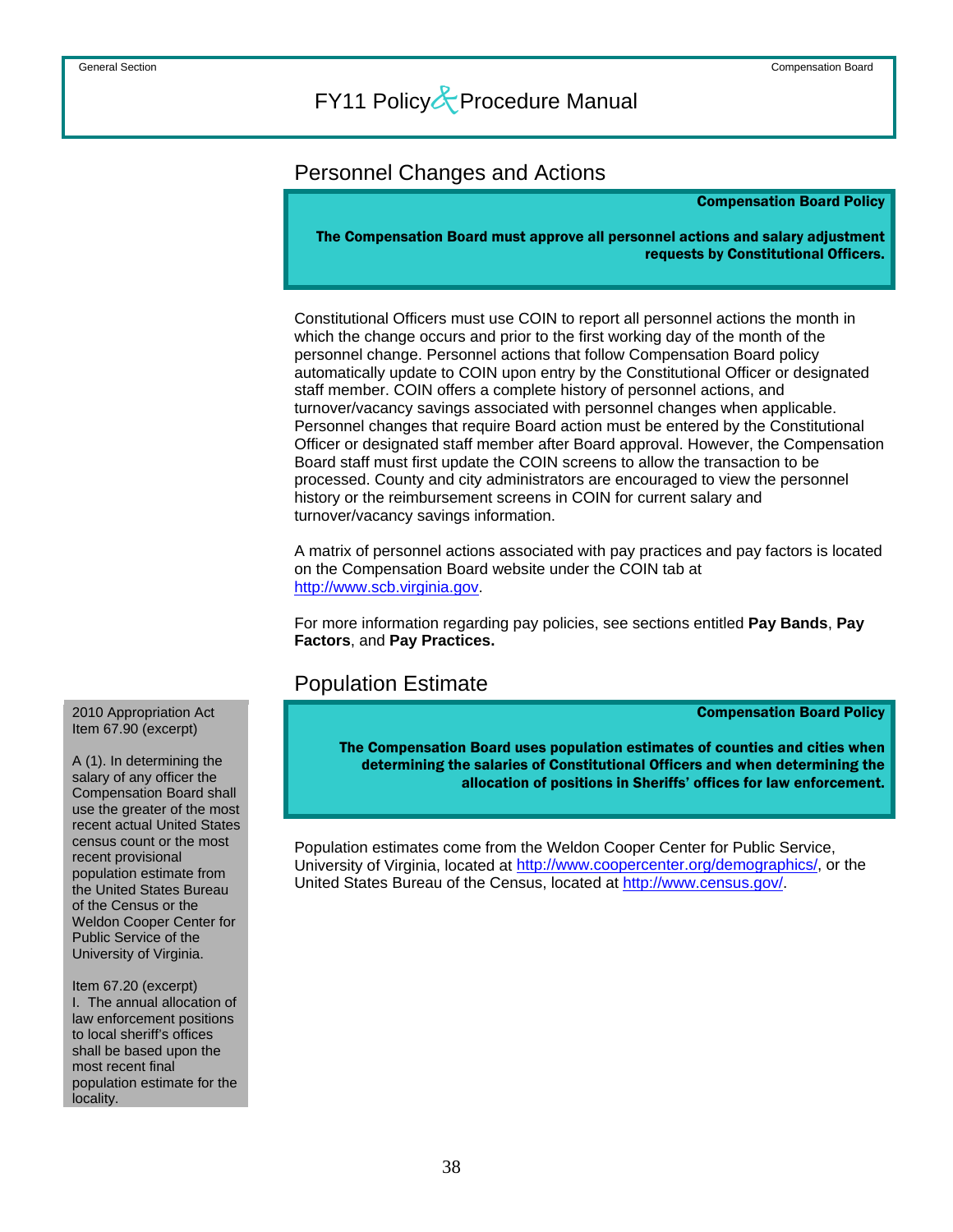## Personnel Changes and Actions

> **Compensation Board Policy**
>
> **The Compensation Board must approve all personnel actions and salary adjustment requests by Constitutional Officers.**

Constitutional Officers must use COIN to report all personnel actions the month in which the change occurs and prior to the first working day of the month of the personnel change. Personnel actions that follow Compensation Board policy automatically update to COIN upon entry by the Constitutional Officer or designated staff member. COIN offers a complete history of personnel actions, and turnover/vacancy savings associated with personnel changes when applicable. Personnel changes that require Board action must be entered by the Constitutional Officer or designated staff member after Board approval. However, the Compensation Board staff must first update the COIN screens to allow the transaction to be processed. County and city administrators are encouraged to view the personnel history or the reimbursement screens in COIN for current salary and turnover/vacancy savings information.

A matrix of personnel actions associated with pay practices and pay factors is located on the Compensation Board website under the COIN tab at http://www.scb.virginia.gov.

For more information regarding pay policies, see sections entitled **Pay Bands**, **Pay Factors**, and **Pay Practices.**

## Population Estimate

> **Compensation Board Policy**
>
> **The Compensation Board uses population estimates of counties and cities when determining the salaries of Constitutional Officers and when determining the allocation of positions in Sheriffs' offices for law enforcement.**

Population estimates come from the Weldon Cooper Center for Public Service, University of Virginia, located at http://www.coopercenter.org/demographics/, or the United States Bureau of the Census, located at http://www.census.gov/.

> 2010 Appropriation Act Item 67.90 (excerpt)
>
> A (1). In determining the salary of any officer the Compensation Board shall use the greater of the most recent actual United States census count or the most recent provisional population estimate from the United States Bureau of the Census or the Weldon Cooper Center for Public Service of the University of Virginia.
>
> Item 67.20 (excerpt)
> I. The annual allocation of law enforcement positions to local sheriff's offices shall be based upon the most recent final population estimate for the locality.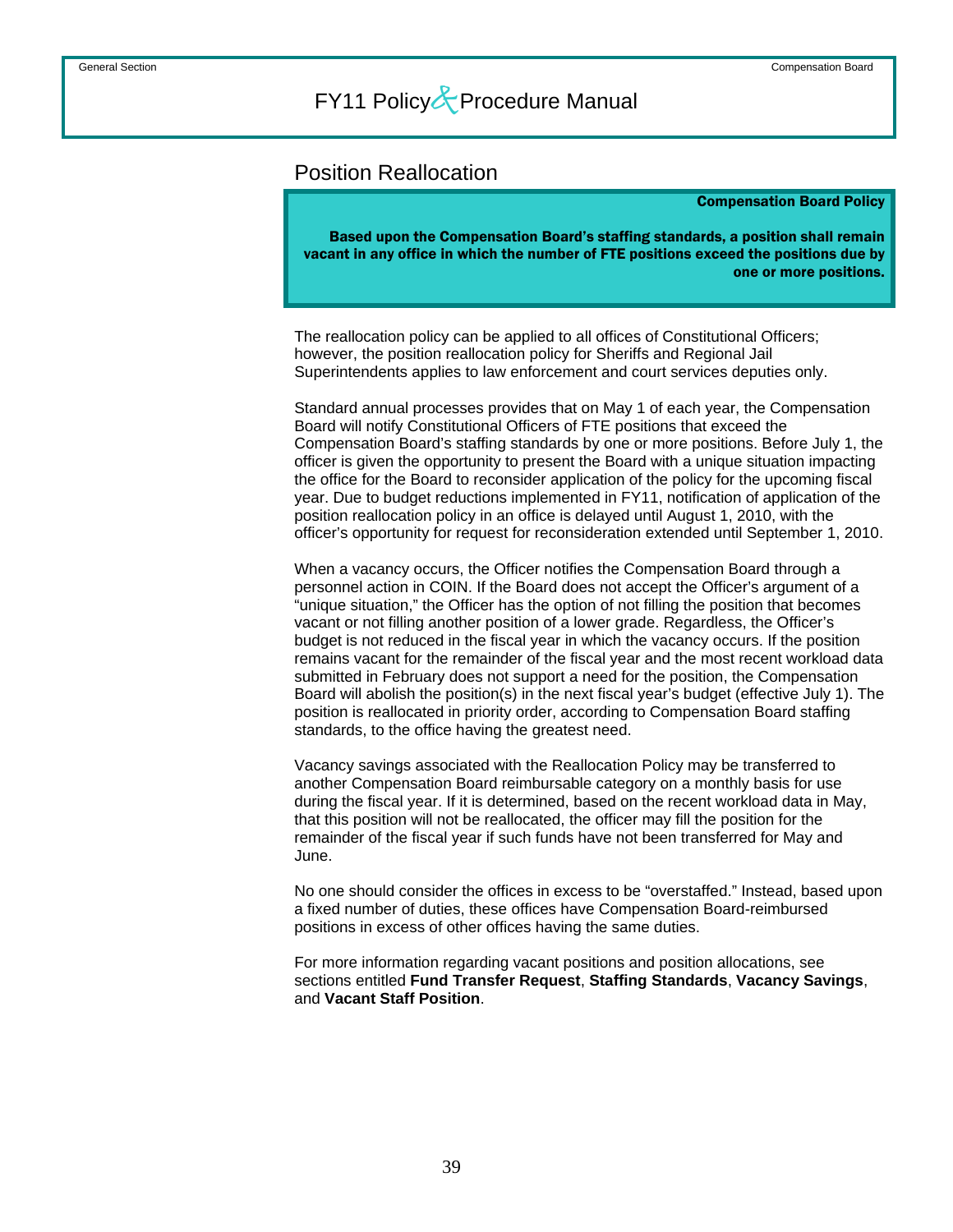## Position Reallocation

> **Compensation Board Policy**
>
> **Based upon the Compensation Board's staffing standards, a position shall remain vacant in any office in which the number of FTE positions exceed the positions due by one or more positions.**

The reallocation policy can be applied to all offices of Constitutional Officers; however, the position reallocation policy for Sheriffs and Regional Jail Superintendents applies to law enforcement and court services deputies only.

Standard annual processes provides that on May 1 of each year, the Compensation Board will notify Constitutional Officers of FTE positions that exceed the Compensation Board's staffing standards by one or more positions. Before July 1, the officer is given the opportunity to present the Board with a unique situation impacting the office for the Board to reconsider application of the policy for the upcoming fiscal year. Due to budget reductions implemented in FY11, notification of application of the position reallocation policy in an office is delayed until August 1, 2010, with the officer's opportunity for request for reconsideration extended until September 1, 2010.

When a vacancy occurs, the Officer notifies the Compensation Board through a personnel action in COIN. If the Board does not accept the Officer's argument of a "unique situation," the Officer has the option of not filling the position that becomes vacant or not filling another position of a lower grade. Regardless, the Officer's budget is not reduced in the fiscal year in which the vacancy occurs. If the position remains vacant for the remainder of the fiscal year and the most recent workload data submitted in February does not support a need for the position, the Compensation Board will abolish the position(s) in the next fiscal year's budget (effective July 1). The position is reallocated in priority order, according to Compensation Board staffing standards, to the office having the greatest need.

Vacancy savings associated with the Reallocation Policy may be transferred to another Compensation Board reimbursable category on a monthly basis for use during the fiscal year. If it is determined, based on the recent workload data in May, that this position will not be reallocated, the officer may fill the position for the remainder of the fiscal year if such funds have not been transferred for May and June.

No one should consider the offices in excess to be "overstaffed." Instead, based upon a fixed number of duties, these offices have Compensation Board-reimbursed positions in excess of other offices having the same duties.

For more information regarding vacant positions and position allocations, see sections entitled **Fund Transfer Request**, **Staffing Standards**, **Vacancy Savings**, and **Vacant Staff Position**.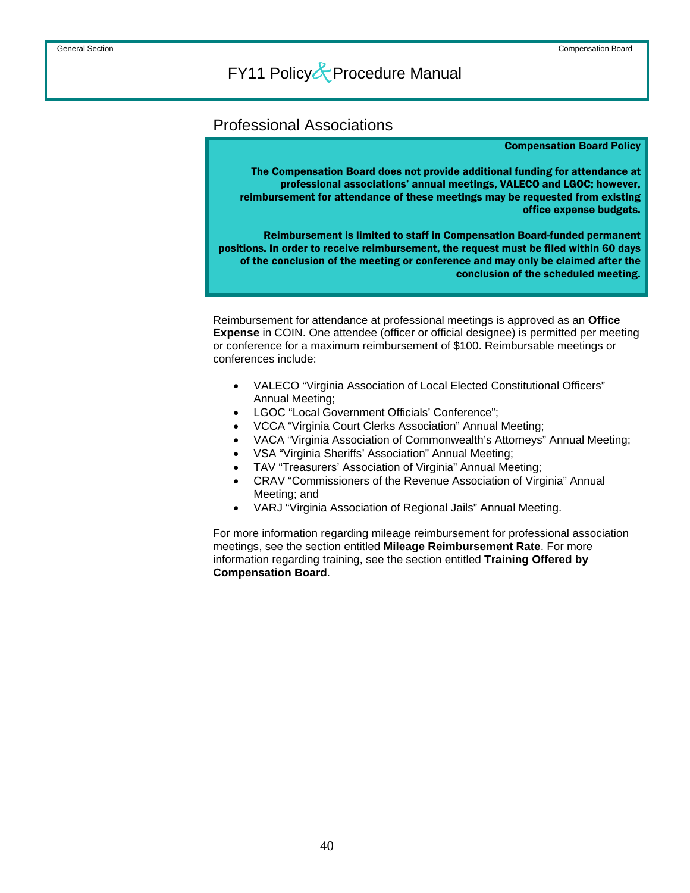## Professional Associations

**Compensation Board Policy**

**The Compensation Board does not provide additional funding for attendance at professional associations' annual meetings, VALECO and LGOC; however, reimbursement for attendance of these meetings may be requested from existing office expense budgets.**

**Reimbursement is limited to staff in Compensation Board-funded permanent positions. In order to receive reimbursement, the request must be filed within 60 days of the conclusion of the meeting or conference and may only be claimed after the conclusion of the scheduled meeting.**

Reimbursement for attendance at professional meetings is approved as an **Office Expense** in COIN. One attendee (officer or official designee) is permitted per meeting or conference for a maximum reimbursement of $100. Reimbursable meetings or conferences include:

- VALECO "Virginia Association of Local Elected Constitutional Officers" Annual Meeting;
- LGOC "Local Government Officials' Conference";
- VCCA "Virginia Court Clerks Association" Annual Meeting;
- VACA "Virginia Association of Commonwealth's Attorneys" Annual Meeting;
- VSA "Virginia Sheriffs' Association" Annual Meeting;
- TAV "Treasurers' Association of Virginia" Annual Meeting;
- CRAV "Commissioners of the Revenue Association of Virginia" Annual Meeting; and
- VARJ "Virginia Association of Regional Jails" Annual Meeting.

For more information regarding mileage reimbursement for professional association meetings, see the section entitled **Mileage Reimbursement Rate**. For more information regarding training, see the section entitled **Training Offered by Compensation Board**.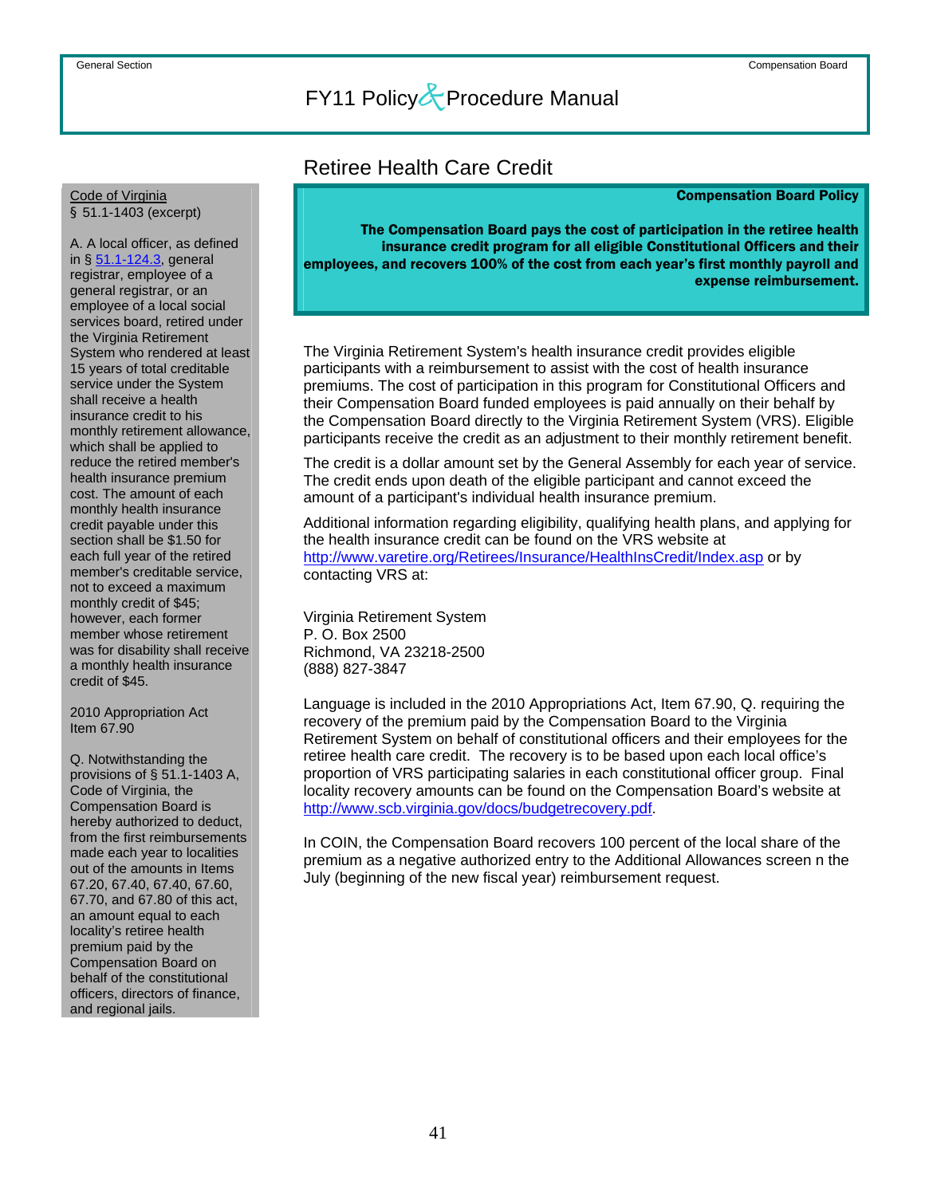# Retiree Health Care Credit

**Compensation Board Policy**

**The Compensation Board pays the cost of participation in the retiree health insurance credit program for all eligible Constitutional Officers and their employees, and recovers 100% of the cost from each year's first monthly payroll and expense reimbursement.**

The Virginia Retirement System's health insurance credit provides eligible participants with a reimbursement to assist with the cost of health insurance premiums. The cost of participation in this program for Constitutional Officers and their Compensation Board funded employees is paid annually on their behalf by the Compensation Board directly to the Virginia Retirement System (VRS). Eligible participants receive the credit as an adjustment to their monthly retirement benefit.

The credit is a dollar amount set by the General Assembly for each year of service. The credit ends upon death of the eligible participant and cannot exceed the amount of a participant's individual health insurance premium.

Additional information regarding eligibility, qualifying health plans, and applying for the health insurance credit can be found on the VRS website at http://www.varetire.org/Retirees/Insurance/HealthInsCredit/Index.asp or by contacting VRS at:

Virginia Retirement System
P. O. Box 2500
Richmond, VA 23218-2500
(888) 827-3847

Language is included in the 2010 Appropriations Act, Item 67.90, Q. requiring the recovery of the premium paid by the Compensation Board to the Virginia Retirement System on behalf of constitutional officers and their employees for the retiree health care credit. The recovery is to be based upon each local office's proportion of VRS participating salaries in each constitutional officer group. Final locality recovery amounts can be found on the Compensation Board's website at http://www.scb.virginia.gov/docs/budgetrecovery.pdf.

In COIN, the Compensation Board recovers 100 percent of the local share of the premium as a negative authorized entry to the Additional Allowances screen n the July (beginning of the new fiscal year) reimbursement request.

---

Code of Virginia
§ 51.1-1403 (excerpt)

A. A local officer, as defined in § 51.1-124.3, general registrar, employee of a general registrar, or an employee of a local social services board, retired under the Virginia Retirement System who rendered at least 15 years of total creditable service under the System shall receive a health insurance credit to his monthly retirement allowance, which shall be applied to reduce the retired member's health insurance premium cost. The amount of each monthly health insurance credit payable under this section shall be $1.50 for each full year of the retired member's creditable service, not to exceed a maximum monthly credit of $45; however, each former member whose retirement was for disability shall receive a monthly health insurance credit of $45.

2010 Appropriation Act
Item 67.90

Q. Notwithstanding the provisions of § 51.1-1403 A, Code of Virginia, the Compensation Board is hereby authorized to deduct, from the first reimbursements made each year to localities out of the amounts in Items 67.20, 67.40, 67.40, 67.60, 67.70, and 67.80 of this act, an amount equal to each locality's retiree health premium paid by the Compensation Board on behalf of the constitutional officers, directors of finance, and regional jails.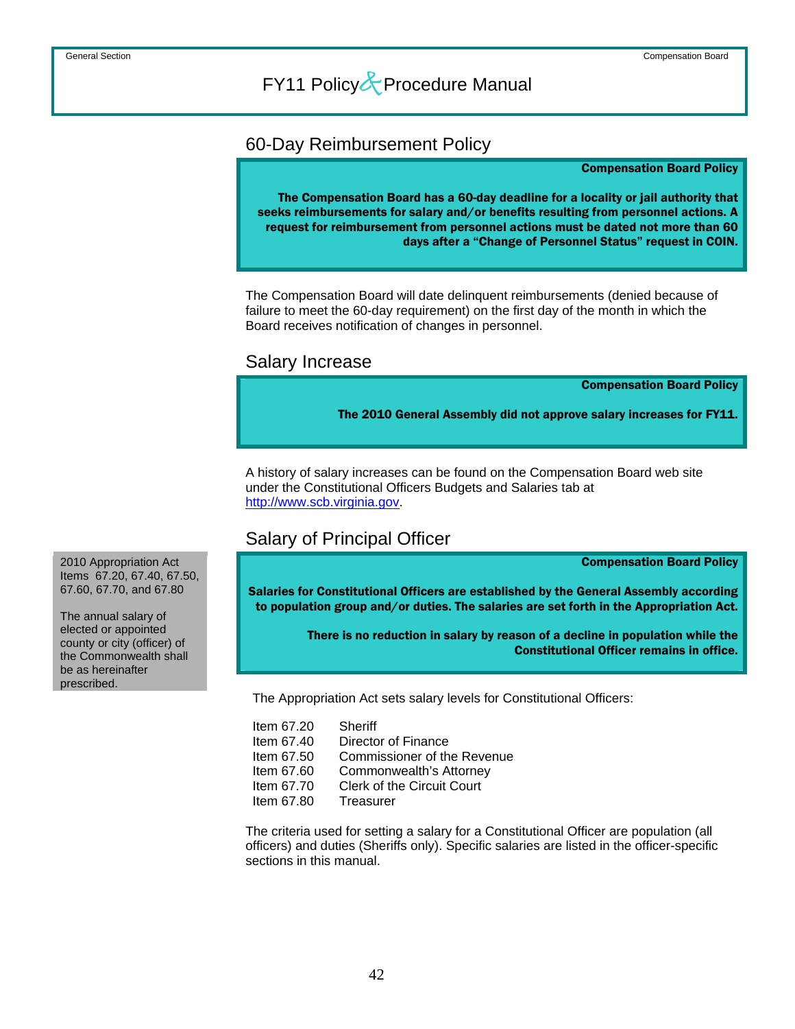## 60-Day Reimbursement Policy

**Compensation Board Policy**

**The Compensation Board has a 60-day deadline for a locality or jail authority that seeks reimbursements for salary and/or benefits resulting from personnel actions. A request for reimbursement from personnel actions must be dated not more than 60 days after a "Change of Personnel Status" request in COIN.**

The Compensation Board will date delinquent reimbursements (denied because of failure to meet the 60-day requirement) on the first day of the month in which the Board receives notification of changes in personnel.

## Salary Increase

**Compensation Board Policy**

**The 2010 General Assembly did not approve salary increases for FY11.**

A history of salary increases can be found on the Compensation Board web site under the Constitutional Officers Budgets and Salaries tab at http://www.scb.virginia.gov.

## Salary of Principal Officer

2010 Appropriation Act Items 67.20, 67.40, 67.50, 67.60, 67.70, and 67.80

The annual salary of elected or appointed county or city (officer) of the Commonwealth shall be as hereinafter prescribed.

**Compensation Board Policy**

**Salaries for Constitutional Officers are established by the General Assembly according to population group and/or duties. The salaries are set forth in the Appropriation Act.**

**There is no reduction in salary by reason of a decline in population while the Constitutional Officer remains in office.**

The Appropriation Act sets salary levels for Constitutional Officers:

| | |
|---|---|
| Item 67.20 | Sheriff |
| Item 67.40 | Director of Finance |
| Item 67.50 | Commissioner of the Revenue |
| Item 67.60 | Commonwealth's Attorney |
| Item 67.70 | Clerk of the Circuit Court |
| Item 67.80 | Treasurer |

The criteria used for setting a salary for a Constitutional Officer are population (all officers) and duties (Sheriffs only). Specific salaries are listed in the officer-specific sections in this manual.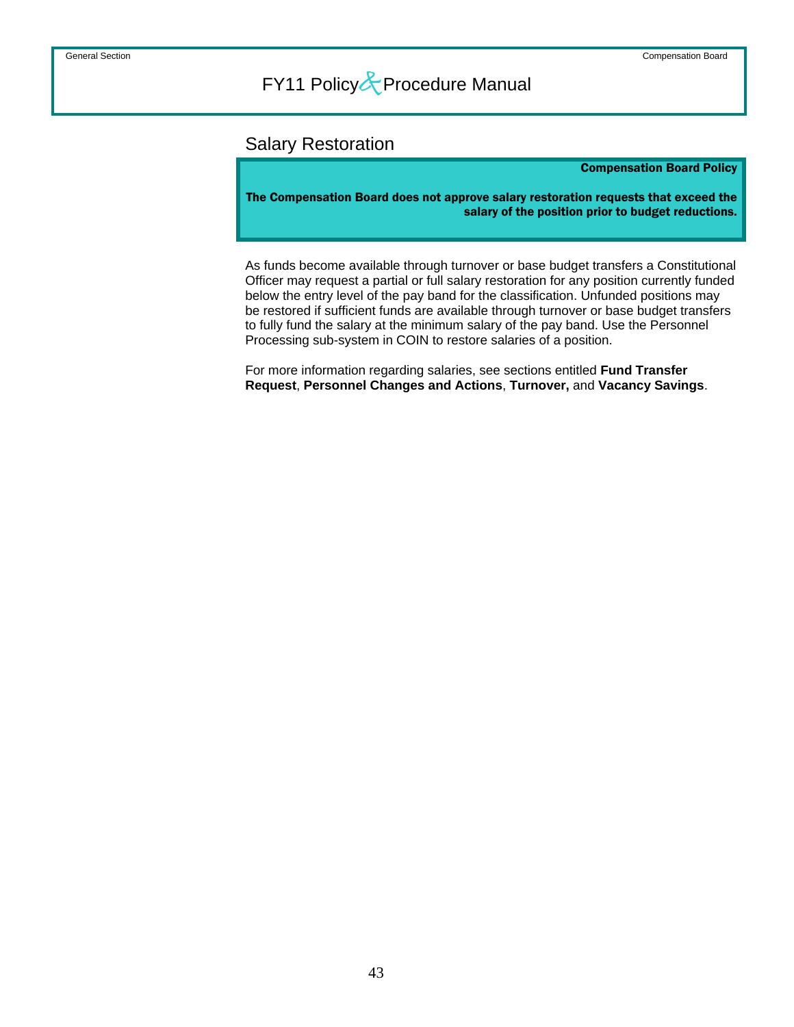## Salary Restoration

**Compensation Board Policy**

**The Compensation Board does not approve salary restoration requests that exceed the salary of the position prior to budget reductions.**

As funds become available through turnover or base budget transfers a Constitutional Officer may request a partial or full salary restoration for any position currently funded below the entry level of the pay band for the classification. Unfunded positions may be restored if sufficient funds are available through turnover or base budget transfers to fully fund the salary at the minimum salary of the pay band. Use the Personnel Processing sub-system in COIN to restore salaries of a position.

For more information regarding salaries, see sections entitled **Fund Transfer Request**, **Personnel Changes and Actions**, **Turnover,** and **Vacancy Savings**.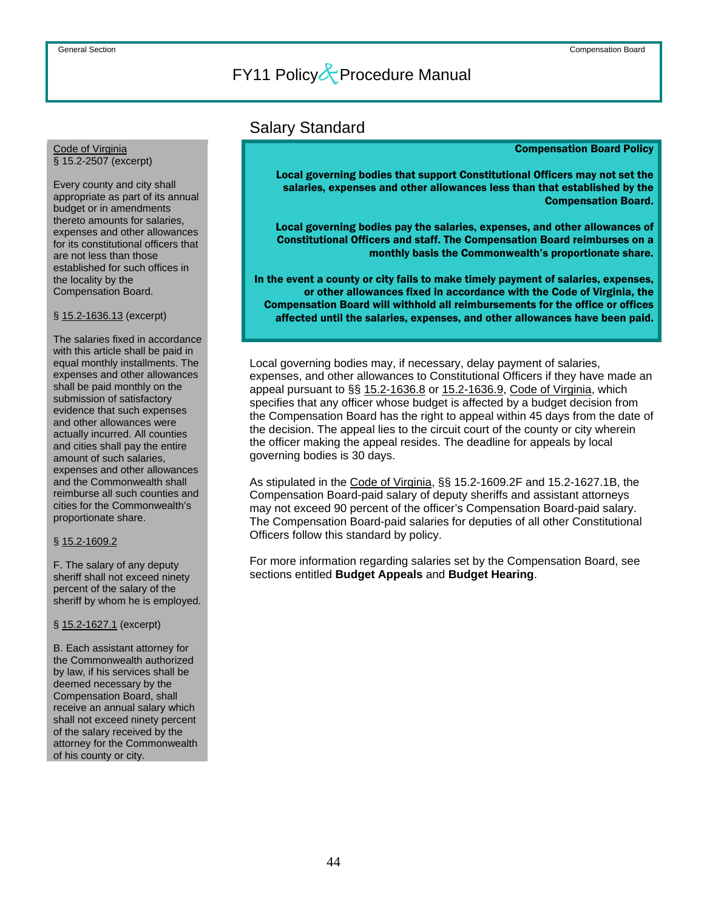## Salary Standard

**Compensation Board Policy**

**Local governing bodies that support Constitutional Officers may not set the salaries, expenses and other allowances less than that established by the Compensation Board.**

**Local governing bodies pay the salaries, expenses, and other allowances of Constitutional Officers and staff. The Compensation Board reimburses on a monthly basis the Commonwealth's proportionate share.**

**In the event a county or city fails to make timely payment of salaries, expenses, or other allowances fixed in accordance with the Code of Virginia, the Compensation Board will withhold all reimbursements for the office or offices affected until the salaries, expenses, and other allowances have been paid.**

Local governing bodies may, if necessary, delay payment of salaries, expenses, and other allowances to Constitutional Officers if they have made an appeal pursuant to §§ 15.2-1636.8 or 15.2-1636.9, Code of Virginia, which specifies that any officer whose budget is affected by a budget decision from the Compensation Board has the right to appeal within 45 days from the date of the decision. The appeal lies to the circuit court of the county or city wherein the officer making the appeal resides. The deadline for appeals by local governing bodies is 30 days.

As stipulated in the Code of Virginia, §§ 15.2-1609.2F and 15.2-1627.1B, the Compensation Board-paid salary of deputy sheriffs and assistant attorneys may not exceed 90 percent of the officer's Compensation Board-paid salary. The Compensation Board-paid salaries for deputies of all other Constitutional Officers follow this standard by policy.

For more information regarding salaries set by the Compensation Board, see sections entitled **Budget Appeals** and **Budget Hearing**.

---

Code of Virginia
§ 15.2-2507 (excerpt)

Every county and city shall appropriate as part of its annual budget or in amendments thereto amounts for salaries, expenses and other allowances for its constitutional officers that are not less than those established for such offices in the locality by the Compensation Board.

§ 15.2-1636.13 (excerpt)

The salaries fixed in accordance with this article shall be paid in equal monthly installments. The expenses and other allowances shall be paid monthly on the submission of satisfactory evidence that such expenses and other allowances were actually incurred. All counties and cities shall pay the entire amount of such salaries, expenses and other allowances and the Commonwealth shall reimburse all such counties and cities for the Commonwealth's proportionate share.

§ 15.2-1609.2

F. The salary of any deputy sheriff shall not exceed ninety percent of the salary of the sheriff by whom he is employed.

§ 15.2-1627.1 (excerpt)

B. Each assistant attorney for the Commonwealth authorized by law, if his services shall be deemed necessary by the Compensation Board, shall receive an annual salary which shall not exceed ninety percent of the salary received by the attorney for the Commonwealth of his county or city.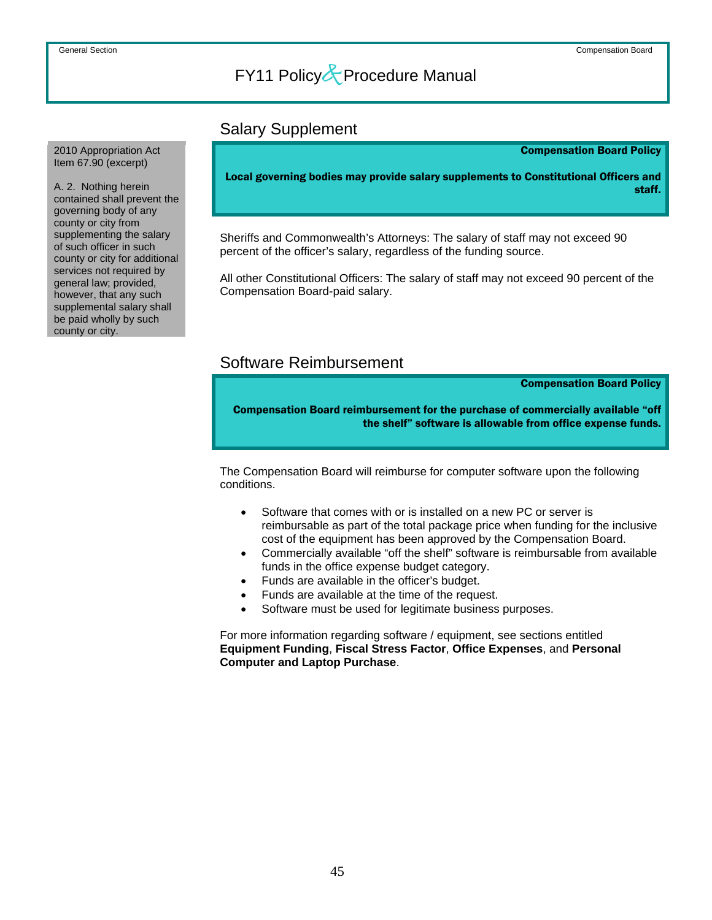## Salary Supplement

> 2010 Appropriation Act Item 67.90 (excerpt)
>
> A. 2. Nothing herein contained shall prevent the governing body of any county or city from supplementing the salary of such officer in such county or city for additional services not required by general law; provided, however, that any such supplemental salary shall be paid wholly by such county or city.

**Compensation Board Policy**

**Local governing bodies may provide salary supplements to Constitutional Officers and staff.**

Sheriffs and Commonwealth's Attorneys: The salary of staff may not exceed 90 percent of the officer's salary, regardless of the funding source.

All other Constitutional Officers: The salary of staff may not exceed 90 percent of the Compensation Board-paid salary.

## Software Reimbursement

**Compensation Board Policy**

**Compensation Board reimbursement for the purchase of commercially available "off the shelf" software is allowable from office expense funds.**

The Compensation Board will reimburse for computer software upon the following conditions.

- Software that comes with or is installed on a new PC or server is reimbursable as part of the total package price when funding for the inclusive cost of the equipment has been approved by the Compensation Board.
- Commercially available "off the shelf" software is reimbursable from available funds in the office expense budget category.
- Funds are available in the officer's budget.
- Funds are available at the time of the request.
- Software must be used for legitimate business purposes.

For more information regarding software / equipment, see sections entitled **Equipment Funding**, **Fiscal Stress Factor**, **Office Expenses**, and **Personal Computer and Laptop Purchase**.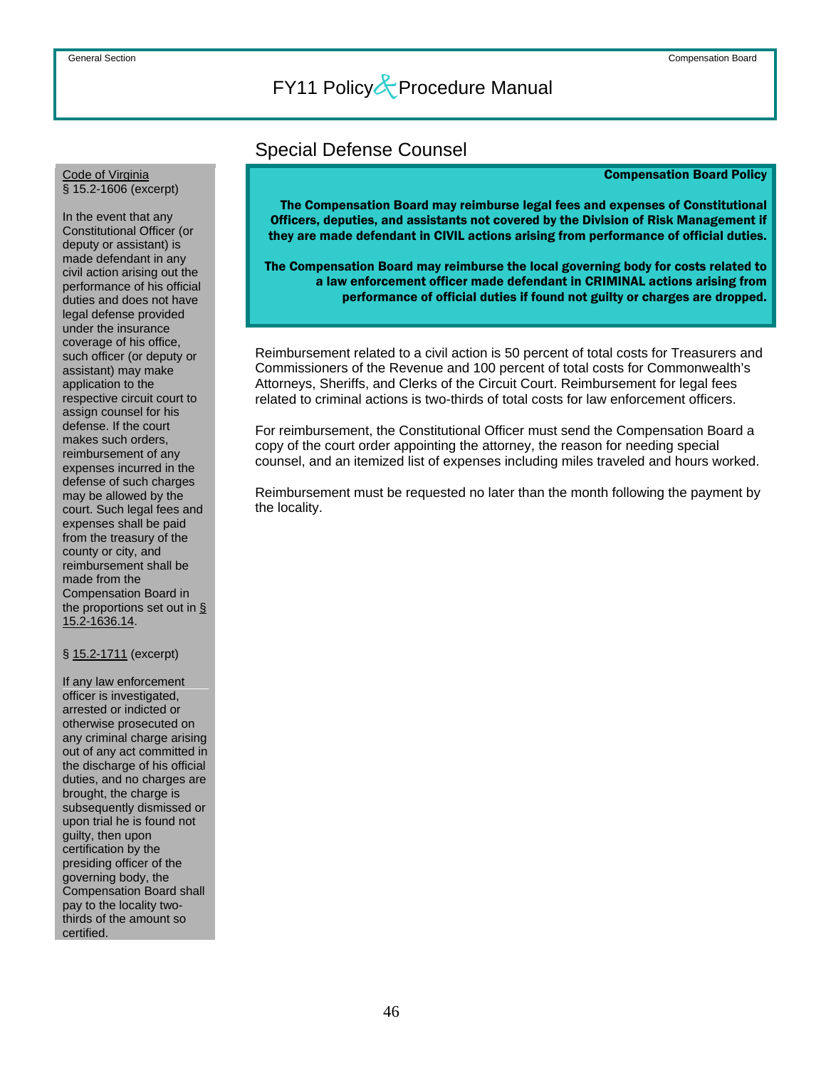## Special Defense Counsel

**Compensation Board Policy**

**The Compensation Board may reimburse legal fees and expenses of Constitutional Officers, deputies, and assistants not covered by the Division of Risk Management if they are made defendant in CIVIL actions arising from performance of official duties.**

**The Compensation Board may reimburse the local governing body for costs related to a law enforcement officer made defendant in CRIMINAL actions arising from performance of official duties if found not guilty or charges are dropped.**

Reimbursement related to a civil action is 50 percent of total costs for Treasurers and Commissioners of the Revenue and 100 percent of total costs for Commonwealth's Attorneys, Sheriffs, and Clerks of the Circuit Court. Reimbursement for legal fees related to criminal actions is two-thirds of total costs for law enforcement officers.

For reimbursement, the Constitutional Officer must send the Compensation Board a copy of the court order appointing the attorney, the reason for needing special counsel, and an itemized list of expenses including miles traveled and hours worked.

Reimbursement must be requested no later than the month following the payment by the locality.

---

Code of Virginia
§ 15.2-1606 (excerpt)

In the event that any Constitutional Officer (or deputy or assistant) is made defendant in any civil action arising out the performance of his official duties and does not have legal defense provided under the insurance coverage of his office, such officer (or deputy or assistant) may make application to the respective circuit court to assign counsel for his defense. If the court makes such orders, reimbursement of any expenses incurred in the defense of such charges may be allowed by the court. Such legal fees and expenses shall be paid from the treasury of the county or city, and reimbursement shall be made from the Compensation Board in the proportions set out in § 15.2-1636.14.

§ 15.2-1711 (excerpt)

If any law enforcement officer is investigated, arrested or indicted or otherwise prosecuted on any criminal charge arising out of any act committed in the discharge of his official duties, and no charges are brought, the charge is subsequently dismissed or upon trial he is found not guilty, then upon certification by the presiding officer of the governing body, the Compensation Board shall pay to the locality two-thirds of the amount so certified.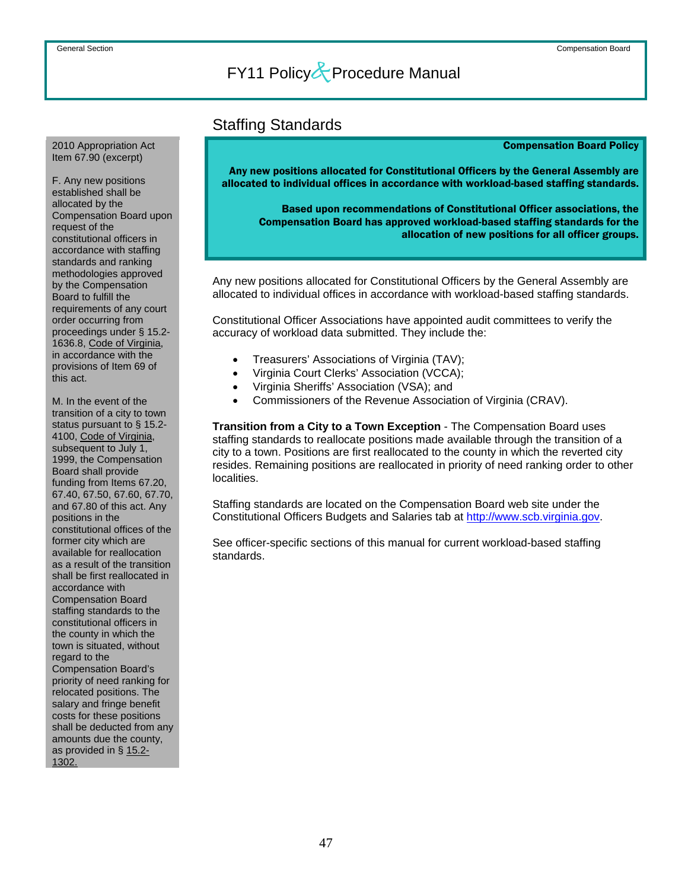## Staffing Standards

2010 Appropriation Act Item 67.90 (excerpt)

F. Any new positions established shall be allocated by the Compensation Board upon request of the constitutional officers in accordance with staffing standards and ranking methodologies approved by the Compensation Board to fulfill the requirements of any court order occurring from proceedings under § 15.2-1636.8, Code of Virginia, in accordance with the provisions of Item 69 of this act.

M. In the event of the transition of a city to town status pursuant to § 15.2-4100, Code of Virginia, subsequent to July 1, 1999, the Compensation Board shall provide funding from Items 67.20, 67.40, 67.50, 67.60, 67.70, and 67.80 of this act. Any positions in the constitutional offices of the former city which are available for reallocation as a result of the transition shall be first reallocated in accordance with Compensation Board staffing standards to the constitutional officers in the county in which the town is situated, without regard to the Compensation Board's priority of need ranking for relocated positions. The salary and fringe benefit costs for these positions shall be deducted from any amounts due the county, as provided in § 15.2-1302.

**Compensation Board Policy**

**Any new positions allocated for Constitutional Officers by the General Assembly are allocated to individual offices in accordance with workload-based staffing standards.**

**Based upon recommendations of Constitutional Officer associations, the Compensation Board has approved workload-based staffing standards for the allocation of new positions for all officer groups.**

Any new positions allocated for Constitutional Officers by the General Assembly are allocated to individual offices in accordance with workload-based staffing standards.

Constitutional Officer Associations have appointed audit committees to verify the accuracy of workload data submitted. They include the:

- Treasurers' Associations of Virginia (TAV);
- Virginia Court Clerks' Association (VCCA);
- Virginia Sheriffs' Association (VSA); and
- Commissioners of the Revenue Association of Virginia (CRAV).

**Transition from a City to a Town Exception** - The Compensation Board uses staffing standards to reallocate positions made available through the transition of a city to a town. Positions are first reallocated to the county in which the reverted city resides. Remaining positions are reallocated in priority of need ranking order to other localities.

Staffing standards are located on the Compensation Board web site under the Constitutional Officers Budgets and Salaries tab at http://www.scb.virginia.gov.

See officer-specific sections of this manual for current workload-based staffing standards.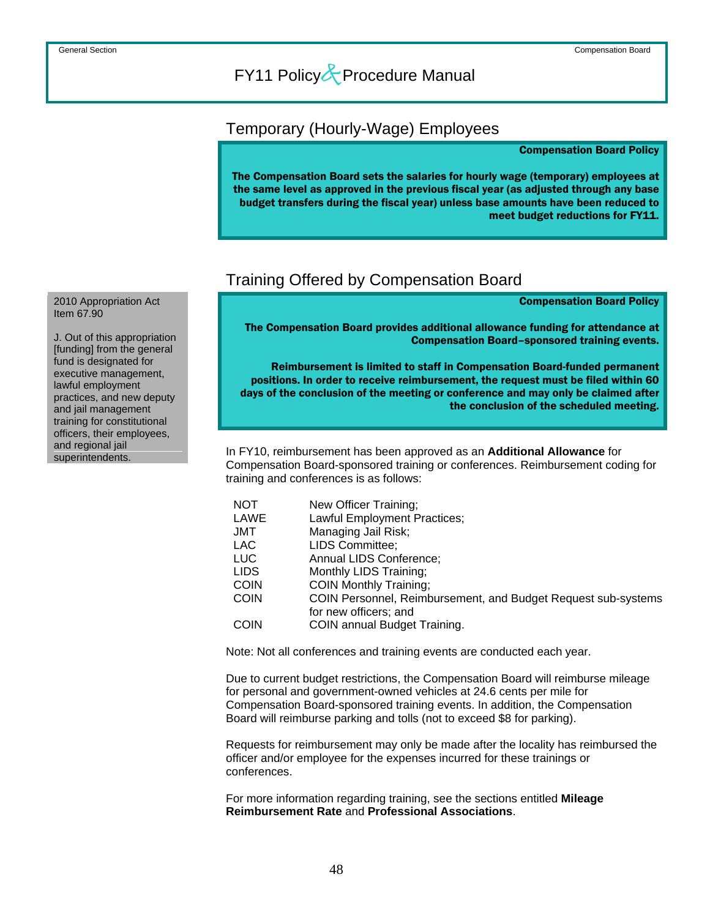## Temporary (Hourly-Wage) Employees

**Compensation Board Policy**

**The Compensation Board sets the salaries for hourly wage (temporary) employees at the same level as approved in the previous fiscal year (as adjusted through any base budget transfers during the fiscal year) unless base amounts have been reduced to meet budget reductions for FY11.**

## Training Offered by Compensation Board

2010 Appropriation Act Item 67.90

J. Out of this appropriation [funding] from the general fund is designated for executive management, lawful employment practices, and new deputy and jail management training for constitutional officers, their employees, and regional jail superintendents.

**Compensation Board Policy**

**The Compensation Board provides additional allowance funding for attendance at Compensation Board–sponsored training events.**

**Reimbursement is limited to staff in Compensation Board-funded permanent positions. In order to receive reimbursement, the request must be filed within 60 days of the conclusion of the meeting or conference and may only be claimed after the conclusion of the scheduled meeting.**

In FY10, reimbursement has been approved as an **Additional Allowance** for Compensation Board-sponsored training or conferences. Reimbursement coding for training and conferences is as follows:

| | |
|---|---|
| NOT | New Officer Training; |
| LAWE | Lawful Employment Practices; |
| JMT | Managing Jail Risk; |
| LAC | LIDS Committee; |
| LUC | Annual LIDS Conference; |
| LIDS | Monthly LIDS Training; |
| COIN | COIN Monthly Training; |
| COIN | COIN Personnel, Reimbursement, and Budget Request sub-systems for new officers; and |
| COIN | COIN annual Budget Training. |

Note: Not all conferences and training events are conducted each year.

Due to current budget restrictions, the Compensation Board will reimburse mileage for personal and government-owned vehicles at 24.6 cents per mile for Compensation Board-sponsored training events. In addition, the Compensation Board will reimburse parking and tolls (not to exceed $8 for parking).

Requests for reimbursement may only be made after the locality has reimbursed the officer and/or employee for the expenses incurred for these trainings or conferences.

For more information regarding training, see the sections entitled **Mileage Reimbursement Rate** and **Professional Associations**.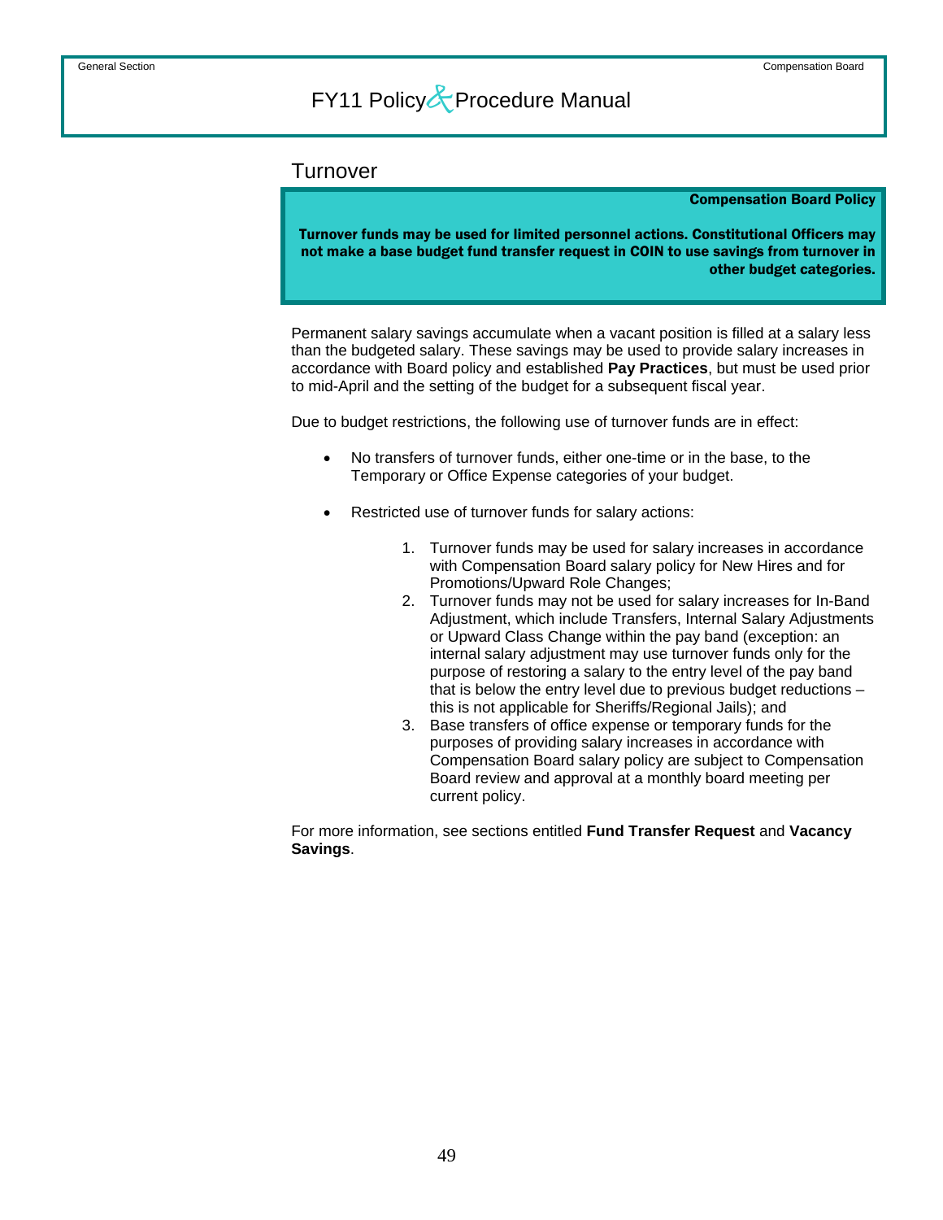## Turnover

> **Compensation Board Policy**
>
> **Turnover funds may be used for limited personnel actions. Constitutional Officers may not make a base budget fund transfer request in COIN to use savings from turnover in other budget categories.**

Permanent salary savings accumulate when a vacant position is filled at a salary less than the budgeted salary. These savings may be used to provide salary increases in accordance with Board policy and established **Pay Practices**, but must be used prior to mid-April and the setting of the budget for a subsequent fiscal year.

Due to budget restrictions, the following use of turnover funds are in effect:

- No transfers of turnover funds, either one-time or in the base, to the Temporary or Office Expense categories of your budget.

- Restricted use of turnover funds for salary actions:

  1. Turnover funds may be used for salary increases in accordance with Compensation Board salary policy for New Hires and for Promotions/Upward Role Changes;
  2. Turnover funds may not be used for salary increases for In-Band Adjustment, which include Transfers, Internal Salary Adjustments or Upward Class Change within the pay band (exception: an internal salary adjustment may use turnover funds only for the purpose of restoring a salary to the entry level of the pay band that is below the entry level due to previous budget reductions – this is not applicable for Sheriffs/Regional Jails); and
  3. Base transfers of office expense or temporary funds for the purposes of providing salary increases in accordance with Compensation Board salary policy are subject to Compensation Board review and approval at a monthly board meeting per current policy.

For more information, see sections entitled **Fund Transfer Request** and **Vacancy Savings**.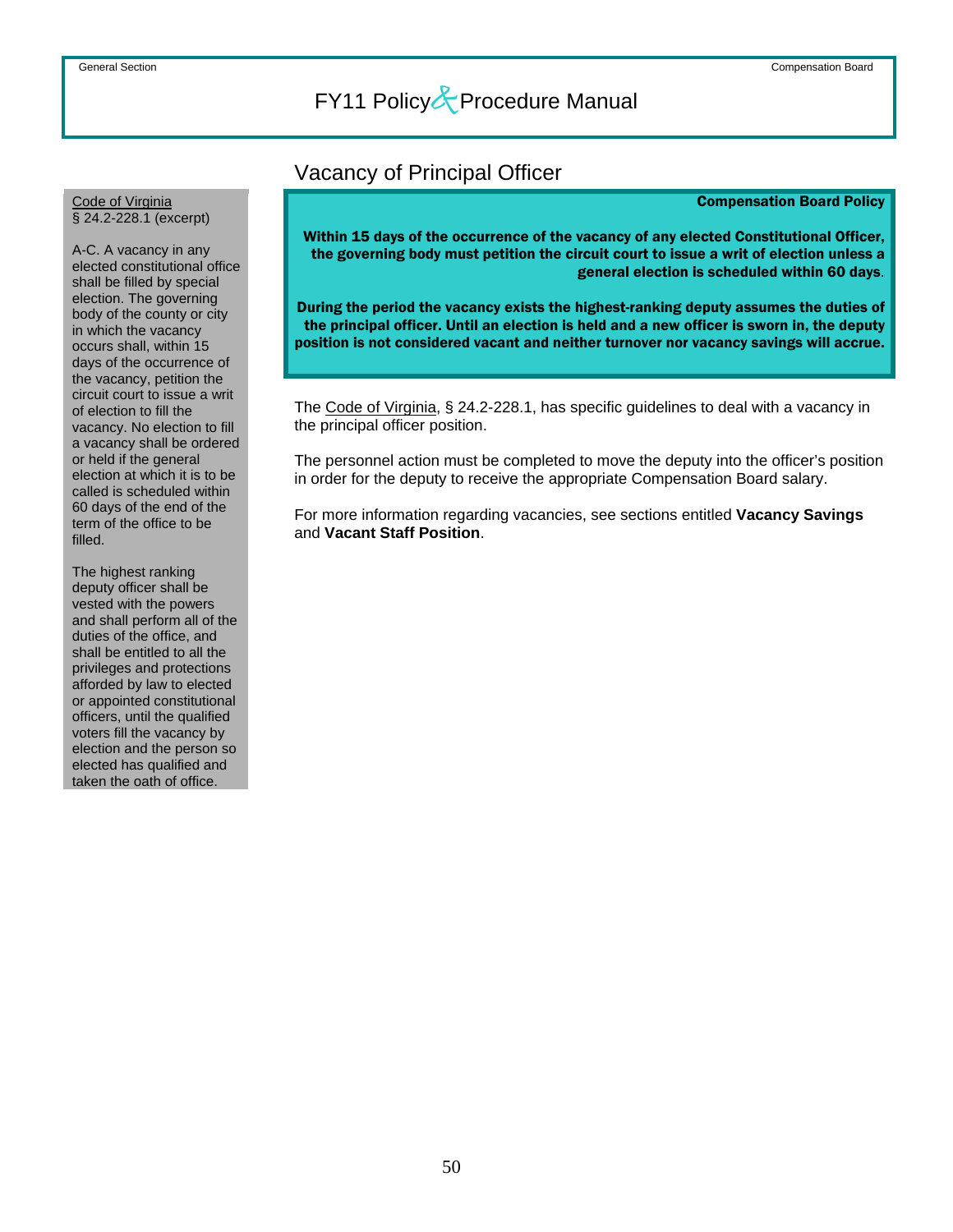## Vacancy of Principal Officer

**Compensation Board Policy**

**Within 15 days of the occurrence of the vacancy of any elected Constitutional Officer, the governing body must petition the circuit court to issue a writ of election unless a general election is scheduled within 60 days**.

**During the period the vacancy exists the highest-ranking deputy assumes the duties of the principal officer. Until an election is held and a new officer is sworn in, the deputy position is not considered vacant and neither turnover nor vacancy savings will accrue.**

Code of Virginia
§ 24.2-228.1 (excerpt)

A-C. A vacancy in any elected constitutional office shall be filled by special election. The governing body of the county or city in which the vacancy occurs shall, within 15 days of the occurrence of the vacancy, petition the circuit court to issue a writ of election to fill the vacancy. No election to fill a vacancy shall be ordered or held if the general election at which it is to be called is scheduled within 60 days of the end of the term of the office to be filled.

The highest ranking deputy officer shall be vested with the powers and shall perform all of the duties of the office, and shall be entitled to all the privileges and protections afforded by law to elected or appointed constitutional officers, until the qualified voters fill the vacancy by election and the person so elected has qualified and taken the oath of office.

The Code of Virginia, § 24.2-228.1, has specific guidelines to deal with a vacancy in the principal officer position.

The personnel action must be completed to move the deputy into the officer's position in order for the deputy to receive the appropriate Compensation Board salary.

For more information regarding vacancies, see sections entitled **Vacancy Savings** and **Vacant Staff Position**.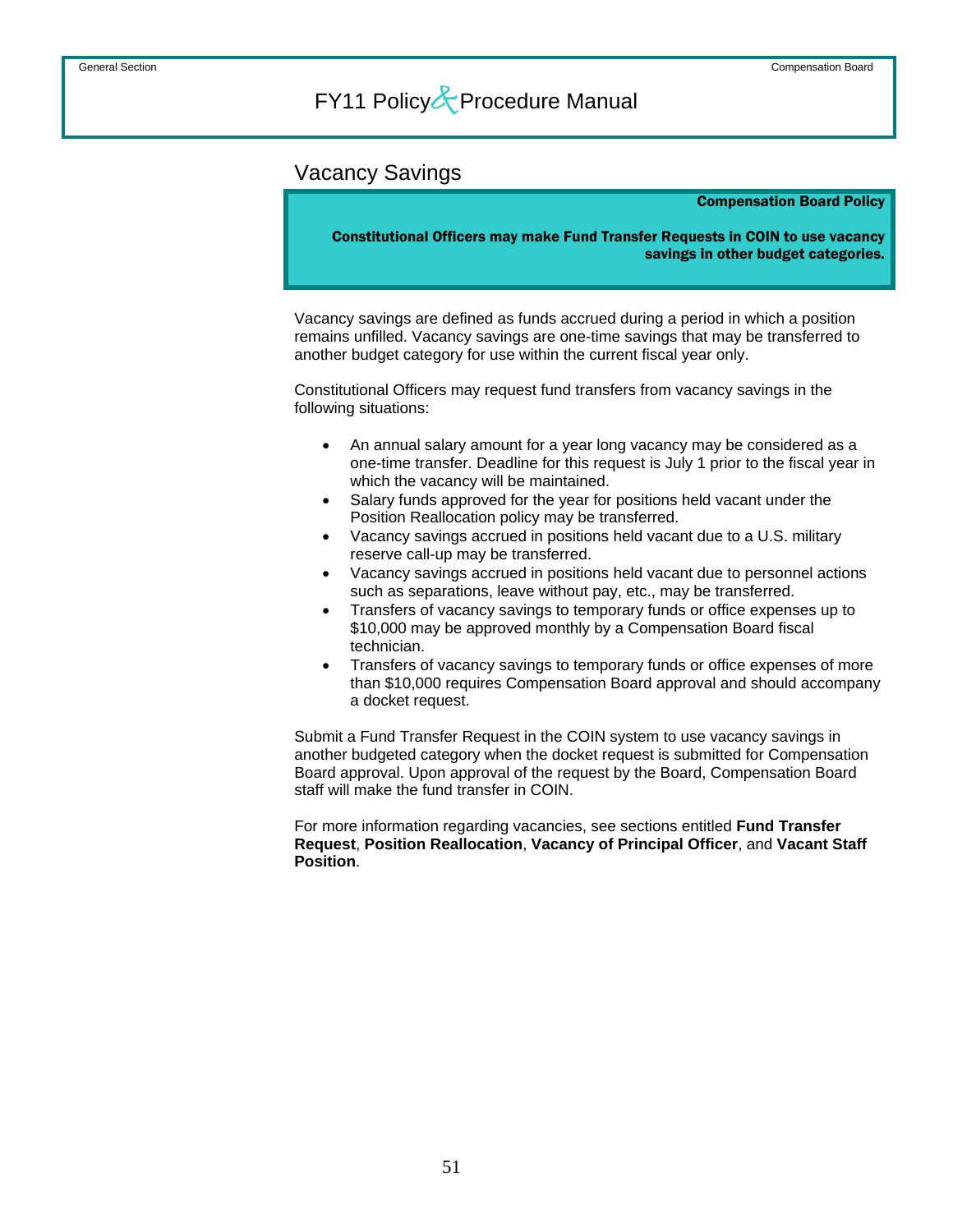## Vacancy Savings

**Compensation Board Policy**

**Constitutional Officers may make Fund Transfer Requests in COIN to use vacancy savings in other budget categories.**

Vacancy savings are defined as funds accrued during a period in which a position remains unfilled. Vacancy savings are one-time savings that may be transferred to another budget category for use within the current fiscal year only.

Constitutional Officers may request fund transfers from vacancy savings in the following situations:

- An annual salary amount for a year long vacancy may be considered as a one-time transfer. Deadline for this request is July 1 prior to the fiscal year in which the vacancy will be maintained.
- Salary funds approved for the year for positions held vacant under the Position Reallocation policy may be transferred.
- Vacancy savings accrued in positions held vacant due to a U.S. military reserve call-up may be transferred.
- Vacancy savings accrued in positions held vacant due to personnel actions such as separations, leave without pay, etc., may be transferred.
- Transfers of vacancy savings to temporary funds or office expenses up to $10,000 may be approved monthly by a Compensation Board fiscal technician.
- Transfers of vacancy savings to temporary funds or office expenses of more than $10,000 requires Compensation Board approval and should accompany a docket request.

Submit a Fund Transfer Request in the COIN system to use vacancy savings in another budgeted category when the docket request is submitted for Compensation Board approval. Upon approval of the request by the Board, Compensation Board staff will make the fund transfer in COIN.

For more information regarding vacancies, see sections entitled **Fund Transfer Request**, **Position Reallocation**, **Vacancy of Principal Officer**, and **Vacant Staff Position**.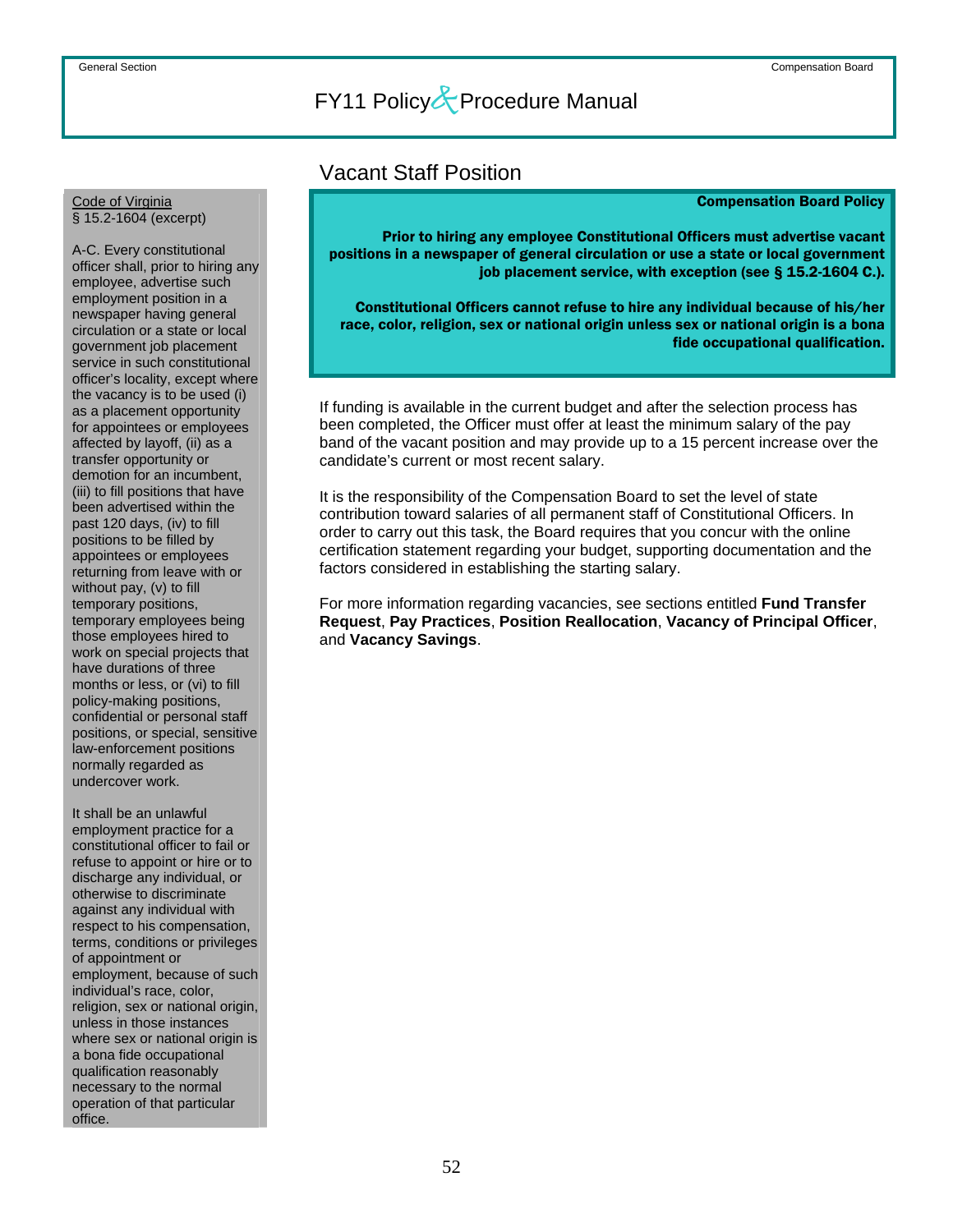# Vacant Staff Position

**Compensation Board Policy**

**Prior to hiring any employee Constitutional Officers must advertise vacant positions in a newspaper of general circulation or use a state or local government job placement service, with exception (see § 15.2-1604 C.).**

**Constitutional Officers cannot refuse to hire any individual because of his/her race, color, religion, sex or national origin unless sex or national origin is a bona fide occupational qualification.**

If funding is available in the current budget and after the selection process has been completed, the Officer must offer at least the minimum salary of the pay band of the vacant position and may provide up to a 15 percent increase over the candidate's current or most recent salary.

It is the responsibility of the Compensation Board to set the level of state contribution toward salaries of all permanent staff of Constitutional Officers. In order to carry out this task, the Board requires that you concur with the online certification statement regarding your budget, supporting documentation and the factors considered in establishing the starting salary.

For more information regarding vacancies, see sections entitled **Fund Transfer Request**, **Pay Practices**, **Position Reallocation**, **Vacancy of Principal Officer**, and **Vacancy Savings**.

---

Code of Virginia
§ 15.2-1604 (excerpt)

A-C. Every constitutional officer shall, prior to hiring any employee, advertise such employment position in a newspaper having general circulation or a state or local government job placement service in such constitutional officer's locality, except where the vacancy is to be used (i) as a placement opportunity for appointees or employees affected by layoff, (ii) as a transfer opportunity or demotion for an incumbent, (iii) to fill positions that have been advertised within the past 120 days, (iv) to fill positions to be filled by appointees or employees returning from leave with or without pay, (v) to fill temporary positions, temporary employees being those employees hired to work on special projects that have durations of three months or less, or (vi) to fill policy-making positions, confidential or personal staff positions, or special, sensitive law-enforcement positions normally regarded as undercover work.

It shall be an unlawful employment practice for a constitutional officer to fail or refuse to appoint or hire or to discharge any individual, or otherwise to discriminate against any individual with respect to his compensation, terms, conditions or privileges of appointment or employment, because of such individual's race, color, religion, sex or national origin, unless in those instances where sex or national origin is a bona fide occupational qualification reasonably necessary to the normal operation of that particular office.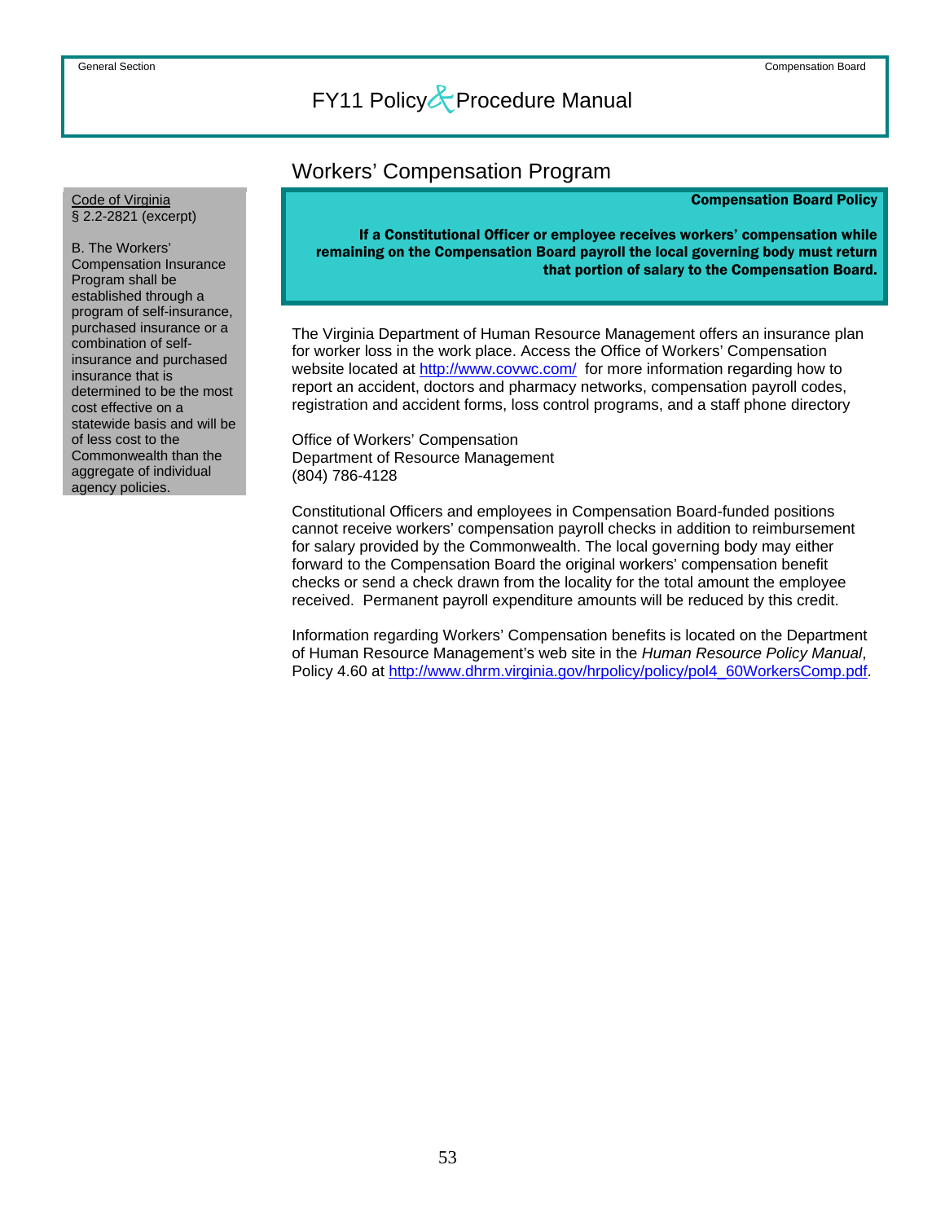## Workers' Compensation Program

Code of Virginia
§ 2.2-2821 (excerpt)

B. The Workers' Compensation Insurance Program shall be established through a program of self-insurance, purchased insurance or a combination of self-insurance and purchased insurance that is determined to be the most cost effective on a statewide basis and will be of less cost to the Commonwealth than the aggregate of individual agency policies.

**Compensation Board Policy**

**If a Constitutional Officer or employee receives workers' compensation while remaining on the Compensation Board payroll the local governing body must return that portion of salary to the Compensation Board.**

The Virginia Department of Human Resource Management offers an insurance plan for worker loss in the work place. Access the Office of Workers' Compensation website located at http://www.covwc.com/ for more information regarding how to report an accident, doctors and pharmacy networks, compensation payroll codes, registration and accident forms, loss control programs, and a staff phone directory

Office of Workers' Compensation
Department of Resource Management
(804) 786-4128

Constitutional Officers and employees in Compensation Board-funded positions cannot receive workers' compensation payroll checks in addition to reimbursement for salary provided by the Commonwealth. The local governing body may either forward to the Compensation Board the original workers' compensation benefit checks or send a check drawn from the locality for the total amount the employee received. Permanent payroll expenditure amounts will be reduced by this credit.

Information regarding Workers' Compensation benefits is located on the Department of Human Resource Management's web site in the *Human Resource Policy Manual*, Policy 4.60 at http://www.dhrm.virginia.gov/hrpolicy/policy/pol4_60WorkersComp.pdf.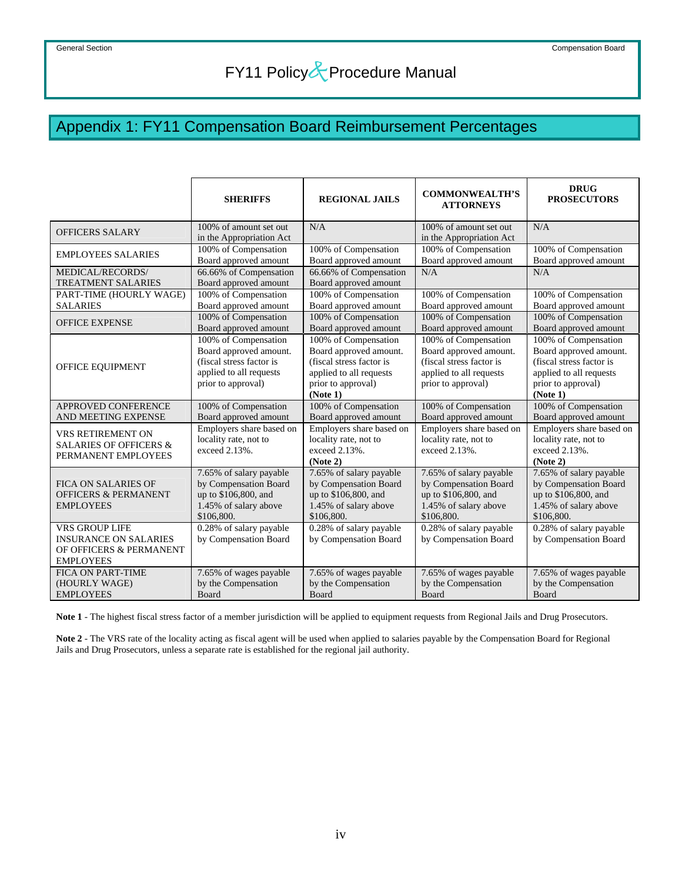# Appendix 1: FY11 Compensation Board Reimbursement Percentages

| | SHERIFFS | REGIONAL JAILS | COMMONWEALTH'S ATTORNEYS | DRUG PROSECUTORS |
|---|---|---|---|---|
| OFFICERS SALARY | 100% of amount set out in the Appropriation Act | N/A | 100% of amount set out in the Appropriation Act | N/A |
| EMPLOYEES SALARIES | 100% of Compensation Board approved amount | 100% of Compensation Board approved amount | 100% of Compensation Board approved amount | 100% of Compensation Board approved amount |
| MEDICAL/RECORDS/ TREATMENT SALARIES | 66.66% of Compensation Board approved amount | 66.66% of Compensation Board approved amount | N/A | N/A |
| PART-TIME (HOURLY WAGE) SALARIES | 100% of Compensation Board approved amount | 100% of Compensation Board approved amount | 100% of Compensation Board approved amount | 100% of Compensation Board approved amount |
| OFFICE EXPENSE | 100% of Compensation Board approved amount | 100% of Compensation Board approved amount | 100% of Compensation Board approved amount | 100% of Compensation Board approved amount |
| OFFICE EQUIPMENT | 100% of Compensation Board approved amount. (fiscal stress factor is applied to all requests prior to approval) | 100% of Compensation Board approved amount. (fiscal stress factor is applied to all requests prior to approval) **(Note 1)** | 100% of Compensation Board approved amount. (fiscal stress factor is applied to all requests prior to approval) | 100% of Compensation Board approved amount. (fiscal stress factor is applied to all requests prior to approval) **(Note 1)** |
| APPROVED CONFERENCE AND MEETING EXPENSE | 100% of Compensation Board approved amount | 100% of Compensation Board approved amount | 100% of Compensation Board approved amount | 100% of Compensation Board approved amount |
| VRS RETIREMENT ON SALARIES OF OFFICERS & PERMANENT EMPLOYEES | Employers share based on locality rate, not to exceed 2.13%. | Employers share based on locality rate, not to exceed 2.13%. **(Note 2)** | Employers share based on locality rate, not to exceed 2.13%. | Employers share based on locality rate, not to exceed 2.13%. **(Note 2)** |
| FICA ON SALARIES OF OFFICERS & PERMANENT EMPLOYEES | 7.65% of salary payable by Compensation Board up to $106,800, and 1.45% of salary above $106,800. | 7.65% of salary payable by Compensation Board up to $106,800, and 1.45% of salary above $106,800. | 7.65% of salary payable by Compensation Board up to $106,800, and 1.45% of salary above $106,800. | 7.65% of salary payable by Compensation Board up to $106,800, and 1.45% of salary above $106,800. |
| VRS GROUP LIFE INSURANCE ON SALARIES OF OFFICERS & PERMANENT EMPLOYEES | 0.28% of salary payable by Compensation Board | 0.28% of salary payable by Compensation Board | 0.28% of salary payable by Compensation Board | 0.28% of salary payable by Compensation Board |
| FICA ON PART-TIME (HOURLY WAGE) EMPLOYEES | 7.65% of wages payable by the Compensation Board | 7.65% of wages payable by the Compensation Board | 7.65% of wages payable by the Compensation Board | 7.65% of wages payable by the Compensation Board |

**Note 1** - The highest fiscal stress factor of a member jurisdiction will be applied to equipment requests from Regional Jails and Drug Prosecutors.

**Note 2** - The VRS rate of the locality acting as fiscal agent will be used when applied to salaries payable by the Compensation Board for Regional Jails and Drug Prosecutors, unless a separate rate is established for the regional jail authority.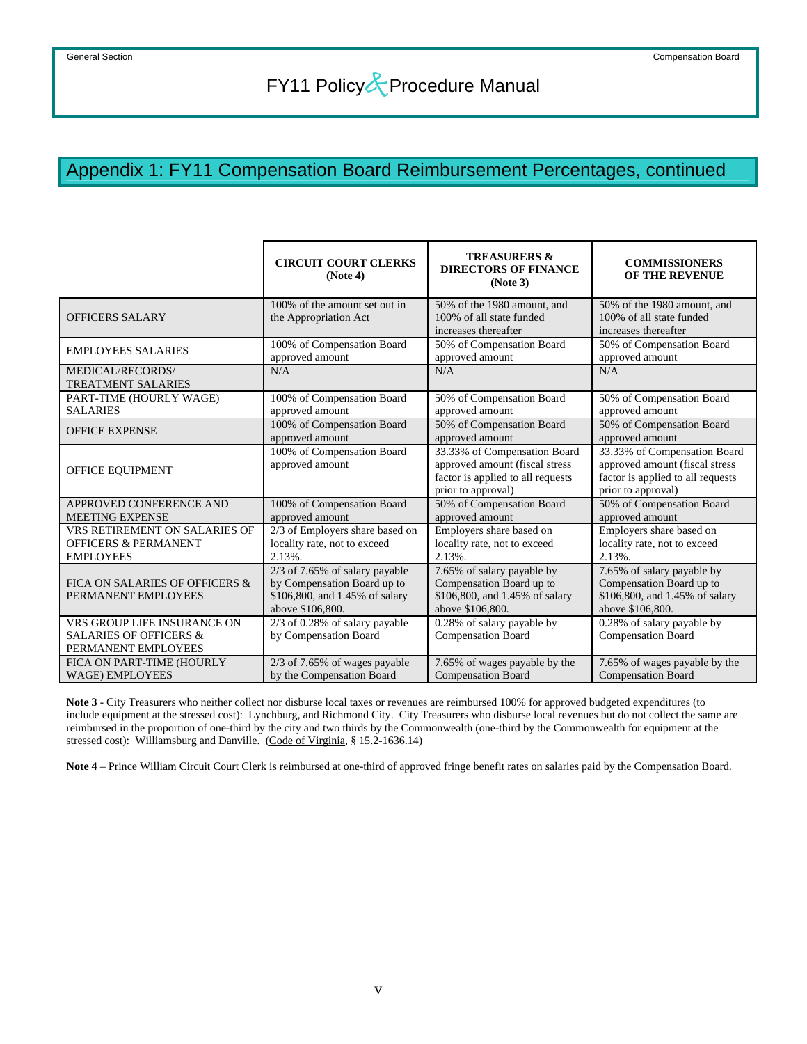## Appendix 1: FY11 Compensation Board Reimbursement Percentages, continued

| | CIRCUIT COURT CLERKS (Note 4) | TREASURERS & DIRECTORS OF FINANCE (Note 3) | COMMISSIONERS OF THE REVENUE |
|---|---|---|---|
| OFFICERS SALARY | 100% of the amount set out in the Appropriation Act | 50% of the 1980 amount, and 100% of all state funded increases thereafter | 50% of the 1980 amount, and 100% of all state funded increases thereafter |
| EMPLOYEES SALARIES | 100% of Compensation Board approved amount | 50% of Compensation Board approved amount | 50% of Compensation Board approved amount |
| MEDICAL/RECORDS/ TREATMENT SALARIES | N/A | N/A | N/A |
| PART-TIME (HOURLY WAGE) SALARIES | 100% of Compensation Board approved amount | 50% of Compensation Board approved amount | 50% of Compensation Board approved amount |
| OFFICE EXPENSE | 100% of Compensation Board approved amount | 50% of Compensation Board approved amount | 50% of Compensation Board approved amount |
| OFFICE EQUIPMENT | 100% of Compensation Board approved amount | 33.33% of Compensation Board approved amount (fiscal stress factor is applied to all requests prior to approval) | 33.33% of Compensation Board approved amount (fiscal stress factor is applied to all requests prior to approval) |
| APPROVED CONFERENCE AND MEETING EXPENSE | 100% of Compensation Board approved amount | 50% of Compensation Board approved amount | 50% of Compensation Board approved amount |
| VRS RETIREMENT ON SALARIES OF OFFICERS & PERMANENT EMPLOYEES | 2/3 of Employers share based on locality rate, not to exceed 2.13%. | Employers share based on locality rate, not to exceed 2.13%. | Employers share based on locality rate, not to exceed 2.13%. |
| FICA ON SALARIES OF OFFICERS & PERMANENT EMPLOYEES | 2/3 of 7.65% of salary payable by Compensation Board up to $106,800, and 1.45% of salary above $106,800. | 7.65% of salary payable by Compensation Board up to $106,800, and 1.45% of salary above $106,800. | 7.65% of salary payable by Compensation Board up to $106,800, and 1.45% of salary above $106,800. |
| VRS GROUP LIFE INSURANCE ON SALARIES OF OFFICERS & PERMANENT EMPLOYEES | 2/3 of 0.28% of salary payable by Compensation Board | 0.28% of salary payable by Compensation Board | 0.28% of salary payable by Compensation Board |
| FICA ON PART-TIME (HOURLY WAGE) EMPLOYEES | 2/3 of 7.65% of wages payable by the Compensation Board | 7.65% of wages payable by the Compensation Board | 7.65% of wages payable by the Compensation Board |

**Note 3** - City Treasurers who neither collect nor disburse local taxes or revenues are reimbursed 100% for approved budgeted expenditures (to include equipment at the stressed cost): Lynchburg, and Richmond City. City Treasurers who disburse local revenues but do not collect the same are reimbursed in the proportion of one-third by the city and two thirds by the Commonwealth (one-third by the Commonwealth for equipment at the stressed cost): Williamsburg and Danville. (Code of Virginia, § 15.2-1636.14)

**Note 4** – Prince William Circuit Court Clerk is reimbursed at one-third of approved fringe benefit rates on salaries paid by the Compensation Board.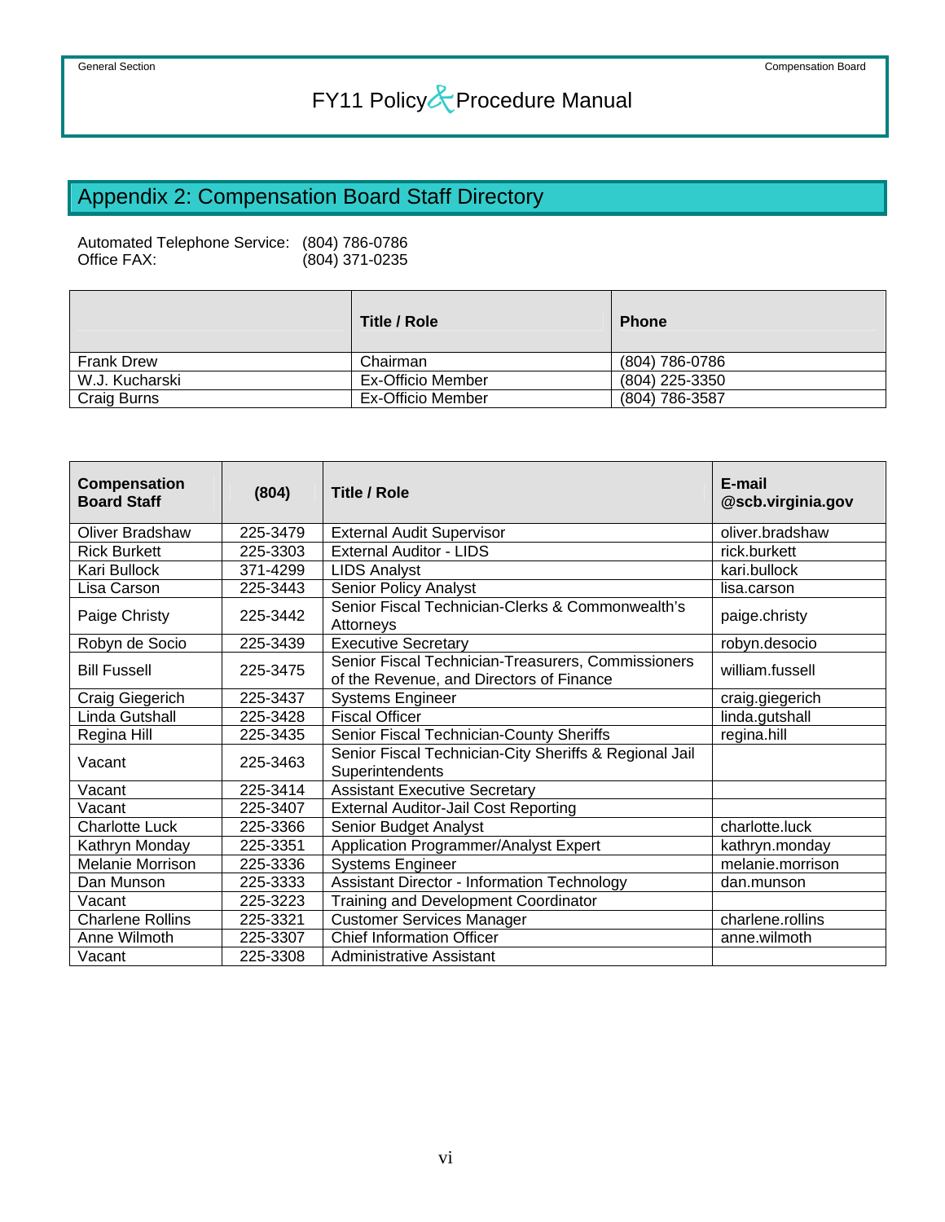## Appendix 2: Compensation Board Staff Directory

Automated Telephone Service: (804) 786-0786
Office FAX: (804) 371-0235

| | Title / Role | Phone |
|---|---|---|
| Frank Drew | Chairman | (804) 786-0786 |
| W.J. Kucharski | Ex-Officio Member | (804) 225-3350 |
| Craig Burns | Ex-Officio Member | (804) 786-3587 |

| Compensation Board Staff | (804) | Title / Role | E-mail @scb.virginia.gov |
|---|---|---|---|
| Oliver Bradshaw | 225-3479 | External Audit Supervisor | oliver.bradshaw |
| Rick Burkett | 225-3303 | External Auditor - LIDS | rick.burkett |
| Kari Bullock | 371-4299 | LIDS Analyst | kari.bullock |
| Lisa Carson | 225-3443 | Senior Policy Analyst | lisa.carson |
| Paige Christy | 225-3442 | Senior Fiscal Technician-Clerks & Commonwealth's Attorneys | paige.christy |
| Robyn de Socio | 225-3439 | Executive Secretary | robyn.desocio |
| Bill Fussell | 225-3475 | Senior Fiscal Technician-Treasurers, Commissioners of the Revenue, and Directors of Finance | william.fussell |
| Craig Giegerich | 225-3437 | Systems Engineer | craig.giegerich |
| Linda Gutshall | 225-3428 | Fiscal Officer | linda.gutshall |
| Regina Hill | 225-3435 | Senior Fiscal Technician-County Sheriffs | regina.hill |
| Vacant | 225-3463 | Senior Fiscal Technician-City Sheriffs & Regional Jail Superintendents | |
| Vacant | 225-3414 | Assistant Executive Secretary | |
| Vacant | 225-3407 | External Auditor-Jail Cost Reporting | |
| Charlotte Luck | 225-3366 | Senior Budget Analyst | charlotte.luck |
| Kathryn Monday | 225-3351 | Application Programmer/Analyst Expert | kathryn.monday |
| Melanie Morrison | 225-3336 | Systems Engineer | melanie.morrison |
| Dan Munson | 225-3333 | Assistant Director - Information Technology | dan.munson |
| Vacant | 225-3223 | Training and Development Coordinator | |
| Charlene Rollins | 225-3321 | Customer Services Manager | charlene.rollins |
| Anne Wilmoth | 225-3307 | Chief Information Officer | anne.wilmoth |
| Vacant | 225-3308 | Administrative Assistant | |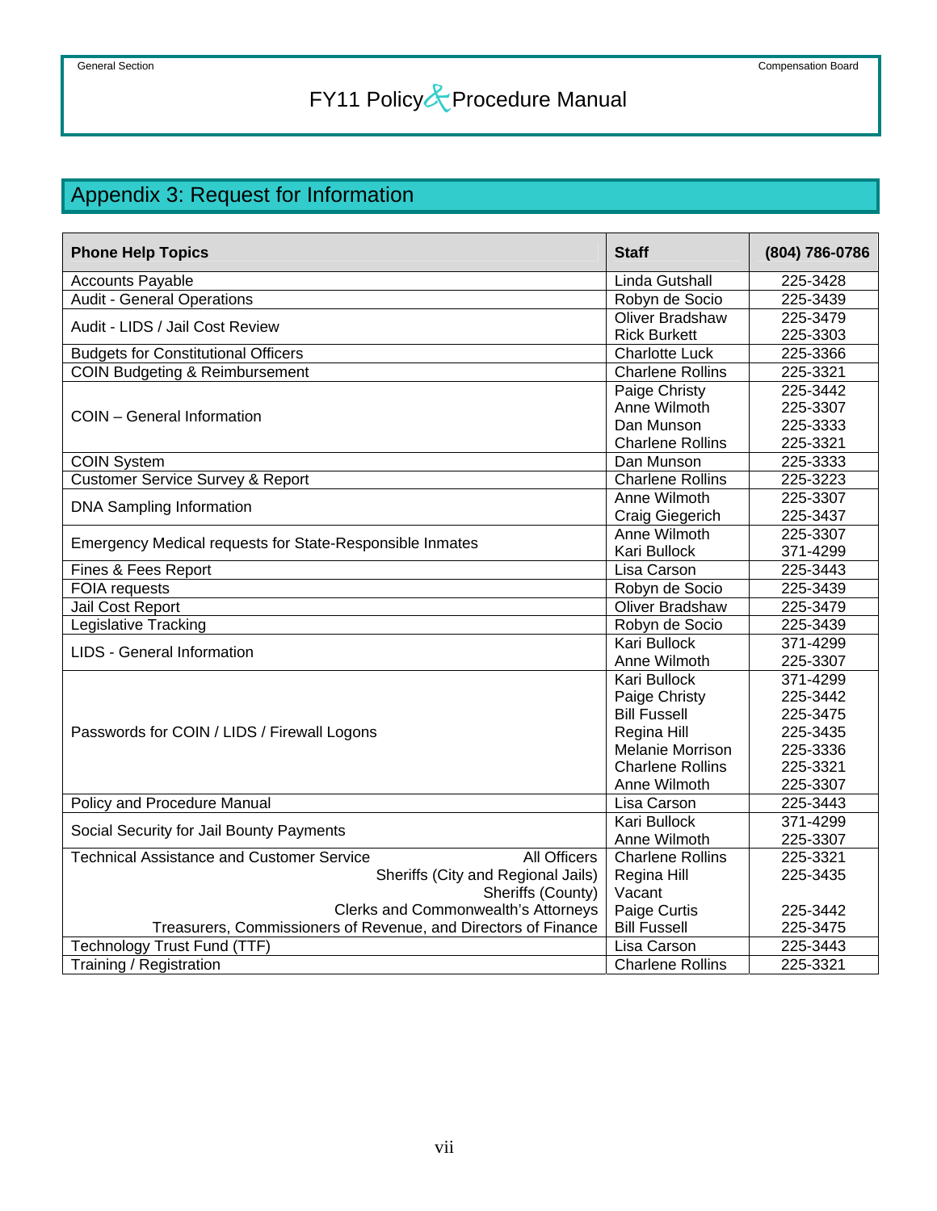## Appendix 3: Request for Information

| Phone Help Topics | Staff | (804) 786-0786 |
|---|---|---|
| Accounts Payable | Linda Gutshall | 225-3428 |
| Audit - General Operations | Robyn de Socio | 225-3439 |
| Audit - LIDS / Jail Cost Review | Oliver Bradshaw<br>Rick Burkett | 225-3479<br>225-3303 |
| Budgets for Constitutional Officers | Charlotte Luck | 225-3366 |
| COIN Budgeting & Reimbursement | Charlene Rollins | 225-3321 |
| COIN – General Information | Paige Christy<br>Anne Wilmoth<br>Dan Munson<br>Charlene Rollins | 225-3442<br>225-3307<br>225-3333<br>225-3321 |
| COIN System | Dan Munson | 225-3333 |
| Customer Service Survey & Report | Charlene Rollins | 225-3223 |
| DNA Sampling Information | Anne Wilmoth<br>Craig Giegerich | 225-3307<br>225-3437 |
| Emergency Medical requests for State-Responsible Inmates | Anne Wilmoth<br>Kari Bullock | 225-3307<br>371-4299 |
| Fines & Fees Report | Lisa Carson | 225-3443 |
| FOIA requests | Robyn de Socio | 225-3439 |
| Jail Cost Report | Oliver Bradshaw | 225-3479 |
| Legislative Tracking | Robyn de Socio | 225-3439 |
| LIDS - General Information | Kari Bullock<br>Anne Wilmoth | 371-4299<br>225-3307 |
| Passwords for COIN / LIDS / Firewall Logons | Kari Bullock<br>Paige Christy<br>Bill Fussell<br>Regina Hill<br>Melanie Morrison<br>Charlene Rollins<br>Anne Wilmoth | 371-4299<br>225-3442<br>225-3475<br>225-3435<br>225-3336<br>225-3321<br>225-3307 |
| Policy and Procedure Manual | Lisa Carson | 225-3443 |
| Social Security for Jail Bounty Payments | Kari Bullock<br>Anne Wilmoth | 371-4299<br>225-3307 |
| Technical Assistance and Customer Service — All Officers<br>Sheriffs (City and Regional Jails)<br>Sheriffs (County)<br>Clerks and Commonwealth's Attorneys<br>Treasurers, Commissioners of Revenue, and Directors of Finance | Charlene Rollins<br>Regina Hill<br>Vacant<br>Paige Curtis<br>Bill Fussell | 225-3321<br>225-3435<br><br>225-3442<br>225-3475 |
| Technology Trust Fund (TTF) | Lisa Carson | 225-3443 |
| Training / Registration | Charlene Rollins | 225-3321 |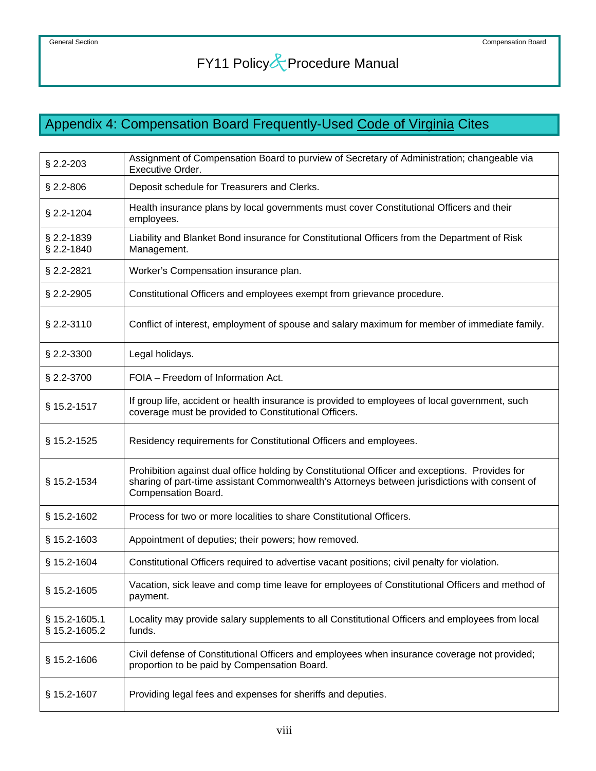## Appendix 4: Compensation Board Frequently-Used Code of Virginia Cites

| Code Section | Description |
|---|---|
| § 2.2-203 | Assignment of Compensation Board to purview of Secretary of Administration; changeable via Executive Order. |
| § 2.2-806 | Deposit schedule for Treasurers and Clerks. |
| § 2.2-1204 | Health insurance plans by local governments must cover Constitutional Officers and their employees. |
| § 2.2-1839<br>§ 2.2-1840 | Liability and Blanket Bond insurance for Constitutional Officers from the Department of Risk Management. |
| § 2.2-2821 | Worker's Compensation insurance plan. |
| § 2.2-2905 | Constitutional Officers and employees exempt from grievance procedure. |
| § 2.2-3110 | Conflict of interest, employment of spouse and salary maximum for member of immediate family. |
| § 2.2-3300 | Legal holidays. |
| § 2.2-3700 | FOIA – Freedom of Information Act. |
| § 15.2-1517 | If group life, accident or health insurance is provided to employees of local government, such coverage must be provided to Constitutional Officers. |
| § 15.2-1525 | Residency requirements for Constitutional Officers and employees. |
| § 15.2-1534 | Prohibition against dual office holding by Constitutional Officer and exceptions. Provides for sharing of part-time assistant Commonwealth's Attorneys between jurisdictions with consent of Compensation Board. |
| § 15.2-1602 | Process for two or more localities to share Constitutional Officers. |
| § 15.2-1603 | Appointment of deputies; their powers; how removed. |
| § 15.2-1604 | Constitutional Officers required to advertise vacant positions; civil penalty for violation. |
| § 15.2-1605 | Vacation, sick leave and comp time leave for employees of Constitutional Officers and method of payment. |
| § 15.2-1605.1<br>§ 15.2-1605.2 | Locality may provide salary supplements to all Constitutional Officers and employees from local funds. |
| § 15.2-1606 | Civil defense of Constitutional Officers and employees when insurance coverage not provided; proportion to be paid by Compensation Board. |
| § 15.2-1607 | Providing legal fees and expenses for sheriffs and deputies. |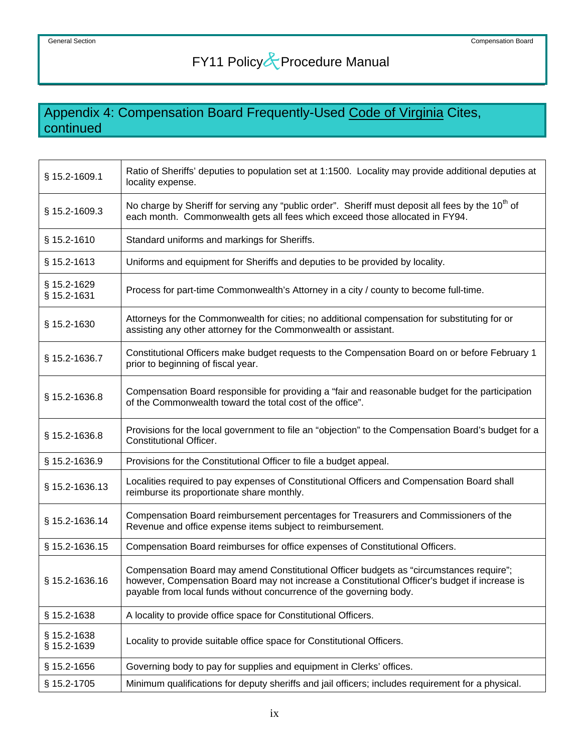## Appendix 4: Compensation Board Frequently-Used Code of Virginia Cites, continued

| Code Section | Description |
|---|---|
| § 15.2-1609.1 | Ratio of Sheriffs' deputies to population set at 1:1500. Locality may provide additional deputies at locality expense. |
| § 15.2-1609.3 | No charge by Sheriff for serving any "public order". Sheriff must deposit all fees by the 10th of each month. Commonwealth gets all fees which exceed those allocated in FY94. |
| § 15.2-1610 | Standard uniforms and markings for Sheriffs. |
| § 15.2-1613 | Uniforms and equipment for Sheriffs and deputies to be provided by locality. |
| § 15.2-1629<br>§ 15.2-1631 | Process for part-time Commonwealth's Attorney in a city / county to become full-time. |
| § 15.2-1630 | Attorneys for the Commonwealth for cities; no additional compensation for substituting for or assisting any other attorney for the Commonwealth or assistant. |
| § 15.2-1636.7 | Constitutional Officers make budget requests to the Compensation Board on or before February 1 prior to beginning of fiscal year. |
| § 15.2-1636.8 | Compensation Board responsible for providing a "fair and reasonable budget for the participation of the Commonwealth toward the total cost of the office". |
| § 15.2-1636.8 | Provisions for the local government to file an "objection" to the Compensation Board's budget for a Constitutional Officer. |
| § 15.2-1636.9 | Provisions for the Constitutional Officer to file a budget appeal. |
| § 15.2-1636.13 | Localities required to pay expenses of Constitutional Officers and Compensation Board shall reimburse its proportionate share monthly. |
| § 15.2-1636.14 | Compensation Board reimbursement percentages for Treasurers and Commissioners of the Revenue and office expense items subject to reimbursement. |
| § 15.2-1636.15 | Compensation Board reimburses for office expenses of Constitutional Officers. |
| § 15.2-1636.16 | Compensation Board may amend Constitutional Officer budgets as "circumstances require"; however, Compensation Board may not increase a Constitutional Officer's budget if increase is payable from local funds without concurrence of the governing body. |
| § 15.2-1638 | A locality to provide office space for Constitutional Officers. |
| § 15.2-1638<br>§ 15.2-1639 | Locality to provide suitable office space for Constitutional Officers. |
| § 15.2-1656 | Governing body to pay for supplies and equipment in Clerks' offices. |
| § 15.2-1705 | Minimum qualifications for deputy sheriffs and jail officers; includes requirement for a physical. |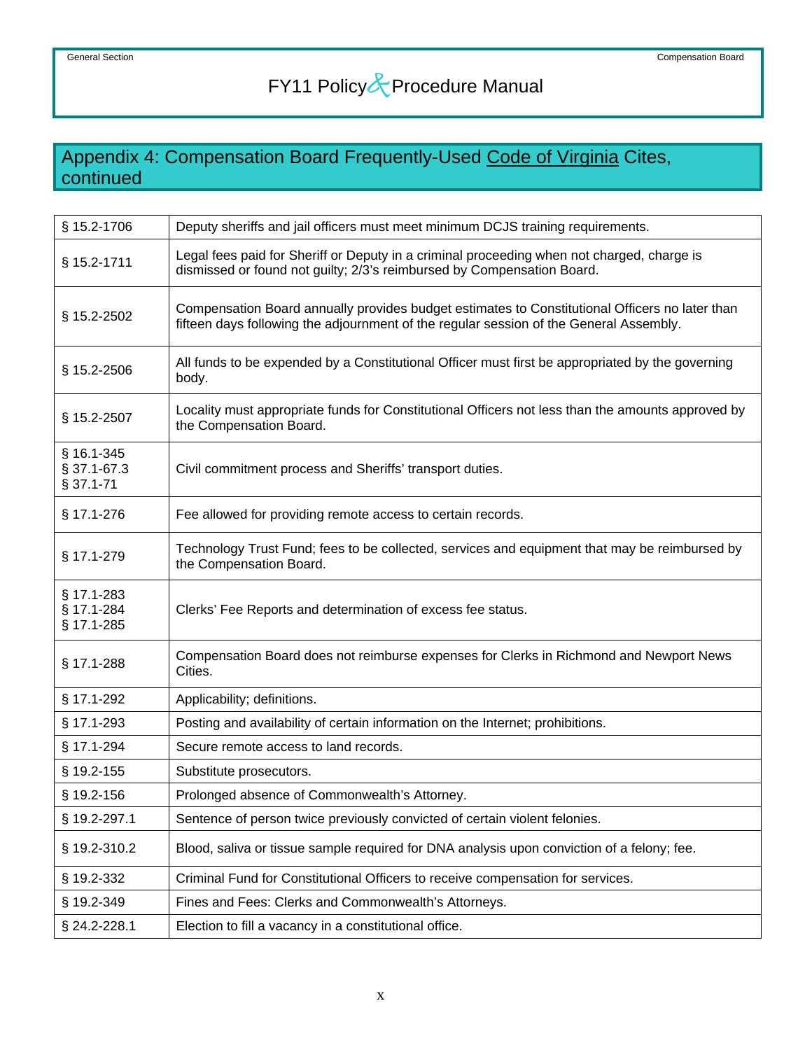## Appendix 4: Compensation Board Frequently-Used Code of Virginia Cites, continued

| | |
|---|---|
| § 15.2-1706 | Deputy sheriffs and jail officers must meet minimum DCJS training requirements. |
| § 15.2-1711 | Legal fees paid for Sheriff or Deputy in a criminal proceeding when not charged, charge is dismissed or found not guilty; 2/3's reimbursed by Compensation Board. |
| § 15.2-2502 | Compensation Board annually provides budget estimates to Constitutional Officers no later than fifteen days following the adjournment of the regular session of the General Assembly. |
| § 15.2-2506 | All funds to be expended by a Constitutional Officer must first be appropriated by the governing body. |
| § 15.2-2507 | Locality must appropriate funds for Constitutional Officers not less than the amounts approved by the Compensation Board. |
| § 16.1-345<br>§ 37.1-67.3<br>§ 37.1-71 | Civil commitment process and Sheriffs' transport duties. |
| § 17.1-276 | Fee allowed for providing remote access to certain records. |
| § 17.1-279 | Technology Trust Fund; fees to be collected, services and equipment that may be reimbursed by the Compensation Board. |
| § 17.1-283<br>§ 17.1-284<br>§ 17.1-285 | Clerks' Fee Reports and determination of excess fee status. |
| § 17.1-288 | Compensation Board does not reimburse expenses for Clerks in Richmond and Newport News Cities. |
| § 17.1-292 | Applicability; definitions. |
| § 17.1-293 | Posting and availability of certain information on the Internet; prohibitions. |
| § 17.1-294 | Secure remote access to land records. |
| § 19.2-155 | Substitute prosecutors. |
| § 19.2-156 | Prolonged absence of Commonwealth's Attorney. |
| § 19.2-297.1 | Sentence of person twice previously convicted of certain violent felonies. |
| § 19.2-310.2 | Blood, saliva or tissue sample required for DNA analysis upon conviction of a felony; fee. |
| § 19.2-332 | Criminal Fund for Constitutional Officers to receive compensation for services. |
| § 19.2-349 | Fines and Fees: Clerks and Commonwealth's Attorneys. |
| § 24.2-228.1 | Election to fill a vacancy in a constitutional office. |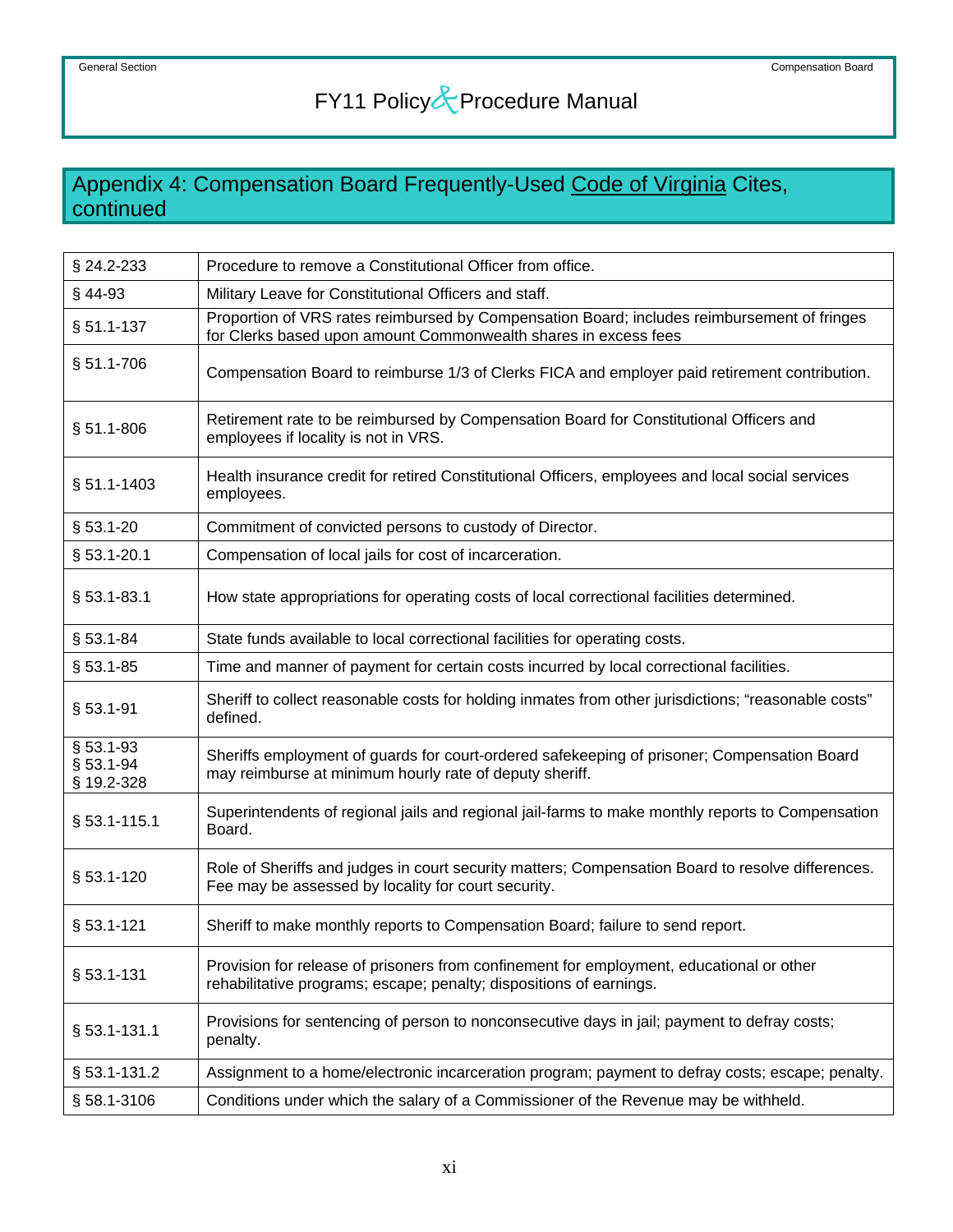## Appendix 4: Compensation Board Frequently-Used Code of Virginia Cites, continued

| | |
|---|---|
| § 24.2-233 | Procedure to remove a Constitutional Officer from office. |
| § 44-93 | Military Leave for Constitutional Officers and staff. |
| § 51.1-137 | Proportion of VRS rates reimbursed by Compensation Board; includes reimbursement of fringes for Clerks based upon amount Commonwealth shares in excess fees |
| § 51.1-706 | Compensation Board to reimburse 1/3 of Clerks FICA and employer paid retirement contribution. |
| § 51.1-806 | Retirement rate to be reimbursed by Compensation Board for Constitutional Officers and employees if locality is not in VRS. |
| § 51.1-1403 | Health insurance credit for retired Constitutional Officers, employees and local social services employees. |
| § 53.1-20 | Commitment of convicted persons to custody of Director. |
| § 53.1-20.1 | Compensation of local jails for cost of incarceration. |
| § 53.1-83.1 | How state appropriations for operating costs of local correctional facilities determined. |
| § 53.1-84 | State funds available to local correctional facilities for operating costs. |
| § 53.1-85 | Time and manner of payment for certain costs incurred by local correctional facilities. |
| § 53.1-91 | Sheriff to collect reasonable costs for holding inmates from other jurisdictions; "reasonable costs" defined. |
| § 53.1-93<br>§ 53.1-94<br>§ 19.2-328 | Sheriffs employment of guards for court-ordered safekeeping of prisoner; Compensation Board may reimburse at minimum hourly rate of deputy sheriff. |
| § 53.1-115.1 | Superintendents of regional jails and regional jail-farms to make monthly reports to Compensation Board. |
| § 53.1-120 | Role of Sheriffs and judges in court security matters; Compensation Board to resolve differences. Fee may be assessed by locality for court security. |
| § 53.1-121 | Sheriff to make monthly reports to Compensation Board; failure to send report. |
| § 53.1-131 | Provision for release of prisoners from confinement for employment, educational or other rehabilitative programs; escape; penalty; dispositions of earnings. |
| § 53.1-131.1 | Provisions for sentencing of person to nonconsecutive days in jail; payment to defray costs; penalty. |
| § 53.1-131.2 | Assignment to a home/electronic incarceration program; payment to defray costs; escape; penalty. |
| § 58.1-3106 | Conditions under which the salary of a Commissioner of the Revenue may be withheld. |